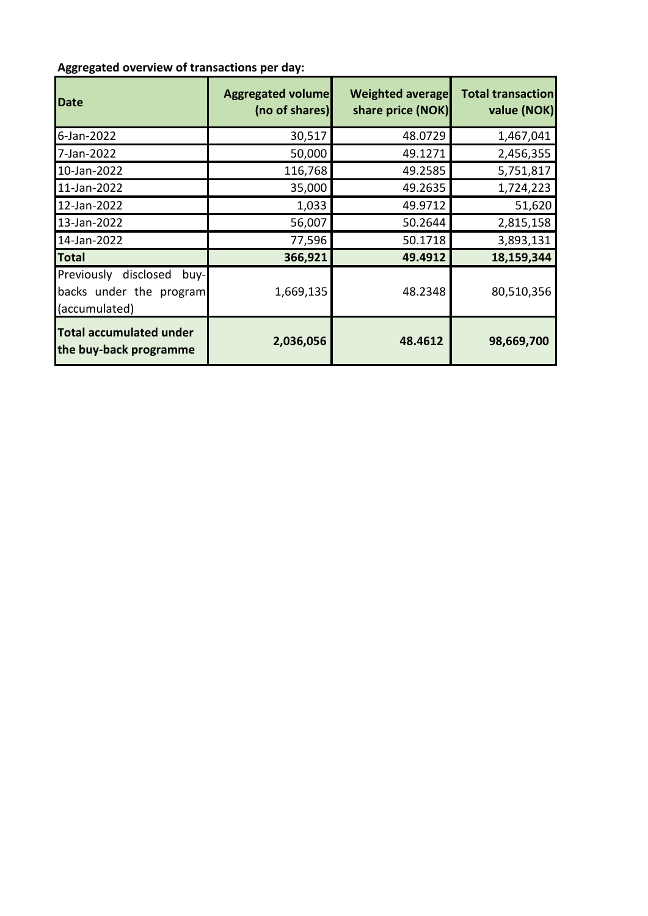**Aggregated overview of transactions per day:**

| Date | Aggregated volume (no of shares) | Weighted average share price (NOK) | Total transaction value (NOK) |
|---|---|---|---|
| 6-Jan-2022 | 30,517 | 48.0729 | 1,467,041 |
| 7-Jan-2022 | 50,000 | 49.1271 | 2,456,355 |
| 10-Jan-2022 | 116,768 | 49.2585 | 5,751,817 |
| 11-Jan-2022 | 35,000 | 49.2635 | 1,724,223 |
| 12-Jan-2022 | 1,033 | 49.9712 | 51,620 |
| 13-Jan-2022 | 56,007 | 50.2644 | 2,815,158 |
| 14-Jan-2022 | 77,596 | 50.1718 | 3,893,131 |
| **Total** | **366,921** | **49.4912** | **18,159,344** |
| Previously disclosed buy-backs under the program (accumulated) | 1,669,135 | 48.2348 | 80,510,356 |
| **Total accumulated under the buy-back programme** | **2,036,056** | **48.4612** | **98,669,700** |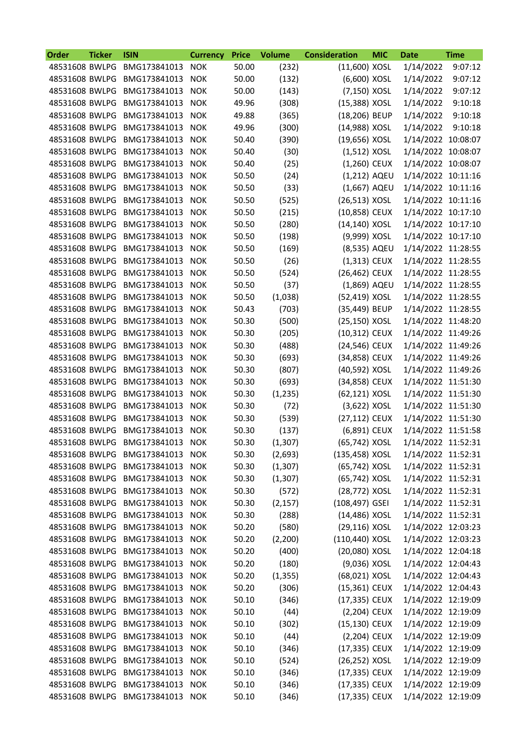| Order | Ticker | ISIN | Currency | Price | Volume | Consideration | MIC | Date | Time |
|---|---|---|---|---|---|---|---|---|---|
| 48531608 | BWLPG | BMG173841013 | NOK | 50.00 | (232) | (11,600) | XOSL | 1/14/2022 | 9:07:12 |
| 48531608 | BWLPG | BMG173841013 | NOK | 50.00 | (132) | (6,600) | XOSL | 1/14/2022 | 9:07:12 |
| 48531608 | BWLPG | BMG173841013 | NOK | 50.00 | (143) | (7,150) | XOSL | 1/14/2022 | 9:07:12 |
| 48531608 | BWLPG | BMG173841013 | NOK | 49.96 | (308) | (15,388) | XOSL | 1/14/2022 | 9:10:18 |
| 48531608 | BWLPG | BMG173841013 | NOK | 49.88 | (365) | (18,206) | BEUP | 1/14/2022 | 9:10:18 |
| 48531608 | BWLPG | BMG173841013 | NOK | 49.96 | (300) | (14,988) | XOSL | 1/14/2022 | 9:10:18 |
| 48531608 | BWLPG | BMG173841013 | NOK | 50.40 | (390) | (19,656) | XOSL | 1/14/2022 | 10:08:07 |
| 48531608 | BWLPG | BMG173841013 | NOK | 50.40 | (30) | (1,512) | XOSL | 1/14/2022 | 10:08:07 |
| 48531608 | BWLPG | BMG173841013 | NOK | 50.40 | (25) | (1,260) | CEUX | 1/14/2022 | 10:08:07 |
| 48531608 | BWLPG | BMG173841013 | NOK | 50.50 | (24) | (1,212) | AQEU | 1/14/2022 | 10:11:16 |
| 48531608 | BWLPG | BMG173841013 | NOK | 50.50 | (33) | (1,667) | AQEU | 1/14/2022 | 10:11:16 |
| 48531608 | BWLPG | BMG173841013 | NOK | 50.50 | (525) | (26,513) | XOSL | 1/14/2022 | 10:11:16 |
| 48531608 | BWLPG | BMG173841013 | NOK | 50.50 | (215) | (10,858) | CEUX | 1/14/2022 | 10:17:10 |
| 48531608 | BWLPG | BMG173841013 | NOK | 50.50 | (280) | (14,140) | XOSL | 1/14/2022 | 10:17:10 |
| 48531608 | BWLPG | BMG173841013 | NOK | 50.50 | (198) | (9,999) | XOSL | 1/14/2022 | 10:17:10 |
| 48531608 | BWLPG | BMG173841013 | NOK | 50.50 | (169) | (8,535) | AQEU | 1/14/2022 | 11:28:55 |
| 48531608 | BWLPG | BMG173841013 | NOK | 50.50 | (26) | (1,313) | CEUX | 1/14/2022 | 11:28:55 |
| 48531608 | BWLPG | BMG173841013 | NOK | 50.50 | (524) | (26,462) | CEUX | 1/14/2022 | 11:28:55 |
| 48531608 | BWLPG | BMG173841013 | NOK | 50.50 | (37) | (1,869) | AQEU | 1/14/2022 | 11:28:55 |
| 48531608 | BWLPG | BMG173841013 | NOK | 50.50 | (1,038) | (52,419) | XOSL | 1/14/2022 | 11:28:55 |
| 48531608 | BWLPG | BMG173841013 | NOK | 50.43 | (703) | (35,449) | BEUP | 1/14/2022 | 11:28:55 |
| 48531608 | BWLPG | BMG173841013 | NOK | 50.30 | (500) | (25,150) | XOSL | 1/14/2022 | 11:48:20 |
| 48531608 | BWLPG | BMG173841013 | NOK | 50.30 | (205) | (10,312) | CEUX | 1/14/2022 | 11:49:26 |
| 48531608 | BWLPG | BMG173841013 | NOK | 50.30 | (488) | (24,546) | CEUX | 1/14/2022 | 11:49:26 |
| 48531608 | BWLPG | BMG173841013 | NOK | 50.30 | (693) | (34,858) | CEUX | 1/14/2022 | 11:49:26 |
| 48531608 | BWLPG | BMG173841013 | NOK | 50.30 | (807) | (40,592) | XOSL | 1/14/2022 | 11:49:26 |
| 48531608 | BWLPG | BMG173841013 | NOK | 50.30 | (693) | (34,858) | CEUX | 1/14/2022 | 11:51:30 |
| 48531608 | BWLPG | BMG173841013 | NOK | 50.30 | (1,235) | (62,121) | XOSL | 1/14/2022 | 11:51:30 |
| 48531608 | BWLPG | BMG173841013 | NOK | 50.30 | (72) | (3,622) | XOSL | 1/14/2022 | 11:51:30 |
| 48531608 | BWLPG | BMG173841013 | NOK | 50.30 | (539) | (27,112) | CEUX | 1/14/2022 | 11:51:30 |
| 48531608 | BWLPG | BMG173841013 | NOK | 50.30 | (137) | (6,891) | CEUX | 1/14/2022 | 11:51:58 |
| 48531608 | BWLPG | BMG173841013 | NOK | 50.30 | (1,307) | (65,742) | XOSL | 1/14/2022 | 11:52:31 |
| 48531608 | BWLPG | BMG173841013 | NOK | 50.30 | (2,693) | (135,458) | XOSL | 1/14/2022 | 11:52:31 |
| 48531608 | BWLPG | BMG173841013 | NOK | 50.30 | (1,307) | (65,742) | XOSL | 1/14/2022 | 11:52:31 |
| 48531608 | BWLPG | BMG173841013 | NOK | 50.30 | (1,307) | (65,742) | XOSL | 1/14/2022 | 11:52:31 |
| 48531608 | BWLPG | BMG173841013 | NOK | 50.30 | (572) | (28,772) | XOSL | 1/14/2022 | 11:52:31 |
| 48531608 | BWLPG | BMG173841013 | NOK | 50.30 | (2,157) | (108,497) | GSEI | 1/14/2022 | 11:52:31 |
| 48531608 | BWLPG | BMG173841013 | NOK | 50.30 | (288) | (14,486) | XOSL | 1/14/2022 | 11:52:31 |
| 48531608 | BWLPG | BMG173841013 | NOK | 50.20 | (580) | (29,116) | XOSL | 1/14/2022 | 12:03:23 |
| 48531608 | BWLPG | BMG173841013 | NOK | 50.20 | (2,200) | (110,440) | XOSL | 1/14/2022 | 12:03:23 |
| 48531608 | BWLPG | BMG173841013 | NOK | 50.20 | (400) | (20,080) | XOSL | 1/14/2022 | 12:04:18 |
| 48531608 | BWLPG | BMG173841013 | NOK | 50.20 | (180) | (9,036) | XOSL | 1/14/2022 | 12:04:43 |
| 48531608 | BWLPG | BMG173841013 | NOK | 50.20 | (1,355) | (68,021) | XOSL | 1/14/2022 | 12:04:43 |
| 48531608 | BWLPG | BMG173841013 | NOK | 50.20 | (306) | (15,361) | CEUX | 1/14/2022 | 12:04:43 |
| 48531608 | BWLPG | BMG173841013 | NOK | 50.10 | (346) | (17,335) | CEUX | 1/14/2022 | 12:19:09 |
| 48531608 | BWLPG | BMG173841013 | NOK | 50.10 | (44) | (2,204) | CEUX | 1/14/2022 | 12:19:09 |
| 48531608 | BWLPG | BMG173841013 | NOK | 50.10 | (302) | (15,130) | CEUX | 1/14/2022 | 12:19:09 |
| 48531608 | BWLPG | BMG173841013 | NOK | 50.10 | (44) | (2,204) | CEUX | 1/14/2022 | 12:19:09 |
| 48531608 | BWLPG | BMG173841013 | NOK | 50.10 | (346) | (17,335) | CEUX | 1/14/2022 | 12:19:09 |
| 48531608 | BWLPG | BMG173841013 | NOK | 50.10 | (524) | (26,252) | XOSL | 1/14/2022 | 12:19:09 |
| 48531608 | BWLPG | BMG173841013 | NOK | 50.10 | (346) | (17,335) | CEUX | 1/14/2022 | 12:19:09 |
| 48531608 | BWLPG | BMG173841013 | NOK | 50.10 | (346) | (17,335) | CEUX | 1/14/2022 | 12:19:09 |
| 48531608 | BWLPG | BMG173841013 | NOK | 50.10 | (346) | (17,335) | CEUX | 1/14/2022 | 12:19:09 |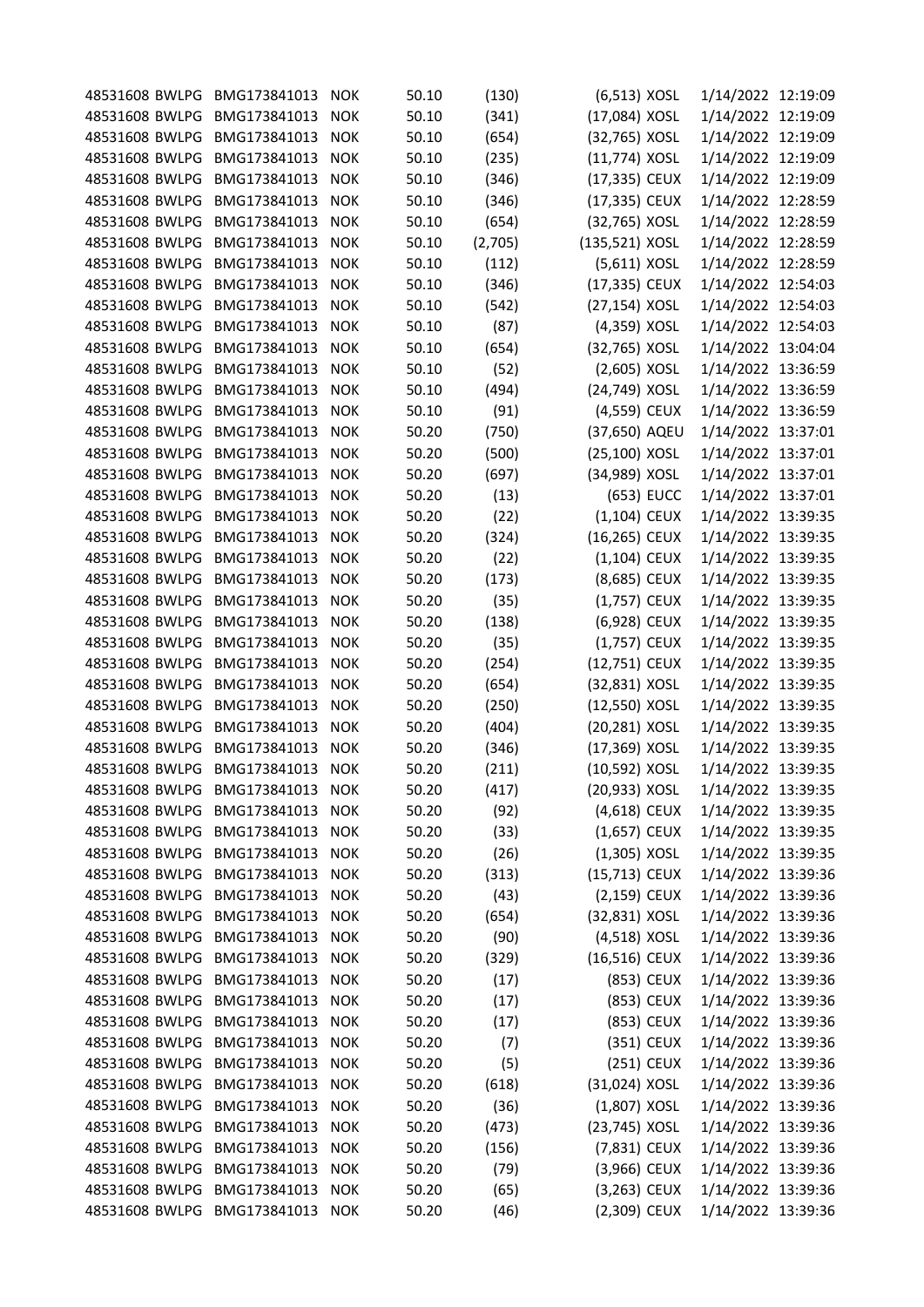| | | | | | | | | |
|---|---|---|---|---|---|---|---|---|
| 48531608 | BWLPG | BMG173841013 | NOK | 50.10 | (130) | (6,513) | XOSL | 1/14/2022 12:19:09 |
| 48531608 | BWLPG | BMG173841013 | NOK | 50.10 | (341) | (17,084) | XOSL | 1/14/2022 12:19:09 |
| 48531608 | BWLPG | BMG173841013 | NOK | 50.10 | (654) | (32,765) | XOSL | 1/14/2022 12:19:09 |
| 48531608 | BWLPG | BMG173841013 | NOK | 50.10 | (235) | (11,774) | XOSL | 1/14/2022 12:19:09 |
| 48531608 | BWLPG | BMG173841013 | NOK | 50.10 | (346) | (17,335) | CEUX | 1/14/2022 12:19:09 |
| 48531608 | BWLPG | BMG173841013 | NOK | 50.10 | (346) | (17,335) | CEUX | 1/14/2022 12:28:59 |
| 48531608 | BWLPG | BMG173841013 | NOK | 50.10 | (654) | (32,765) | XOSL | 1/14/2022 12:28:59 |
| 48531608 | BWLPG | BMG173841013 | NOK | 50.10 | (2,705) | (135,521) | XOSL | 1/14/2022 12:28:59 |
| 48531608 | BWLPG | BMG173841013 | NOK | 50.10 | (112) | (5,611) | XOSL | 1/14/2022 12:28:59 |
| 48531608 | BWLPG | BMG173841013 | NOK | 50.10 | (346) | (17,335) | CEUX | 1/14/2022 12:54:03 |
| 48531608 | BWLPG | BMG173841013 | NOK | 50.10 | (542) | (27,154) | XOSL | 1/14/2022 12:54:03 |
| 48531608 | BWLPG | BMG173841013 | NOK | 50.10 | (87) | (4,359) | XOSL | 1/14/2022 12:54:03 |
| 48531608 | BWLPG | BMG173841013 | NOK | 50.10 | (654) | (32,765) | XOSL | 1/14/2022 13:04:04 |
| 48531608 | BWLPG | BMG173841013 | NOK | 50.10 | (52) | (2,605) | XOSL | 1/14/2022 13:36:59 |
| 48531608 | BWLPG | BMG173841013 | NOK | 50.10 | (494) | (24,749) | XOSL | 1/14/2022 13:36:59 |
| 48531608 | BWLPG | BMG173841013 | NOK | 50.10 | (91) | (4,559) | CEUX | 1/14/2022 13:36:59 |
| 48531608 | BWLPG | BMG173841013 | NOK | 50.20 | (750) | (37,650) | AQEU | 1/14/2022 13:37:01 |
| 48531608 | BWLPG | BMG173841013 | NOK | 50.20 | (500) | (25,100) | XOSL | 1/14/2022 13:37:01 |
| 48531608 | BWLPG | BMG173841013 | NOK | 50.20 | (697) | (34,989) | XOSL | 1/14/2022 13:37:01 |
| 48531608 | BWLPG | BMG173841013 | NOK | 50.20 | (13) | (653) | EUCC | 1/14/2022 13:37:01 |
| 48531608 | BWLPG | BMG173841013 | NOK | 50.20 | (22) | (1,104) | CEUX | 1/14/2022 13:39:35 |
| 48531608 | BWLPG | BMG173841013 | NOK | 50.20 | (324) | (16,265) | CEUX | 1/14/2022 13:39:35 |
| 48531608 | BWLPG | BMG173841013 | NOK | 50.20 | (22) | (1,104) | CEUX | 1/14/2022 13:39:35 |
| 48531608 | BWLPG | BMG173841013 | NOK | 50.20 | (173) | (8,685) | CEUX | 1/14/2022 13:39:35 |
| 48531608 | BWLPG | BMG173841013 | NOK | 50.20 | (35) | (1,757) | CEUX | 1/14/2022 13:39:35 |
| 48531608 | BWLPG | BMG173841013 | NOK | 50.20 | (138) | (6,928) | CEUX | 1/14/2022 13:39:35 |
| 48531608 | BWLPG | BMG173841013 | NOK | 50.20 | (35) | (1,757) | CEUX | 1/14/2022 13:39:35 |
| 48531608 | BWLPG | BMG173841013 | NOK | 50.20 | (254) | (12,751) | CEUX | 1/14/2022 13:39:35 |
| 48531608 | BWLPG | BMG173841013 | NOK | 50.20 | (654) | (32,831) | XOSL | 1/14/2022 13:39:35 |
| 48531608 | BWLPG | BMG173841013 | NOK | 50.20 | (250) | (12,550) | XOSL | 1/14/2022 13:39:35 |
| 48531608 | BWLPG | BMG173841013 | NOK | 50.20 | (404) | (20,281) | XOSL | 1/14/2022 13:39:35 |
| 48531608 | BWLPG | BMG173841013 | NOK | 50.20 | (346) | (17,369) | XOSL | 1/14/2022 13:39:35 |
| 48531608 | BWLPG | BMG173841013 | NOK | 50.20 | (211) | (10,592) | XOSL | 1/14/2022 13:39:35 |
| 48531608 | BWLPG | BMG173841013 | NOK | 50.20 | (417) | (20,933) | XOSL | 1/14/2022 13:39:35 |
| 48531608 | BWLPG | BMG173841013 | NOK | 50.20 | (92) | (4,618) | CEUX | 1/14/2022 13:39:35 |
| 48531608 | BWLPG | BMG173841013 | NOK | 50.20 | (33) | (1,657) | CEUX | 1/14/2022 13:39:35 |
| 48531608 | BWLPG | BMG173841013 | NOK | 50.20 | (26) | (1,305) | XOSL | 1/14/2022 13:39:35 |
| 48531608 | BWLPG | BMG173841013 | NOK | 50.20 | (313) | (15,713) | CEUX | 1/14/2022 13:39:36 |
| 48531608 | BWLPG | BMG173841013 | NOK | 50.20 | (43) | (2,159) | CEUX | 1/14/2022 13:39:36 |
| 48531608 | BWLPG | BMG173841013 | NOK | 50.20 | (654) | (32,831) | XOSL | 1/14/2022 13:39:36 |
| 48531608 | BWLPG | BMG173841013 | NOK | 50.20 | (90) | (4,518) | XOSL | 1/14/2022 13:39:36 |
| 48531608 | BWLPG | BMG173841013 | NOK | 50.20 | (329) | (16,516) | CEUX | 1/14/2022 13:39:36 |
| 48531608 | BWLPG | BMG173841013 | NOK | 50.20 | (17) | (853) | CEUX | 1/14/2022 13:39:36 |
| 48531608 | BWLPG | BMG173841013 | NOK | 50.20 | (17) | (853) | CEUX | 1/14/2022 13:39:36 |
| 48531608 | BWLPG | BMG173841013 | NOK | 50.20 | (17) | (853) | CEUX | 1/14/2022 13:39:36 |
| 48531608 | BWLPG | BMG173841013 | NOK | 50.20 | (7) | (351) | CEUX | 1/14/2022 13:39:36 |
| 48531608 | BWLPG | BMG173841013 | NOK | 50.20 | (5) | (251) | CEUX | 1/14/2022 13:39:36 |
| 48531608 | BWLPG | BMG173841013 | NOK | 50.20 | (618) | (31,024) | XOSL | 1/14/2022 13:39:36 |
| 48531608 | BWLPG | BMG173841013 | NOK | 50.20 | (36) | (1,807) | XOSL | 1/14/2022 13:39:36 |
| 48531608 | BWLPG | BMG173841013 | NOK | 50.20 | (473) | (23,745) | XOSL | 1/14/2022 13:39:36 |
| 48531608 | BWLPG | BMG173841013 | NOK | 50.20 | (156) | (7,831) | CEUX | 1/14/2022 13:39:36 |
| 48531608 | BWLPG | BMG173841013 | NOK | 50.20 | (79) | (3,966) | CEUX | 1/14/2022 13:39:36 |
| 48531608 | BWLPG | BMG173841013 | NOK | 50.20 | (65) | (3,263) | CEUX | 1/14/2022 13:39:36 |
| 48531608 | BWLPG | BMG173841013 | NOK | 50.20 | (46) | (2,309) | CEUX | 1/14/2022 13:39:36 |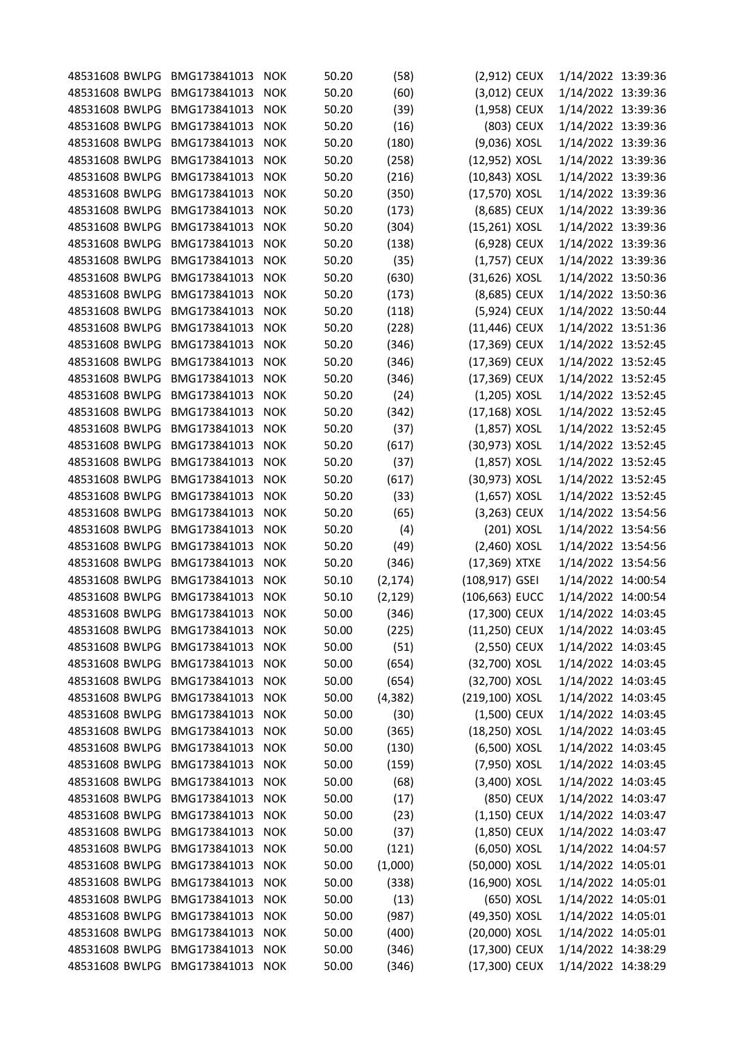| | | | | | | | | | |
|---|---|---|---|---|---|---|---|---|---|
| 48531608 | BWLPG | BMG173841013 | NOK | 50.20 | (58) | (2,912) | CEUX | 1/14/2022 | 13:39:36 |
| 48531608 | BWLPG | BMG173841013 | NOK | 50.20 | (60) | (3,012) | CEUX | 1/14/2022 | 13:39:36 |
| 48531608 | BWLPG | BMG173841013 | NOK | 50.20 | (39) | (1,958) | CEUX | 1/14/2022 | 13:39:36 |
| 48531608 | BWLPG | BMG173841013 | NOK | 50.20 | (16) | (803) | CEUX | 1/14/2022 | 13:39:36 |
| 48531608 | BWLPG | BMG173841013 | NOK | 50.20 | (180) | (9,036) | XOSL | 1/14/2022 | 13:39:36 |
| 48531608 | BWLPG | BMG173841013 | NOK | 50.20 | (258) | (12,952) | XOSL | 1/14/2022 | 13:39:36 |
| 48531608 | BWLPG | BMG173841013 | NOK | 50.20 | (216) | (10,843) | XOSL | 1/14/2022 | 13:39:36 |
| 48531608 | BWLPG | BMG173841013 | NOK | 50.20 | (350) | (17,570) | XOSL | 1/14/2022 | 13:39:36 |
| 48531608 | BWLPG | BMG173841013 | NOK | 50.20 | (173) | (8,685) | CEUX | 1/14/2022 | 13:39:36 |
| 48531608 | BWLPG | BMG173841013 | NOK | 50.20 | (304) | (15,261) | XOSL | 1/14/2022 | 13:39:36 |
| 48531608 | BWLPG | BMG173841013 | NOK | 50.20 | (138) | (6,928) | CEUX | 1/14/2022 | 13:39:36 |
| 48531608 | BWLPG | BMG173841013 | NOK | 50.20 | (35) | (1,757) | CEUX | 1/14/2022 | 13:39:36 |
| 48531608 | BWLPG | BMG173841013 | NOK | 50.20 | (630) | (31,626) | XOSL | 1/14/2022 | 13:50:36 |
| 48531608 | BWLPG | BMG173841013 | NOK | 50.20 | (173) | (8,685) | CEUX | 1/14/2022 | 13:50:36 |
| 48531608 | BWLPG | BMG173841013 | NOK | 50.20 | (118) | (5,924) | CEUX | 1/14/2022 | 13:50:44 |
| 48531608 | BWLPG | BMG173841013 | NOK | 50.20 | (228) | (11,446) | CEUX | 1/14/2022 | 13:51:36 |
| 48531608 | BWLPG | BMG173841013 | NOK | 50.20 | (346) | (17,369) | CEUX | 1/14/2022 | 13:52:45 |
| 48531608 | BWLPG | BMG173841013 | NOK | 50.20 | (346) | (17,369) | CEUX | 1/14/2022 | 13:52:45 |
| 48531608 | BWLPG | BMG173841013 | NOK | 50.20 | (346) | (17,369) | CEUX | 1/14/2022 | 13:52:45 |
| 48531608 | BWLPG | BMG173841013 | NOK | 50.20 | (24) | (1,205) | XOSL | 1/14/2022 | 13:52:45 |
| 48531608 | BWLPG | BMG173841013 | NOK | 50.20 | (342) | (17,168) | XOSL | 1/14/2022 | 13:52:45 |
| 48531608 | BWLPG | BMG173841013 | NOK | 50.20 | (37) | (1,857) | XOSL | 1/14/2022 | 13:52:45 |
| 48531608 | BWLPG | BMG173841013 | NOK | 50.20 | (617) | (30,973) | XOSL | 1/14/2022 | 13:52:45 |
| 48531608 | BWLPG | BMG173841013 | NOK | 50.20 | (37) | (1,857) | XOSL | 1/14/2022 | 13:52:45 |
| 48531608 | BWLPG | BMG173841013 | NOK | 50.20 | (617) | (30,973) | XOSL | 1/14/2022 | 13:52:45 |
| 48531608 | BWLPG | BMG173841013 | NOK | 50.20 | (33) | (1,657) | XOSL | 1/14/2022 | 13:52:45 |
| 48531608 | BWLPG | BMG173841013 | NOK | 50.20 | (65) | (3,263) | CEUX | 1/14/2022 | 13:54:56 |
| 48531608 | BWLPG | BMG173841013 | NOK | 50.20 | (4) | (201) | XOSL | 1/14/2022 | 13:54:56 |
| 48531608 | BWLPG | BMG173841013 | NOK | 50.20 | (49) | (2,460) | XOSL | 1/14/2022 | 13:54:56 |
| 48531608 | BWLPG | BMG173841013 | NOK | 50.20 | (346) | (17,369) | XTXE | 1/14/2022 | 13:54:56 |
| 48531608 | BWLPG | BMG173841013 | NOK | 50.10 | (2,174) | (108,917) | GSEI | 1/14/2022 | 14:00:54 |
| 48531608 | BWLPG | BMG173841013 | NOK | 50.10 | (2,129) | (106,663) | EUCC | 1/14/2022 | 14:00:54 |
| 48531608 | BWLPG | BMG173841013 | NOK | 50.00 | (346) | (17,300) | CEUX | 1/14/2022 | 14:03:45 |
| 48531608 | BWLPG | BMG173841013 | NOK | 50.00 | (225) | (11,250) | CEUX | 1/14/2022 | 14:03:45 |
| 48531608 | BWLPG | BMG173841013 | NOK | 50.00 | (51) | (2,550) | CEUX | 1/14/2022 | 14:03:45 |
| 48531608 | BWLPG | BMG173841013 | NOK | 50.00 | (654) | (32,700) | XOSL | 1/14/2022 | 14:03:45 |
| 48531608 | BWLPG | BMG173841013 | NOK | 50.00 | (654) | (32,700) | XOSL | 1/14/2022 | 14:03:45 |
| 48531608 | BWLPG | BMG173841013 | NOK | 50.00 | (4,382) | (219,100) | XOSL | 1/14/2022 | 14:03:45 |
| 48531608 | BWLPG | BMG173841013 | NOK | 50.00 | (30) | (1,500) | CEUX | 1/14/2022 | 14:03:45 |
| 48531608 | BWLPG | BMG173841013 | NOK | 50.00 | (365) | (18,250) | XOSL | 1/14/2022 | 14:03:45 |
| 48531608 | BWLPG | BMG173841013 | NOK | 50.00 | (130) | (6,500) | XOSL | 1/14/2022 | 14:03:45 |
| 48531608 | BWLPG | BMG173841013 | NOK | 50.00 | (159) | (7,950) | XOSL | 1/14/2022 | 14:03:45 |
| 48531608 | BWLPG | BMG173841013 | NOK | 50.00 | (68) | (3,400) | XOSL | 1/14/2022 | 14:03:45 |
| 48531608 | BWLPG | BMG173841013 | NOK | 50.00 | (17) | (850) | CEUX | 1/14/2022 | 14:03:47 |
| 48531608 | BWLPG | BMG173841013 | NOK | 50.00 | (23) | (1,150) | CEUX | 1/14/2022 | 14:03:47 |
| 48531608 | BWLPG | BMG173841013 | NOK | 50.00 | (37) | (1,850) | CEUX | 1/14/2022 | 14:03:47 |
| 48531608 | BWLPG | BMG173841013 | NOK | 50.00 | (121) | (6,050) | XOSL | 1/14/2022 | 14:04:57 |
| 48531608 | BWLPG | BMG173841013 | NOK | 50.00 | (1,000) | (50,000) | XOSL | 1/14/2022 | 14:05:01 |
| 48531608 | BWLPG | BMG173841013 | NOK | 50.00 | (338) | (16,900) | XOSL | 1/14/2022 | 14:05:01 |
| 48531608 | BWLPG | BMG173841013 | NOK | 50.00 | (13) | (650) | XOSL | 1/14/2022 | 14:05:01 |
| 48531608 | BWLPG | BMG173841013 | NOK | 50.00 | (987) | (49,350) | XOSL | 1/14/2022 | 14:05:01 |
| 48531608 | BWLPG | BMG173841013 | NOK | 50.00 | (400) | (20,000) | XOSL | 1/14/2022 | 14:05:01 |
| 48531608 | BWLPG | BMG173841013 | NOK | 50.00 | (346) | (17,300) | CEUX | 1/14/2022 | 14:38:29 |
| 48531608 | BWLPG | BMG173841013 | NOK | 50.00 | (346) | (17,300) | CEUX | 1/14/2022 | 14:38:29 |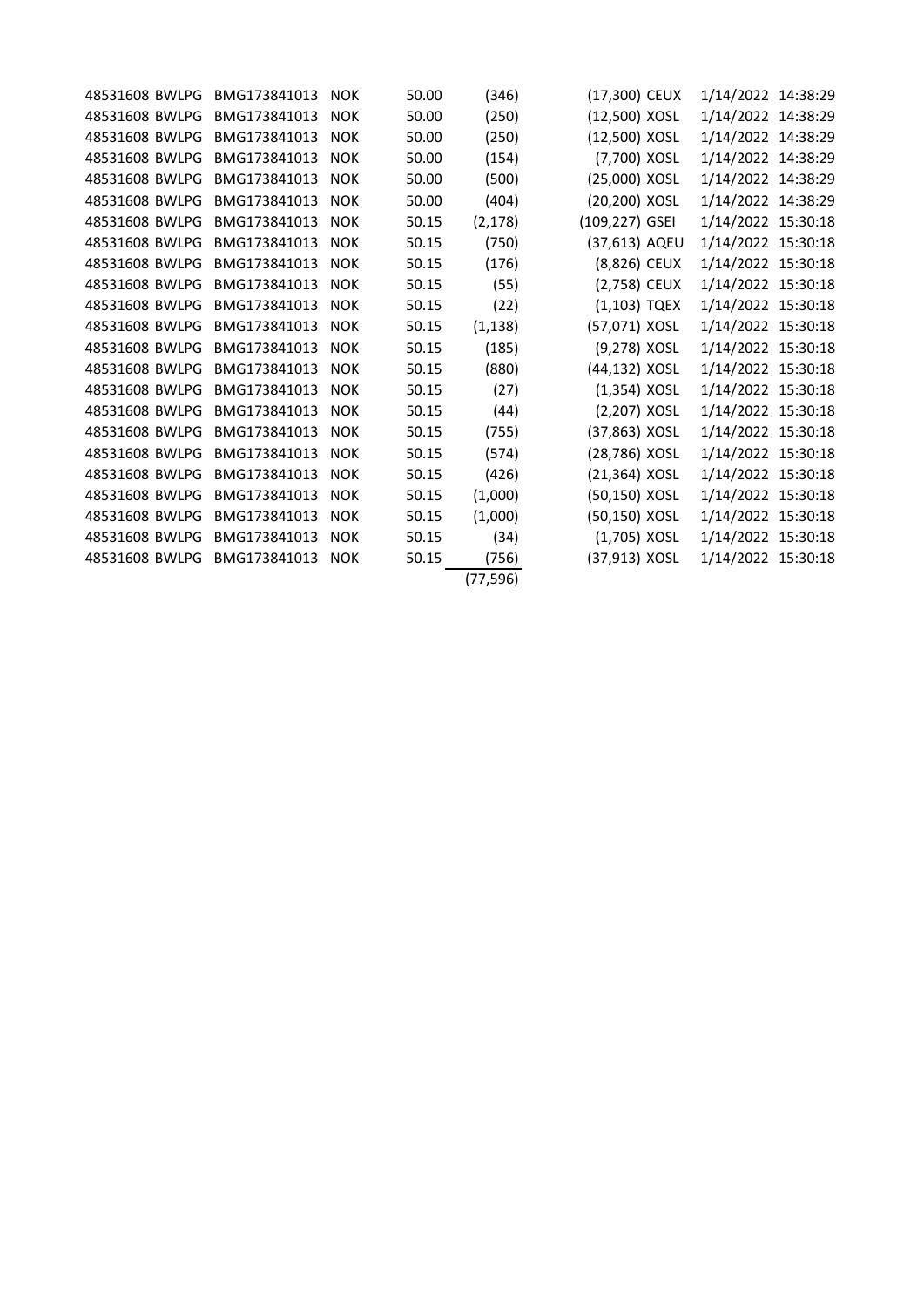| | | | | | | | | | |
|---|---|---|---|---|---|---|---|---|---|
| 48531608 | BWLPG | BMG173841013 | NOK | 50.00 | (346) | (17,300) | CEUX | 1/14/2022 | 14:38:29 |
| 48531608 | BWLPG | BMG173841013 | NOK | 50.00 | (250) | (12,500) | XOSL | 1/14/2022 | 14:38:29 |
| 48531608 | BWLPG | BMG173841013 | NOK | 50.00 | (250) | (12,500) | XOSL | 1/14/2022 | 14:38:29 |
| 48531608 | BWLPG | BMG173841013 | NOK | 50.00 | (154) | (7,700) | XOSL | 1/14/2022 | 14:38:29 |
| 48531608 | BWLPG | BMG173841013 | NOK | 50.00 | (500) | (25,000) | XOSL | 1/14/2022 | 14:38:29 |
| 48531608 | BWLPG | BMG173841013 | NOK | 50.00 | (404) | (20,200) | XOSL | 1/14/2022 | 14:38:29 |
| 48531608 | BWLPG | BMG173841013 | NOK | 50.15 | (2,178) | (109,227) | GSEI | 1/14/2022 | 15:30:18 |
| 48531608 | BWLPG | BMG173841013 | NOK | 50.15 | (750) | (37,613) | AQEU | 1/14/2022 | 15:30:18 |
| 48531608 | BWLPG | BMG173841013 | NOK | 50.15 | (176) | (8,826) | CEUX | 1/14/2022 | 15:30:18 |
| 48531608 | BWLPG | BMG173841013 | NOK | 50.15 | (55) | (2,758) | CEUX | 1/14/2022 | 15:30:18 |
| 48531608 | BWLPG | BMG173841013 | NOK | 50.15 | (22) | (1,103) | TQEX | 1/14/2022 | 15:30:18 |
| 48531608 | BWLPG | BMG173841013 | NOK | 50.15 | (1,138) | (57,071) | XOSL | 1/14/2022 | 15:30:18 |
| 48531608 | BWLPG | BMG173841013 | NOK | 50.15 | (185) | (9,278) | XOSL | 1/14/2022 | 15:30:18 |
| 48531608 | BWLPG | BMG173841013 | NOK | 50.15 | (880) | (44,132) | XOSL | 1/14/2022 | 15:30:18 |
| 48531608 | BWLPG | BMG173841013 | NOK | 50.15 | (27) | (1,354) | XOSL | 1/14/2022 | 15:30:18 |
| 48531608 | BWLPG | BMG173841013 | NOK | 50.15 | (44) | (2,207) | XOSL | 1/14/2022 | 15:30:18 |
| 48531608 | BWLPG | BMG173841013 | NOK | 50.15 | (755) | (37,863) | XOSL | 1/14/2022 | 15:30:18 |
| 48531608 | BWLPG | BMG173841013 | NOK | 50.15 | (574) | (28,786) | XOSL | 1/14/2022 | 15:30:18 |
| 48531608 | BWLPG | BMG173841013 | NOK | 50.15 | (426) | (21,364) | XOSL | 1/14/2022 | 15:30:18 |
| 48531608 | BWLPG | BMG173841013 | NOK | 50.15 | (1,000) | (50,150) | XOSL | 1/14/2022 | 15:30:18 |
| 48531608 | BWLPG | BMG173841013 | NOK | 50.15 | (1,000) | (50,150) | XOSL | 1/14/2022 | 15:30:18 |
| 48531608 | BWLPG | BMG173841013 | NOK | 50.15 | (34) | (1,705) | XOSL | 1/14/2022 | 15:30:18 |
| 48531608 | BWLPG | BMG173841013 | NOK | 50.15 | (756) | (37,913) | XOSL | 1/14/2022 | 15:30:18 |
| | | | | | (77,596) | | | | |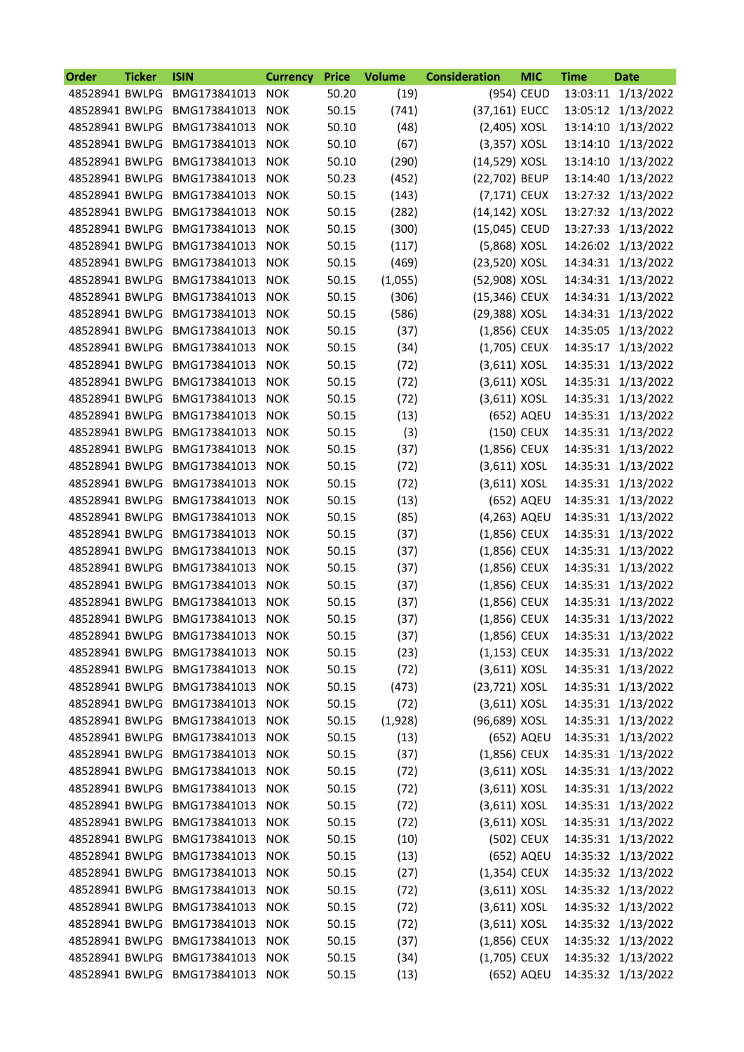| Order | Ticker | ISIN | Currency | Price | Volume | Consideration | MIC | Time | Date |
|---|---|---|---|---|---|---|---|---|---|
| 48528941 | BWLPG | BMG173841013 | NOK | 50.20 | (19) | (954) | CEUD | 13:03:11 | 1/13/2022 |
| 48528941 | BWLPG | BMG173841013 | NOK | 50.15 | (741) | (37,161) | EUCC | 13:05:12 | 1/13/2022 |
| 48528941 | BWLPG | BMG173841013 | NOK | 50.10 | (48) | (2,405) | XOSL | 13:14:10 | 1/13/2022 |
| 48528941 | BWLPG | BMG173841013 | NOK | 50.10 | (67) | (3,357) | XOSL | 13:14:10 | 1/13/2022 |
| 48528941 | BWLPG | BMG173841013 | NOK | 50.10 | (290) | (14,529) | XOSL | 13:14:10 | 1/13/2022 |
| 48528941 | BWLPG | BMG173841013 | NOK | 50.23 | (452) | (22,702) | BEUP | 13:14:40 | 1/13/2022 |
| 48528941 | BWLPG | BMG173841013 | NOK | 50.15 | (143) | (7,171) | CEUX | 13:27:32 | 1/13/2022 |
| 48528941 | BWLPG | BMG173841013 | NOK | 50.15 | (282) | (14,142) | XOSL | 13:27:32 | 1/13/2022 |
| 48528941 | BWLPG | BMG173841013 | NOK | 50.15 | (300) | (15,045) | CEUD | 13:27:33 | 1/13/2022 |
| 48528941 | BWLPG | BMG173841013 | NOK | 50.15 | (117) | (5,868) | XOSL | 14:26:02 | 1/13/2022 |
| 48528941 | BWLPG | BMG173841013 | NOK | 50.15 | (469) | (23,520) | XOSL | 14:34:31 | 1/13/2022 |
| 48528941 | BWLPG | BMG173841013 | NOK | 50.15 | (1,055) | (52,908) | XOSL | 14:34:31 | 1/13/2022 |
| 48528941 | BWLPG | BMG173841013 | NOK | 50.15 | (306) | (15,346) | CEUX | 14:34:31 | 1/13/2022 |
| 48528941 | BWLPG | BMG173841013 | NOK | 50.15 | (586) | (29,388) | XOSL | 14:34:31 | 1/13/2022 |
| 48528941 | BWLPG | BMG173841013 | NOK | 50.15 | (37) | (1,856) | CEUX | 14:35:05 | 1/13/2022 |
| 48528941 | BWLPG | BMG173841013 | NOK | 50.15 | (34) | (1,705) | CEUX | 14:35:17 | 1/13/2022 |
| 48528941 | BWLPG | BMG173841013 | NOK | 50.15 | (72) | (3,611) | XOSL | 14:35:31 | 1/13/2022 |
| 48528941 | BWLPG | BMG173841013 | NOK | 50.15 | (72) | (3,611) | XOSL | 14:35:31 | 1/13/2022 |
| 48528941 | BWLPG | BMG173841013 | NOK | 50.15 | (72) | (3,611) | XOSL | 14:35:31 | 1/13/2022 |
| 48528941 | BWLPG | BMG173841013 | NOK | 50.15 | (13) | (652) | AQEU | 14:35:31 | 1/13/2022 |
| 48528941 | BWLPG | BMG173841013 | NOK | 50.15 | (3) | (150) | CEUX | 14:35:31 | 1/13/2022 |
| 48528941 | BWLPG | BMG173841013 | NOK | 50.15 | (37) | (1,856) | CEUX | 14:35:31 | 1/13/2022 |
| 48528941 | BWLPG | BMG173841013 | NOK | 50.15 | (72) | (3,611) | XOSL | 14:35:31 | 1/13/2022 |
| 48528941 | BWLPG | BMG173841013 | NOK | 50.15 | (72) | (3,611) | XOSL | 14:35:31 | 1/13/2022 |
| 48528941 | BWLPG | BMG173841013 | NOK | 50.15 | (13) | (652) | AQEU | 14:35:31 | 1/13/2022 |
| 48528941 | BWLPG | BMG173841013 | NOK | 50.15 | (85) | (4,263) | AQEU | 14:35:31 | 1/13/2022 |
| 48528941 | BWLPG | BMG173841013 | NOK | 50.15 | (37) | (1,856) | CEUX | 14:35:31 | 1/13/2022 |
| 48528941 | BWLPG | BMG173841013 | NOK | 50.15 | (37) | (1,856) | CEUX | 14:35:31 | 1/13/2022 |
| 48528941 | BWLPG | BMG173841013 | NOK | 50.15 | (37) | (1,856) | CEUX | 14:35:31 | 1/13/2022 |
| 48528941 | BWLPG | BMG173841013 | NOK | 50.15 | (37) | (1,856) | CEUX | 14:35:31 | 1/13/2022 |
| 48528941 | BWLPG | BMG173841013 | NOK | 50.15 | (37) | (1,856) | CEUX | 14:35:31 | 1/13/2022 |
| 48528941 | BWLPG | BMG173841013 | NOK | 50.15 | (37) | (1,856) | CEUX | 14:35:31 | 1/13/2022 |
| 48528941 | BWLPG | BMG173841013 | NOK | 50.15 | (37) | (1,856) | CEUX | 14:35:31 | 1/13/2022 |
| 48528941 | BWLPG | BMG173841013 | NOK | 50.15 | (23) | (1,153) | CEUX | 14:35:31 | 1/13/2022 |
| 48528941 | BWLPG | BMG173841013 | NOK | 50.15 | (72) | (3,611) | XOSL | 14:35:31 | 1/13/2022 |
| 48528941 | BWLPG | BMG173841013 | NOK | 50.15 | (473) | (23,721) | XOSL | 14:35:31 | 1/13/2022 |
| 48528941 | BWLPG | BMG173841013 | NOK | 50.15 | (72) | (3,611) | XOSL | 14:35:31 | 1/13/2022 |
| 48528941 | BWLPG | BMG173841013 | NOK | 50.15 | (1,928) | (96,689) | XOSL | 14:35:31 | 1/13/2022 |
| 48528941 | BWLPG | BMG173841013 | NOK | 50.15 | (13) | (652) | AQEU | 14:35:31 | 1/13/2022 |
| 48528941 | BWLPG | BMG173841013 | NOK | 50.15 | (37) | (1,856) | CEUX | 14:35:31 | 1/13/2022 |
| 48528941 | BWLPG | BMG173841013 | NOK | 50.15 | (72) | (3,611) | XOSL | 14:35:31 | 1/13/2022 |
| 48528941 | BWLPG | BMG173841013 | NOK | 50.15 | (72) | (3,611) | XOSL | 14:35:31 | 1/13/2022 |
| 48528941 | BWLPG | BMG173841013 | NOK | 50.15 | (72) | (3,611) | XOSL | 14:35:31 | 1/13/2022 |
| 48528941 | BWLPG | BMG173841013 | NOK | 50.15 | (72) | (3,611) | XOSL | 14:35:31 | 1/13/2022 |
| 48528941 | BWLPG | BMG173841013 | NOK | 50.15 | (10) | (502) | CEUX | 14:35:31 | 1/13/2022 |
| 48528941 | BWLPG | BMG173841013 | NOK | 50.15 | (13) | (652) | AQEU | 14:35:32 | 1/13/2022 |
| 48528941 | BWLPG | BMG173841013 | NOK | 50.15 | (27) | (1,354) | CEUX | 14:35:32 | 1/13/2022 |
| 48528941 | BWLPG | BMG173841013 | NOK | 50.15 | (72) | (3,611) | XOSL | 14:35:32 | 1/13/2022 |
| 48528941 | BWLPG | BMG173841013 | NOK | 50.15 | (72) | (3,611) | XOSL | 14:35:32 | 1/13/2022 |
| 48528941 | BWLPG | BMG173841013 | NOK | 50.15 | (72) | (3,611) | XOSL | 14:35:32 | 1/13/2022 |
| 48528941 | BWLPG | BMG173841013 | NOK | 50.15 | (37) | (1,856) | CEUX | 14:35:32 | 1/13/2022 |
| 48528941 | BWLPG | BMG173841013 | NOK | 50.15 | (34) | (1,705) | CEUX | 14:35:32 | 1/13/2022 |
| 48528941 | BWLPG | BMG173841013 | NOK | 50.15 | (13) | (652) | AQEU | 14:35:32 | 1/13/2022 |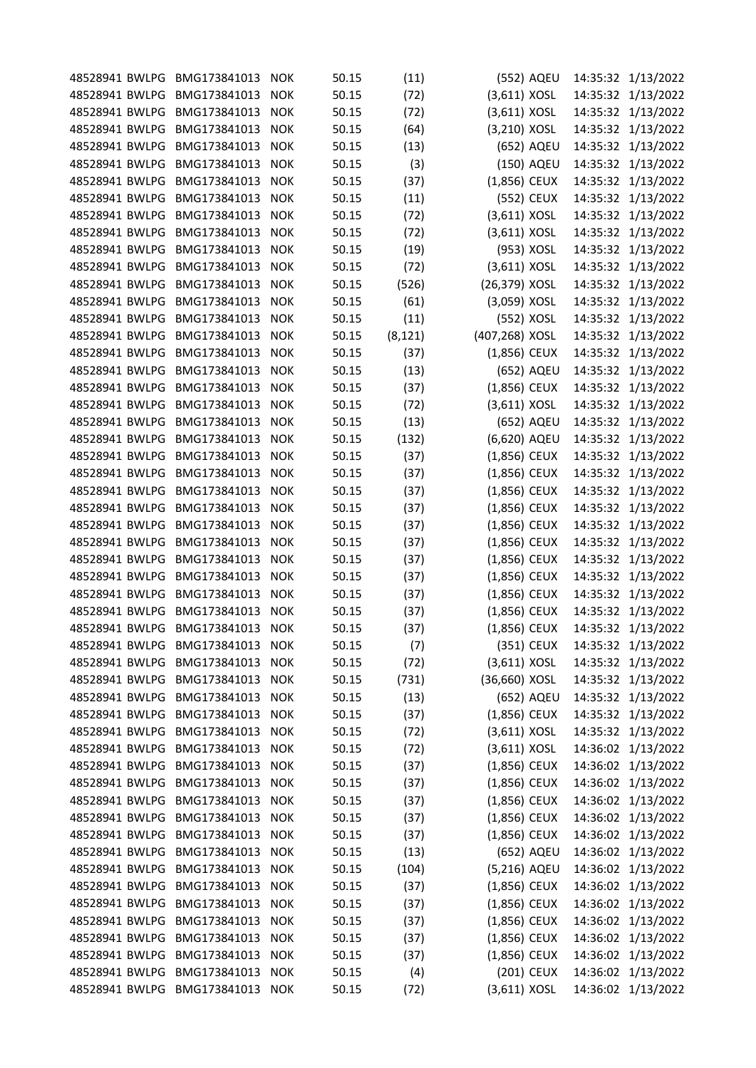| | | | | | | | | | |
|---|---|---|---|---|---|---|---|---|---|
| 48528941 | BWLPG | BMG173841013 | NOK | 50.15 | (11) | (552) | AQEU | 14:35:32 | 1/13/2022 |
| 48528941 | BWLPG | BMG173841013 | NOK | 50.15 | (72) | (3,611) | XOSL | 14:35:32 | 1/13/2022 |
| 48528941 | BWLPG | BMG173841013 | NOK | 50.15 | (72) | (3,611) | XOSL | 14:35:32 | 1/13/2022 |
| 48528941 | BWLPG | BMG173841013 | NOK | 50.15 | (64) | (3,210) | XOSL | 14:35:32 | 1/13/2022 |
| 48528941 | BWLPG | BMG173841013 | NOK | 50.15 | (13) | (652) | AQEU | 14:35:32 | 1/13/2022 |
| 48528941 | BWLPG | BMG173841013 | NOK | 50.15 | (3) | (150) | AQEU | 14:35:32 | 1/13/2022 |
| 48528941 | BWLPG | BMG173841013 | NOK | 50.15 | (37) | (1,856) | CEUX | 14:35:32 | 1/13/2022 |
| 48528941 | BWLPG | BMG173841013 | NOK | 50.15 | (11) | (552) | CEUX | 14:35:32 | 1/13/2022 |
| 48528941 | BWLPG | BMG173841013 | NOK | 50.15 | (72) | (3,611) | XOSL | 14:35:32 | 1/13/2022 |
| 48528941 | BWLPG | BMG173841013 | NOK | 50.15 | (72) | (3,611) | XOSL | 14:35:32 | 1/13/2022 |
| 48528941 | BWLPG | BMG173841013 | NOK | 50.15 | (19) | (953) | XOSL | 14:35:32 | 1/13/2022 |
| 48528941 | BWLPG | BMG173841013 | NOK | 50.15 | (72) | (3,611) | XOSL | 14:35:32 | 1/13/2022 |
| 48528941 | BWLPG | BMG173841013 | NOK | 50.15 | (526) | (26,379) | XOSL | 14:35:32 | 1/13/2022 |
| 48528941 | BWLPG | BMG173841013 | NOK | 50.15 | (61) | (3,059) | XOSL | 14:35:32 | 1/13/2022 |
| 48528941 | BWLPG | BMG173841013 | NOK | 50.15 | (11) | (552) | XOSL | 14:35:32 | 1/13/2022 |
| 48528941 | BWLPG | BMG173841013 | NOK | 50.15 | (8,121) | (407,268) | XOSL | 14:35:32 | 1/13/2022 |
| 48528941 | BWLPG | BMG173841013 | NOK | 50.15 | (37) | (1,856) | CEUX | 14:35:32 | 1/13/2022 |
| 48528941 | BWLPG | BMG173841013 | NOK | 50.15 | (13) | (652) | AQEU | 14:35:32 | 1/13/2022 |
| 48528941 | BWLPG | BMG173841013 | NOK | 50.15 | (37) | (1,856) | CEUX | 14:35:32 | 1/13/2022 |
| 48528941 | BWLPG | BMG173841013 | NOK | 50.15 | (72) | (3,611) | XOSL | 14:35:32 | 1/13/2022 |
| 48528941 | BWLPG | BMG173841013 | NOK | 50.15 | (13) | (652) | AQEU | 14:35:32 | 1/13/2022 |
| 48528941 | BWLPG | BMG173841013 | NOK | 50.15 | (132) | (6,620) | AQEU | 14:35:32 | 1/13/2022 |
| 48528941 | BWLPG | BMG173841013 | NOK | 50.15 | (37) | (1,856) | CEUX | 14:35:32 | 1/13/2022 |
| 48528941 | BWLPG | BMG173841013 | NOK | 50.15 | (37) | (1,856) | CEUX | 14:35:32 | 1/13/2022 |
| 48528941 | BWLPG | BMG173841013 | NOK | 50.15 | (37) | (1,856) | CEUX | 14:35:32 | 1/13/2022 |
| 48528941 | BWLPG | BMG173841013 | NOK | 50.15 | (37) | (1,856) | CEUX | 14:35:32 | 1/13/2022 |
| 48528941 | BWLPG | BMG173841013 | NOK | 50.15 | (37) | (1,856) | CEUX | 14:35:32 | 1/13/2022 |
| 48528941 | BWLPG | BMG173841013 | NOK | 50.15 | (37) | (1,856) | CEUX | 14:35:32 | 1/13/2022 |
| 48528941 | BWLPG | BMG173841013 | NOK | 50.15 | (37) | (1,856) | CEUX | 14:35:32 | 1/13/2022 |
| 48528941 | BWLPG | BMG173841013 | NOK | 50.15 | (37) | (1,856) | CEUX | 14:35:32 | 1/13/2022 |
| 48528941 | BWLPG | BMG173841013 | NOK | 50.15 | (37) | (1,856) | CEUX | 14:35:32 | 1/13/2022 |
| 48528941 | BWLPG | BMG173841013 | NOK | 50.15 | (37) | (1,856) | CEUX | 14:35:32 | 1/13/2022 |
| 48528941 | BWLPG | BMG173841013 | NOK | 50.15 | (37) | (1,856) | CEUX | 14:35:32 | 1/13/2022 |
| 48528941 | BWLPG | BMG173841013 | NOK | 50.15 | (7) | (351) | CEUX | 14:35:32 | 1/13/2022 |
| 48528941 | BWLPG | BMG173841013 | NOK | 50.15 | (72) | (3,611) | XOSL | 14:35:32 | 1/13/2022 |
| 48528941 | BWLPG | BMG173841013 | NOK | 50.15 | (731) | (36,660) | XOSL | 14:35:32 | 1/13/2022 |
| 48528941 | BWLPG | BMG173841013 | NOK | 50.15 | (13) | (652) | AQEU | 14:35:32 | 1/13/2022 |
| 48528941 | BWLPG | BMG173841013 | NOK | 50.15 | (37) | (1,856) | CEUX | 14:35:32 | 1/13/2022 |
| 48528941 | BWLPG | BMG173841013 | NOK | 50.15 | (72) | (3,611) | XOSL | 14:35:32 | 1/13/2022 |
| 48528941 | BWLPG | BMG173841013 | NOK | 50.15 | (72) | (3,611) | XOSL | 14:36:02 | 1/13/2022 |
| 48528941 | BWLPG | BMG173841013 | NOK | 50.15 | (37) | (1,856) | CEUX | 14:36:02 | 1/13/2022 |
| 48528941 | BWLPG | BMG173841013 | NOK | 50.15 | (37) | (1,856) | CEUX | 14:36:02 | 1/13/2022 |
| 48528941 | BWLPG | BMG173841013 | NOK | 50.15 | (37) | (1,856) | CEUX | 14:36:02 | 1/13/2022 |
| 48528941 | BWLPG | BMG173841013 | NOK | 50.15 | (37) | (1,856) | CEUX | 14:36:02 | 1/13/2022 |
| 48528941 | BWLPG | BMG173841013 | NOK | 50.15 | (37) | (1,856) | CEUX | 14:36:02 | 1/13/2022 |
| 48528941 | BWLPG | BMG173841013 | NOK | 50.15 | (13) | (652) | AQEU | 14:36:02 | 1/13/2022 |
| 48528941 | BWLPG | BMG173841013 | NOK | 50.15 | (104) | (5,216) | AQEU | 14:36:02 | 1/13/2022 |
| 48528941 | BWLPG | BMG173841013 | NOK | 50.15 | (37) | (1,856) | CEUX | 14:36:02 | 1/13/2022 |
| 48528941 | BWLPG | BMG173841013 | NOK | 50.15 | (37) | (1,856) | CEUX | 14:36:02 | 1/13/2022 |
| 48528941 | BWLPG | BMG173841013 | NOK | 50.15 | (37) | (1,856) | CEUX | 14:36:02 | 1/13/2022 |
| 48528941 | BWLPG | BMG173841013 | NOK | 50.15 | (37) | (1,856) | CEUX | 14:36:02 | 1/13/2022 |
| 48528941 | BWLPG | BMG173841013 | NOK | 50.15 | (37) | (1,856) | CEUX | 14:36:02 | 1/13/2022 |
| 48528941 | BWLPG | BMG173841013 | NOK | 50.15 | (4) | (201) | CEUX | 14:36:02 | 1/13/2022 |
| 48528941 | BWLPG | BMG173841013 | NOK | 50.15 | (72) | (3,611) | XOSL | 14:36:02 | 1/13/2022 |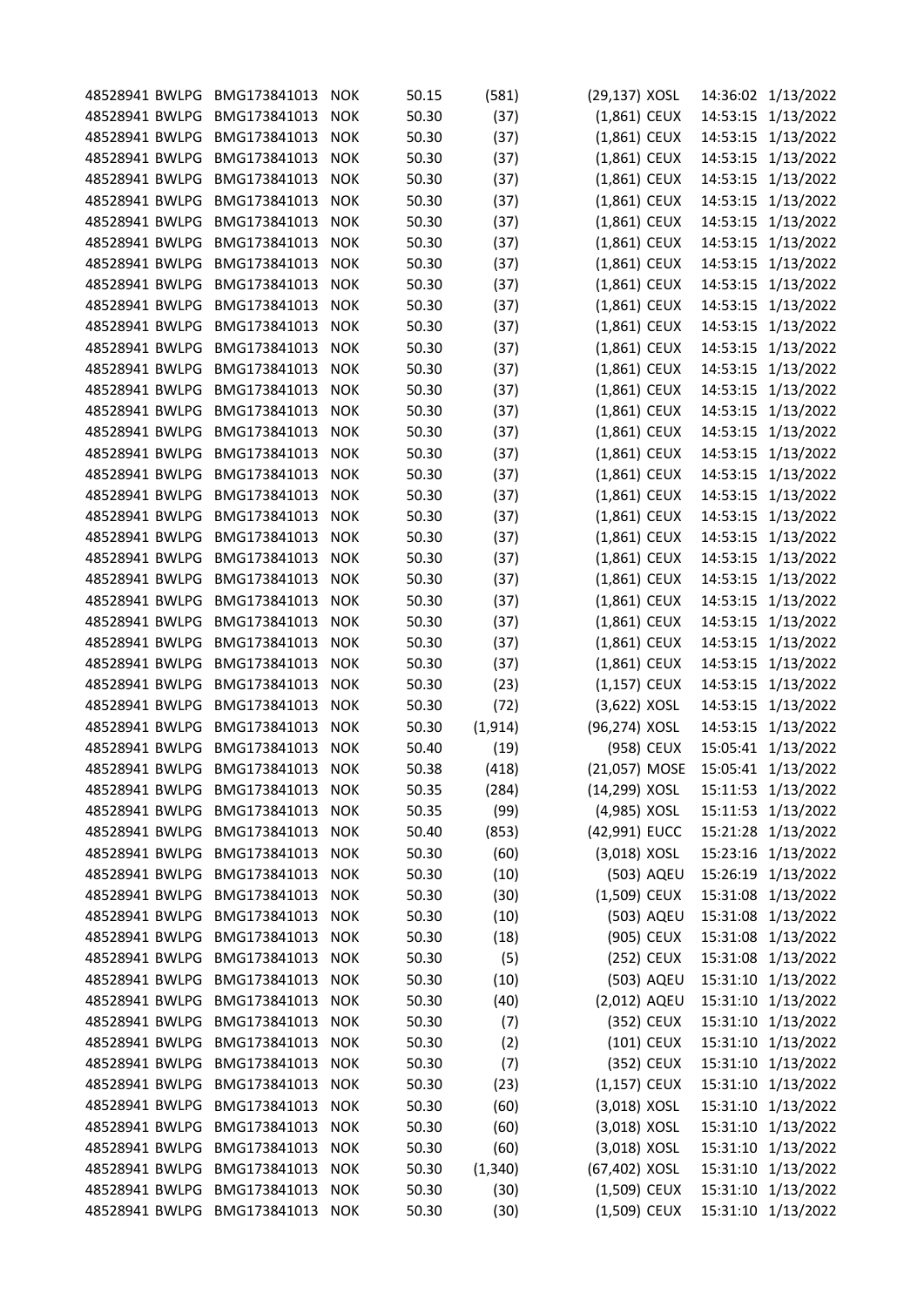| | | | | | | | | | |
|---|---|---|---|---|---|---|---|---|---|
| 48528941 | BWLPG | BMG173841013 | NOK | 50.15 | (581) | (29,137) | XOSL | 14:36:02 | 1/13/2022 |
| 48528941 | BWLPG | BMG173841013 | NOK | 50.30 | (37) | (1,861) | CEUX | 14:53:15 | 1/13/2022 |
| 48528941 | BWLPG | BMG173841013 | NOK | 50.30 | (37) | (1,861) | CEUX | 14:53:15 | 1/13/2022 |
| 48528941 | BWLPG | BMG173841013 | NOK | 50.30 | (37) | (1,861) | CEUX | 14:53:15 | 1/13/2022 |
| 48528941 | BWLPG | BMG173841013 | NOK | 50.30 | (37) | (1,861) | CEUX | 14:53:15 | 1/13/2022 |
| 48528941 | BWLPG | BMG173841013 | NOK | 50.30 | (37) | (1,861) | CEUX | 14:53:15 | 1/13/2022 |
| 48528941 | BWLPG | BMG173841013 | NOK | 50.30 | (37) | (1,861) | CEUX | 14:53:15 | 1/13/2022 |
| 48528941 | BWLPG | BMG173841013 | NOK | 50.30 | (37) | (1,861) | CEUX | 14:53:15 | 1/13/2022 |
| 48528941 | BWLPG | BMG173841013 | NOK | 50.30 | (37) | (1,861) | CEUX | 14:53:15 | 1/13/2022 |
| 48528941 | BWLPG | BMG173841013 | NOK | 50.30 | (37) | (1,861) | CEUX | 14:53:15 | 1/13/2022 |
| 48528941 | BWLPG | BMG173841013 | NOK | 50.30 | (37) | (1,861) | CEUX | 14:53:15 | 1/13/2022 |
| 48528941 | BWLPG | BMG173841013 | NOK | 50.30 | (37) | (1,861) | CEUX | 14:53:15 | 1/13/2022 |
| 48528941 | BWLPG | BMG173841013 | NOK | 50.30 | (37) | (1,861) | CEUX | 14:53:15 | 1/13/2022 |
| 48528941 | BWLPG | BMG173841013 | NOK | 50.30 | (37) | (1,861) | CEUX | 14:53:15 | 1/13/2022 |
| 48528941 | BWLPG | BMG173841013 | NOK | 50.30 | (37) | (1,861) | CEUX | 14:53:15 | 1/13/2022 |
| 48528941 | BWLPG | BMG173841013 | NOK | 50.30 | (37) | (1,861) | CEUX | 14:53:15 | 1/13/2022 |
| 48528941 | BWLPG | BMG173841013 | NOK | 50.30 | (37) | (1,861) | CEUX | 14:53:15 | 1/13/2022 |
| 48528941 | BWLPG | BMG173841013 | NOK | 50.30 | (37) | (1,861) | CEUX | 14:53:15 | 1/13/2022 |
| 48528941 | BWLPG | BMG173841013 | NOK | 50.30 | (37) | (1,861) | CEUX | 14:53:15 | 1/13/2022 |
| 48528941 | BWLPG | BMG173841013 | NOK | 50.30 | (37) | (1,861) | CEUX | 14:53:15 | 1/13/2022 |
| 48528941 | BWLPG | BMG173841013 | NOK | 50.30 | (37) | (1,861) | CEUX | 14:53:15 | 1/13/2022 |
| 48528941 | BWLPG | BMG173841013 | NOK | 50.30 | (37) | (1,861) | CEUX | 14:53:15 | 1/13/2022 |
| 48528941 | BWLPG | BMG173841013 | NOK | 50.30 | (37) | (1,861) | CEUX | 14:53:15 | 1/13/2022 |
| 48528941 | BWLPG | BMG173841013 | NOK | 50.30 | (37) | (1,861) | CEUX | 14:53:15 | 1/13/2022 |
| 48528941 | BWLPG | BMG173841013 | NOK | 50.30 | (37) | (1,861) | CEUX | 14:53:15 | 1/13/2022 |
| 48528941 | BWLPG | BMG173841013 | NOK | 50.30 | (37) | (1,861) | CEUX | 14:53:15 | 1/13/2022 |
| 48528941 | BWLPG | BMG173841013 | NOK | 50.30 | (37) | (1,861) | CEUX | 14:53:15 | 1/13/2022 |
| 48528941 | BWLPG | BMG173841013 | NOK | 50.30 | (37) | (1,861) | CEUX | 14:53:15 | 1/13/2022 |
| 48528941 | BWLPG | BMG173841013 | NOK | 50.30 | (23) | (1,157) | CEUX | 14:53:15 | 1/13/2022 |
| 48528941 | BWLPG | BMG173841013 | NOK | 50.30 | (72) | (3,622) | XOSL | 14:53:15 | 1/13/2022 |
| 48528941 | BWLPG | BMG173841013 | NOK | 50.30 | (1,914) | (96,274) | XOSL | 14:53:15 | 1/13/2022 |
| 48528941 | BWLPG | BMG173841013 | NOK | 50.40 | (19) | (958) | CEUX | 15:05:41 | 1/13/2022 |
| 48528941 | BWLPG | BMG173841013 | NOK | 50.38 | (418) | (21,057) | MOSE | 15:05:41 | 1/13/2022 |
| 48528941 | BWLPG | BMG173841013 | NOK | 50.35 | (284) | (14,299) | XOSL | 15:11:53 | 1/13/2022 |
| 48528941 | BWLPG | BMG173841013 | NOK | 50.35 | (99) | (4,985) | XOSL | 15:11:53 | 1/13/2022 |
| 48528941 | BWLPG | BMG173841013 | NOK | 50.40 | (853) | (42,991) | EUCC | 15:21:28 | 1/13/2022 |
| 48528941 | BWLPG | BMG173841013 | NOK | 50.30 | (60) | (3,018) | XOSL | 15:23:16 | 1/13/2022 |
| 48528941 | BWLPG | BMG173841013 | NOK | 50.30 | (10) | (503) | AQEU | 15:26:19 | 1/13/2022 |
| 48528941 | BWLPG | BMG173841013 | NOK | 50.30 | (30) | (1,509) | CEUX | 15:31:08 | 1/13/2022 |
| 48528941 | BWLPG | BMG173841013 | NOK | 50.30 | (10) | (503) | AQEU | 15:31:08 | 1/13/2022 |
| 48528941 | BWLPG | BMG173841013 | NOK | 50.30 | (18) | (905) | CEUX | 15:31:08 | 1/13/2022 |
| 48528941 | BWLPG | BMG173841013 | NOK | 50.30 | (5) | (252) | CEUX | 15:31:08 | 1/13/2022 |
| 48528941 | BWLPG | BMG173841013 | NOK | 50.30 | (10) | (503) | AQEU | 15:31:10 | 1/13/2022 |
| 48528941 | BWLPG | BMG173841013 | NOK | 50.30 | (40) | (2,012) | AQEU | 15:31:10 | 1/13/2022 |
| 48528941 | BWLPG | BMG173841013 | NOK | 50.30 | (7) | (352) | CEUX | 15:31:10 | 1/13/2022 |
| 48528941 | BWLPG | BMG173841013 | NOK | 50.30 | (2) | (101) | CEUX | 15:31:10 | 1/13/2022 |
| 48528941 | BWLPG | BMG173841013 | NOK | 50.30 | (7) | (352) | CEUX | 15:31:10 | 1/13/2022 |
| 48528941 | BWLPG | BMG173841013 | NOK | 50.30 | (23) | (1,157) | CEUX | 15:31:10 | 1/13/2022 |
| 48528941 | BWLPG | BMG173841013 | NOK | 50.30 | (60) | (3,018) | XOSL | 15:31:10 | 1/13/2022 |
| 48528941 | BWLPG | BMG173841013 | NOK | 50.30 | (60) | (3,018) | XOSL | 15:31:10 | 1/13/2022 |
| 48528941 | BWLPG | BMG173841013 | NOK | 50.30 | (60) | (3,018) | XOSL | 15:31:10 | 1/13/2022 |
| 48528941 | BWLPG | BMG173841013 | NOK | 50.30 | (1,340) | (67,402) | XOSL | 15:31:10 | 1/13/2022 |
| 48528941 | BWLPG | BMG173841013 | NOK | 50.30 | (30) | (1,509) | CEUX | 15:31:10 | 1/13/2022 |
| 48528941 | BWLPG | BMG173841013 | NOK | 50.30 | (30) | (1,509) | CEUX | 15:31:10 | 1/13/2022 |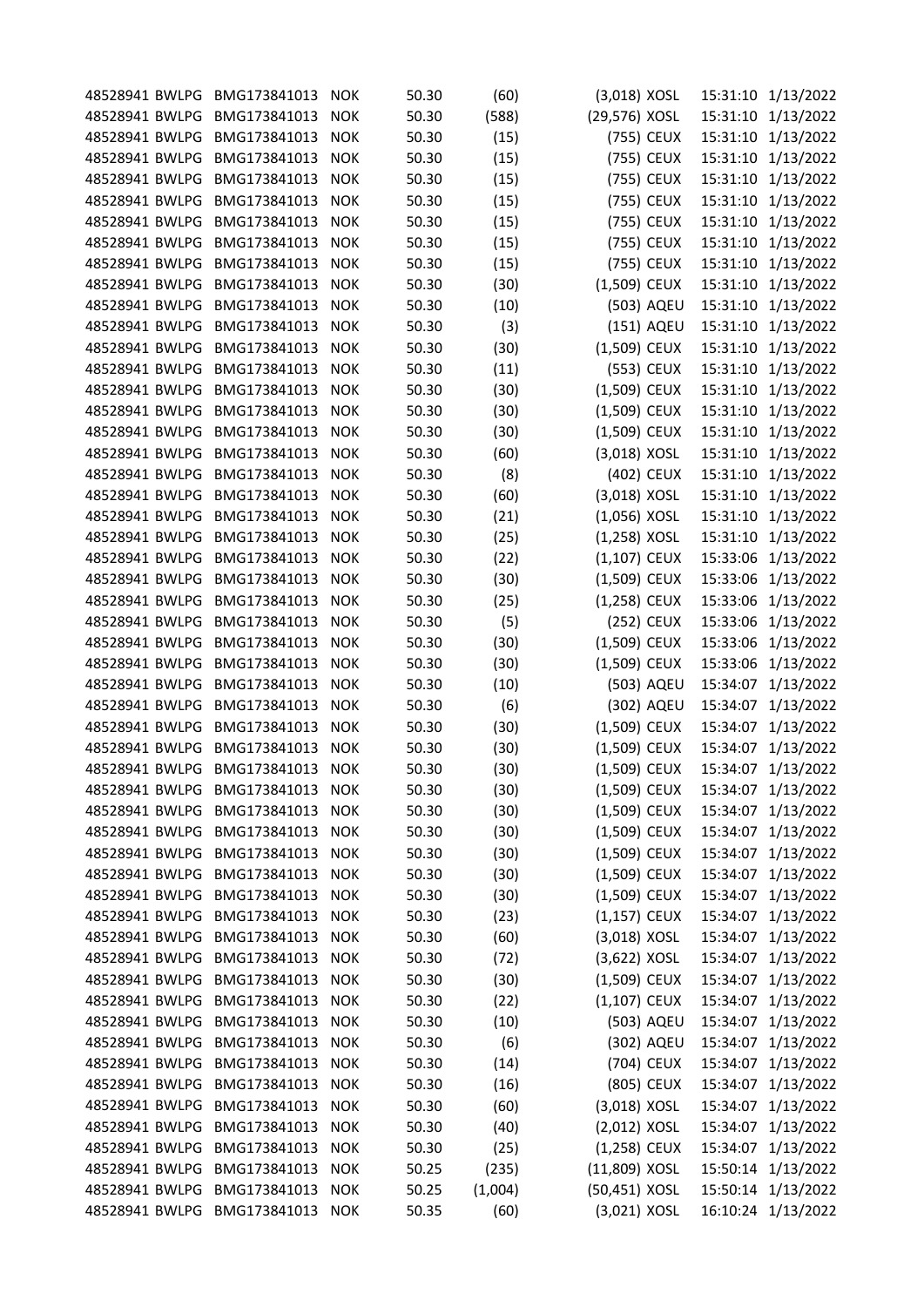| | | | | | | | | | |
|---|---|---|---|---|---|---|---|---|---|
| 48528941 | BWLPG | BMG173841013 | NOK | 50.30 | (60) | (3,018) | XOSL | 15:31:10 | 1/13/2022 |
| 48528941 | BWLPG | BMG173841013 | NOK | 50.30 | (588) | (29,576) | XOSL | 15:31:10 | 1/13/2022 |
| 48528941 | BWLPG | BMG173841013 | NOK | 50.30 | (15) | (755) | CEUX | 15:31:10 | 1/13/2022 |
| 48528941 | BWLPG | BMG173841013 | NOK | 50.30 | (15) | (755) | CEUX | 15:31:10 | 1/13/2022 |
| 48528941 | BWLPG | BMG173841013 | NOK | 50.30 | (15) | (755) | CEUX | 15:31:10 | 1/13/2022 |
| 48528941 | BWLPG | BMG173841013 | NOK | 50.30 | (15) | (755) | CEUX | 15:31:10 | 1/13/2022 |
| 48528941 | BWLPG | BMG173841013 | NOK | 50.30 | (15) | (755) | CEUX | 15:31:10 | 1/13/2022 |
| 48528941 | BWLPG | BMG173841013 | NOK | 50.30 | (15) | (755) | CEUX | 15:31:10 | 1/13/2022 |
| 48528941 | BWLPG | BMG173841013 | NOK | 50.30 | (15) | (755) | CEUX | 15:31:10 | 1/13/2022 |
| 48528941 | BWLPG | BMG173841013 | NOK | 50.30 | (30) | (1,509) | CEUX | 15:31:10 | 1/13/2022 |
| 48528941 | BWLPG | BMG173841013 | NOK | 50.30 | (10) | (503) | AQEU | 15:31:10 | 1/13/2022 |
| 48528941 | BWLPG | BMG173841013 | NOK | 50.30 | (3) | (151) | AQEU | 15:31:10 | 1/13/2022 |
| 48528941 | BWLPG | BMG173841013 | NOK | 50.30 | (30) | (1,509) | CEUX | 15:31:10 | 1/13/2022 |
| 48528941 | BWLPG | BMG173841013 | NOK | 50.30 | (11) | (553) | CEUX | 15:31:10 | 1/13/2022 |
| 48528941 | BWLPG | BMG173841013 | NOK | 50.30 | (30) | (1,509) | CEUX | 15:31:10 | 1/13/2022 |
| 48528941 | BWLPG | BMG173841013 | NOK | 50.30 | (30) | (1,509) | CEUX | 15:31:10 | 1/13/2022 |
| 48528941 | BWLPG | BMG173841013 | NOK | 50.30 | (30) | (1,509) | CEUX | 15:31:10 | 1/13/2022 |
| 48528941 | BWLPG | BMG173841013 | NOK | 50.30 | (60) | (3,018) | XOSL | 15:31:10 | 1/13/2022 |
| 48528941 | BWLPG | BMG173841013 | NOK | 50.30 | (8) | (402) | CEUX | 15:31:10 | 1/13/2022 |
| 48528941 | BWLPG | BMG173841013 | NOK | 50.30 | (60) | (3,018) | XOSL | 15:31:10 | 1/13/2022 |
| 48528941 | BWLPG | BMG173841013 | NOK | 50.30 | (21) | (1,056) | XOSL | 15:31:10 | 1/13/2022 |
| 48528941 | BWLPG | BMG173841013 | NOK | 50.30 | (25) | (1,258) | XOSL | 15:31:10 | 1/13/2022 |
| 48528941 | BWLPG | BMG173841013 | NOK | 50.30 | (22) | (1,107) | CEUX | 15:33:06 | 1/13/2022 |
| 48528941 | BWLPG | BMG173841013 | NOK | 50.30 | (30) | (1,509) | CEUX | 15:33:06 | 1/13/2022 |
| 48528941 | BWLPG | BMG173841013 | NOK | 50.30 | (25) | (1,258) | CEUX | 15:33:06 | 1/13/2022 |
| 48528941 | BWLPG | BMG173841013 | NOK | 50.30 | (5) | (252) | CEUX | 15:33:06 | 1/13/2022 |
| 48528941 | BWLPG | BMG173841013 | NOK | 50.30 | (30) | (1,509) | CEUX | 15:33:06 | 1/13/2022 |
| 48528941 | BWLPG | BMG173841013 | NOK | 50.30 | (30) | (1,509) | CEUX | 15:33:06 | 1/13/2022 |
| 48528941 | BWLPG | BMG173841013 | NOK | 50.30 | (10) | (503) | AQEU | 15:34:07 | 1/13/2022 |
| 48528941 | BWLPG | BMG173841013 | NOK | 50.30 | (6) | (302) | AQEU | 15:34:07 | 1/13/2022 |
| 48528941 | BWLPG | BMG173841013 | NOK | 50.30 | (30) | (1,509) | CEUX | 15:34:07 | 1/13/2022 |
| 48528941 | BWLPG | BMG173841013 | NOK | 50.30 | (30) | (1,509) | CEUX | 15:34:07 | 1/13/2022 |
| 48528941 | BWLPG | BMG173841013 | NOK | 50.30 | (30) | (1,509) | CEUX | 15:34:07 | 1/13/2022 |
| 48528941 | BWLPG | BMG173841013 | NOK | 50.30 | (30) | (1,509) | CEUX | 15:34:07 | 1/13/2022 |
| 48528941 | BWLPG | BMG173841013 | NOK | 50.30 | (30) | (1,509) | CEUX | 15:34:07 | 1/13/2022 |
| 48528941 | BWLPG | BMG173841013 | NOK | 50.30 | (30) | (1,509) | CEUX | 15:34:07 | 1/13/2022 |
| 48528941 | BWLPG | BMG173841013 | NOK | 50.30 | (30) | (1,509) | CEUX | 15:34:07 | 1/13/2022 |
| 48528941 | BWLPG | BMG173841013 | NOK | 50.30 | (30) | (1,509) | CEUX | 15:34:07 | 1/13/2022 |
| 48528941 | BWLPG | BMG173841013 | NOK | 50.30 | (30) | (1,509) | CEUX | 15:34:07 | 1/13/2022 |
| 48528941 | BWLPG | BMG173841013 | NOK | 50.30 | (23) | (1,157) | CEUX | 15:34:07 | 1/13/2022 |
| 48528941 | BWLPG | BMG173841013 | NOK | 50.30 | (60) | (3,018) | XOSL | 15:34:07 | 1/13/2022 |
| 48528941 | BWLPG | BMG173841013 | NOK | 50.30 | (72) | (3,622) | XOSL | 15:34:07 | 1/13/2022 |
| 48528941 | BWLPG | BMG173841013 | NOK | 50.30 | (30) | (1,509) | CEUX | 15:34:07 | 1/13/2022 |
| 48528941 | BWLPG | BMG173841013 | NOK | 50.30 | (22) | (1,107) | CEUX | 15:34:07 | 1/13/2022 |
| 48528941 | BWLPG | BMG173841013 | NOK | 50.30 | (10) | (503) | AQEU | 15:34:07 | 1/13/2022 |
| 48528941 | BWLPG | BMG173841013 | NOK | 50.30 | (6) | (302) | AQEU | 15:34:07 | 1/13/2022 |
| 48528941 | BWLPG | BMG173841013 | NOK | 50.30 | (14) | (704) | CEUX | 15:34:07 | 1/13/2022 |
| 48528941 | BWLPG | BMG173841013 | NOK | 50.30 | (16) | (805) | CEUX | 15:34:07 | 1/13/2022 |
| 48528941 | BWLPG | BMG173841013 | NOK | 50.30 | (60) | (3,018) | XOSL | 15:34:07 | 1/13/2022 |
| 48528941 | BWLPG | BMG173841013 | NOK | 50.30 | (40) | (2,012) | XOSL | 15:34:07 | 1/13/2022 |
| 48528941 | BWLPG | BMG173841013 | NOK | 50.30 | (25) | (1,258) | CEUX | 15:34:07 | 1/13/2022 |
| 48528941 | BWLPG | BMG173841013 | NOK | 50.25 | (235) | (11,809) | XOSL | 15:50:14 | 1/13/2022 |
| 48528941 | BWLPG | BMG173841013 | NOK | 50.25 | (1,004) | (50,451) | XOSL | 15:50:14 | 1/13/2022 |
| 48528941 | BWLPG | BMG173841013 | NOK | 50.35 | (60) | (3,021) | XOSL | 16:10:24 | 1/13/2022 |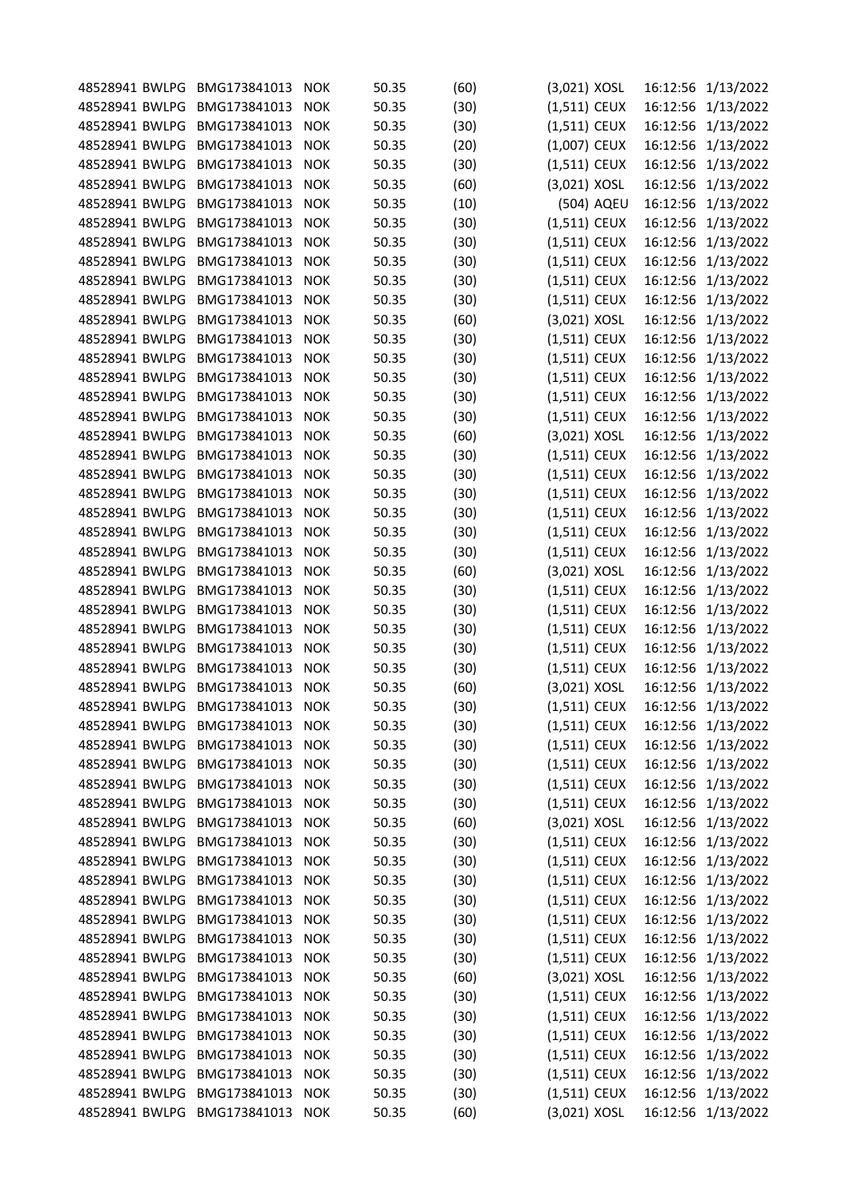| | | | | | | | | | |
|---|---|---|---|---|---|---|---|---|---|
| 48528941 | BWLPG | BMG173841013 | NOK | 50.35 | (60) | (3,021) | XOSL | 16:12:56 | 1/13/2022 |
| 48528941 | BWLPG | BMG173841013 | NOK | 50.35 | (30) | (1,511) | CEUX | 16:12:56 | 1/13/2022 |
| 48528941 | BWLPG | BMG173841013 | NOK | 50.35 | (30) | (1,511) | CEUX | 16:12:56 | 1/13/2022 |
| 48528941 | BWLPG | BMG173841013 | NOK | 50.35 | (20) | (1,007) | CEUX | 16:12:56 | 1/13/2022 |
| 48528941 | BWLPG | BMG173841013 | NOK | 50.35 | (30) | (1,511) | CEUX | 16:12:56 | 1/13/2022 |
| 48528941 | BWLPG | BMG173841013 | NOK | 50.35 | (60) | (3,021) | XOSL | 16:12:56 | 1/13/2022 |
| 48528941 | BWLPG | BMG173841013 | NOK | 50.35 | (10) | (504) | AQEU | 16:12:56 | 1/13/2022 |
| 48528941 | BWLPG | BMG173841013 | NOK | 50.35 | (30) | (1,511) | CEUX | 16:12:56 | 1/13/2022 |
| 48528941 | BWLPG | BMG173841013 | NOK | 50.35 | (30) | (1,511) | CEUX | 16:12:56 | 1/13/2022 |
| 48528941 | BWLPG | BMG173841013 | NOK | 50.35 | (30) | (1,511) | CEUX | 16:12:56 | 1/13/2022 |
| 48528941 | BWLPG | BMG173841013 | NOK | 50.35 | (30) | (1,511) | CEUX | 16:12:56 | 1/13/2022 |
| 48528941 | BWLPG | BMG173841013 | NOK | 50.35 | (30) | (1,511) | CEUX | 16:12:56 | 1/13/2022 |
| 48528941 | BWLPG | BMG173841013 | NOK | 50.35 | (60) | (3,021) | XOSL | 16:12:56 | 1/13/2022 |
| 48528941 | BWLPG | BMG173841013 | NOK | 50.35 | (30) | (1,511) | CEUX | 16:12:56 | 1/13/2022 |
| 48528941 | BWLPG | BMG173841013 | NOK | 50.35 | (30) | (1,511) | CEUX | 16:12:56 | 1/13/2022 |
| 48528941 | BWLPG | BMG173841013 | NOK | 50.35 | (30) | (1,511) | CEUX | 16:12:56 | 1/13/2022 |
| 48528941 | BWLPG | BMG173841013 | NOK | 50.35 | (30) | (1,511) | CEUX | 16:12:56 | 1/13/2022 |
| 48528941 | BWLPG | BMG173841013 | NOK | 50.35 | (30) | (1,511) | CEUX | 16:12:56 | 1/13/2022 |
| 48528941 | BWLPG | BMG173841013 | NOK | 50.35 | (60) | (3,021) | XOSL | 16:12:56 | 1/13/2022 |
| 48528941 | BWLPG | BMG173841013 | NOK | 50.35 | (30) | (1,511) | CEUX | 16:12:56 | 1/13/2022 |
| 48528941 | BWLPG | BMG173841013 | NOK | 50.35 | (30) | (1,511) | CEUX | 16:12:56 | 1/13/2022 |
| 48528941 | BWLPG | BMG173841013 | NOK | 50.35 | (30) | (1,511) | CEUX | 16:12:56 | 1/13/2022 |
| 48528941 | BWLPG | BMG173841013 | NOK | 50.35 | (30) | (1,511) | CEUX | 16:12:56 | 1/13/2022 |
| 48528941 | BWLPG | BMG173841013 | NOK | 50.35 | (30) | (1,511) | CEUX | 16:12:56 | 1/13/2022 |
| 48528941 | BWLPG | BMG173841013 | NOK | 50.35 | (30) | (1,511) | CEUX | 16:12:56 | 1/13/2022 |
| 48528941 | BWLPG | BMG173841013 | NOK | 50.35 | (60) | (3,021) | XOSL | 16:12:56 | 1/13/2022 |
| 48528941 | BWLPG | BMG173841013 | NOK | 50.35 | (30) | (1,511) | CEUX | 16:12:56 | 1/13/2022 |
| 48528941 | BWLPG | BMG173841013 | NOK | 50.35 | (30) | (1,511) | CEUX | 16:12:56 | 1/13/2022 |
| 48528941 | BWLPG | BMG173841013 | NOK | 50.35 | (30) | (1,511) | CEUX | 16:12:56 | 1/13/2022 |
| 48528941 | BWLPG | BMG173841013 | NOK | 50.35 | (30) | (1,511) | CEUX | 16:12:56 | 1/13/2022 |
| 48528941 | BWLPG | BMG173841013 | NOK | 50.35 | (30) | (1,511) | CEUX | 16:12:56 | 1/13/2022 |
| 48528941 | BWLPG | BMG173841013 | NOK | 50.35 | (60) | (3,021) | XOSL | 16:12:56 | 1/13/2022 |
| 48528941 | BWLPG | BMG173841013 | NOK | 50.35 | (30) | (1,511) | CEUX | 16:12:56 | 1/13/2022 |
| 48528941 | BWLPG | BMG173841013 | NOK | 50.35 | (30) | (1,511) | CEUX | 16:12:56 | 1/13/2022 |
| 48528941 | BWLPG | BMG173841013 | NOK | 50.35 | (30) | (1,511) | CEUX | 16:12:56 | 1/13/2022 |
| 48528941 | BWLPG | BMG173841013 | NOK | 50.35 | (30) | (1,511) | CEUX | 16:12:56 | 1/13/2022 |
| 48528941 | BWLPG | BMG173841013 | NOK | 50.35 | (30) | (1,511) | CEUX | 16:12:56 | 1/13/2022 |
| 48528941 | BWLPG | BMG173841013 | NOK | 50.35 | (30) | (1,511) | CEUX | 16:12:56 | 1/13/2022 |
| 48528941 | BWLPG | BMG173841013 | NOK | 50.35 | (60) | (3,021) | XOSL | 16:12:56 | 1/13/2022 |
| 48528941 | BWLPG | BMG173841013 | NOK | 50.35 | (30) | (1,511) | CEUX | 16:12:56 | 1/13/2022 |
| 48528941 | BWLPG | BMG173841013 | NOK | 50.35 | (30) | (1,511) | CEUX | 16:12:56 | 1/13/2022 |
| 48528941 | BWLPG | BMG173841013 | NOK | 50.35 | (30) | (1,511) | CEUX | 16:12:56 | 1/13/2022 |
| 48528941 | BWLPG | BMG173841013 | NOK | 50.35 | (30) | (1,511) | CEUX | 16:12:56 | 1/13/2022 |
| 48528941 | BWLPG | BMG173841013 | NOK | 50.35 | (30) | (1,511) | CEUX | 16:12:56 | 1/13/2022 |
| 48528941 | BWLPG | BMG173841013 | NOK | 50.35 | (30) | (1,511) | CEUX | 16:12:56 | 1/13/2022 |
| 48528941 | BWLPG | BMG173841013 | NOK | 50.35 | (30) | (1,511) | CEUX | 16:12:56 | 1/13/2022 |
| 48528941 | BWLPG | BMG173841013 | NOK | 50.35 | (60) | (3,021) | XOSL | 16:12:56 | 1/13/2022 |
| 48528941 | BWLPG | BMG173841013 | NOK | 50.35 | (30) | (1,511) | CEUX | 16:12:56 | 1/13/2022 |
| 48528941 | BWLPG | BMG173841013 | NOK | 50.35 | (30) | (1,511) | CEUX | 16:12:56 | 1/13/2022 |
| 48528941 | BWLPG | BMG173841013 | NOK | 50.35 | (30) | (1,511) | CEUX | 16:12:56 | 1/13/2022 |
| 48528941 | BWLPG | BMG173841013 | NOK | 50.35 | (30) | (1,511) | CEUX | 16:12:56 | 1/13/2022 |
| 48528941 | BWLPG | BMG173841013 | NOK | 50.35 | (30) | (1,511) | CEUX | 16:12:56 | 1/13/2022 |
| 48528941 | BWLPG | BMG173841013 | NOK | 50.35 | (30) | (1,511) | CEUX | 16:12:56 | 1/13/2022 |
| 48528941 | BWLPG | BMG173841013 | NOK | 50.35 | (60) | (3,021) | XOSL | 16:12:56 | 1/13/2022 |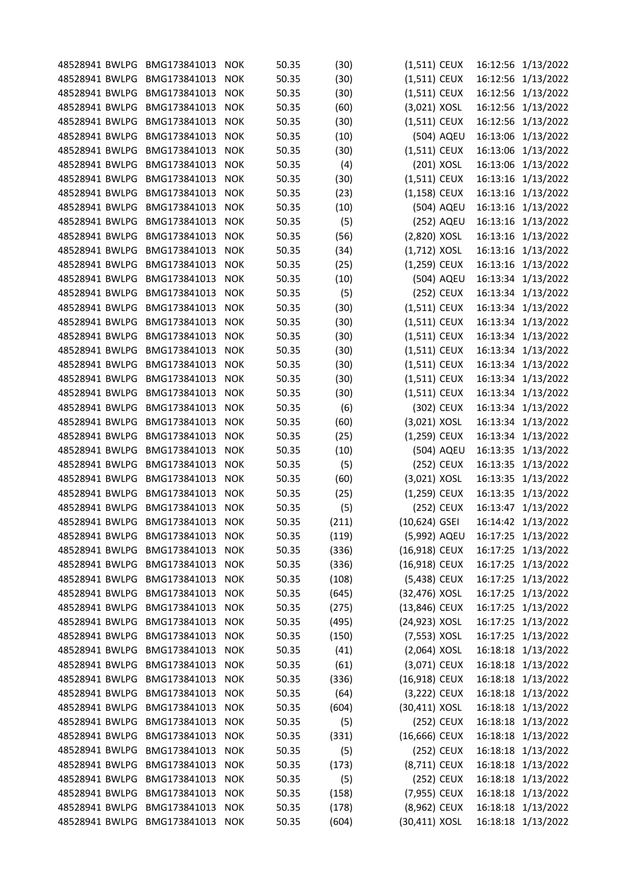| | | | | | | | | | |
|---|---|---|---|---|---|---|---|---|---|
| 48528941 | BWLPG | BMG173841013 | NOK | 50.35 | (30) | (1,511) | CEUX | 16:12:56 | 1/13/2022 |
| 48528941 | BWLPG | BMG173841013 | NOK | 50.35 | (30) | (1,511) | CEUX | 16:12:56 | 1/13/2022 |
| 48528941 | BWLPG | BMG173841013 | NOK | 50.35 | (30) | (1,511) | CEUX | 16:12:56 | 1/13/2022 |
| 48528941 | BWLPG | BMG173841013 | NOK | 50.35 | (60) | (3,021) | XOSL | 16:12:56 | 1/13/2022 |
| 48528941 | BWLPG | BMG173841013 | NOK | 50.35 | (30) | (1,511) | CEUX | 16:12:56 | 1/13/2022 |
| 48528941 | BWLPG | BMG173841013 | NOK | 50.35 | (10) | (504) | AQEU | 16:13:06 | 1/13/2022 |
| 48528941 | BWLPG | BMG173841013 | NOK | 50.35 | (30) | (1,511) | CEUX | 16:13:06 | 1/13/2022 |
| 48528941 | BWLPG | BMG173841013 | NOK | 50.35 | (4) | (201) | XOSL | 16:13:06 | 1/13/2022 |
| 48528941 | BWLPG | BMG173841013 | NOK | 50.35 | (30) | (1,511) | CEUX | 16:13:16 | 1/13/2022 |
| 48528941 | BWLPG | BMG173841013 | NOK | 50.35 | (23) | (1,158) | CEUX | 16:13:16 | 1/13/2022 |
| 48528941 | BWLPG | BMG173841013 | NOK | 50.35 | (10) | (504) | AQEU | 16:13:16 | 1/13/2022 |
| 48528941 | BWLPG | BMG173841013 | NOK | 50.35 | (5) | (252) | AQEU | 16:13:16 | 1/13/2022 |
| 48528941 | BWLPG | BMG173841013 | NOK | 50.35 | (56) | (2,820) | XOSL | 16:13:16 | 1/13/2022 |
| 48528941 | BWLPG | BMG173841013 | NOK | 50.35 | (34) | (1,712) | XOSL | 16:13:16 | 1/13/2022 |
| 48528941 | BWLPG | BMG173841013 | NOK | 50.35 | (25) | (1,259) | CEUX | 16:13:16 | 1/13/2022 |
| 48528941 | BWLPG | BMG173841013 | NOK | 50.35 | (10) | (504) | AQEU | 16:13:34 | 1/13/2022 |
| 48528941 | BWLPG | BMG173841013 | NOK | 50.35 | (5) | (252) | CEUX | 16:13:34 | 1/13/2022 |
| 48528941 | BWLPG | BMG173841013 | NOK | 50.35 | (30) | (1,511) | CEUX | 16:13:34 | 1/13/2022 |
| 48528941 | BWLPG | BMG173841013 | NOK | 50.35 | (30) | (1,511) | CEUX | 16:13:34 | 1/13/2022 |
| 48528941 | BWLPG | BMG173841013 | NOK | 50.35 | (30) | (1,511) | CEUX | 16:13:34 | 1/13/2022 |
| 48528941 | BWLPG | BMG173841013 | NOK | 50.35 | (30) | (1,511) | CEUX | 16:13:34 | 1/13/2022 |
| 48528941 | BWLPG | BMG173841013 | NOK | 50.35 | (30) | (1,511) | CEUX | 16:13:34 | 1/13/2022 |
| 48528941 | BWLPG | BMG173841013 | NOK | 50.35 | (30) | (1,511) | CEUX | 16:13:34 | 1/13/2022 |
| 48528941 | BWLPG | BMG173841013 | NOK | 50.35 | (30) | (1,511) | CEUX | 16:13:34 | 1/13/2022 |
| 48528941 | BWLPG | BMG173841013 | NOK | 50.35 | (6) | (302) | CEUX | 16:13:34 | 1/13/2022 |
| 48528941 | BWLPG | BMG173841013 | NOK | 50.35 | (60) | (3,021) | XOSL | 16:13:34 | 1/13/2022 |
| 48528941 | BWLPG | BMG173841013 | NOK | 50.35 | (25) | (1,259) | CEUX | 16:13:34 | 1/13/2022 |
| 48528941 | BWLPG | BMG173841013 | NOK | 50.35 | (10) | (504) | AQEU | 16:13:35 | 1/13/2022 |
| 48528941 | BWLPG | BMG173841013 | NOK | 50.35 | (5) | (252) | CEUX | 16:13:35 | 1/13/2022 |
| 48528941 | BWLPG | BMG173841013 | NOK | 50.35 | (60) | (3,021) | XOSL | 16:13:35 | 1/13/2022 |
| 48528941 | BWLPG | BMG173841013 | NOK | 50.35 | (25) | (1,259) | CEUX | 16:13:35 | 1/13/2022 |
| 48528941 | BWLPG | BMG173841013 | NOK | 50.35 | (5) | (252) | CEUX | 16:13:47 | 1/13/2022 |
| 48528941 | BWLPG | BMG173841013 | NOK | 50.35 | (211) | (10,624) | GSEI | 16:14:42 | 1/13/2022 |
| 48528941 | BWLPG | BMG173841013 | NOK | 50.35 | (119) | (5,992) | AQEU | 16:17:25 | 1/13/2022 |
| 48528941 | BWLPG | BMG173841013 | NOK | 50.35 | (336) | (16,918) | CEUX | 16:17:25 | 1/13/2022 |
| 48528941 | BWLPG | BMG173841013 | NOK | 50.35 | (336) | (16,918) | CEUX | 16:17:25 | 1/13/2022 |
| 48528941 | BWLPG | BMG173841013 | NOK | 50.35 | (108) | (5,438) | CEUX | 16:17:25 | 1/13/2022 |
| 48528941 | BWLPG | BMG173841013 | NOK | 50.35 | (645) | (32,476) | XOSL | 16:17:25 | 1/13/2022 |
| 48528941 | BWLPG | BMG173841013 | NOK | 50.35 | (275) | (13,846) | CEUX | 16:17:25 | 1/13/2022 |
| 48528941 | BWLPG | BMG173841013 | NOK | 50.35 | (495) | (24,923) | XOSL | 16:17:25 | 1/13/2022 |
| 48528941 | BWLPG | BMG173841013 | NOK | 50.35 | (150) | (7,553) | XOSL | 16:17:25 | 1/13/2022 |
| 48528941 | BWLPG | BMG173841013 | NOK | 50.35 | (41) | (2,064) | XOSL | 16:18:18 | 1/13/2022 |
| 48528941 | BWLPG | BMG173841013 | NOK | 50.35 | (61) | (3,071) | CEUX | 16:18:18 | 1/13/2022 |
| 48528941 | BWLPG | BMG173841013 | NOK | 50.35 | (336) | (16,918) | CEUX | 16:18:18 | 1/13/2022 |
| 48528941 | BWLPG | BMG173841013 | NOK | 50.35 | (64) | (3,222) | CEUX | 16:18:18 | 1/13/2022 |
| 48528941 | BWLPG | BMG173841013 | NOK | 50.35 | (604) | (30,411) | XOSL | 16:18:18 | 1/13/2022 |
| 48528941 | BWLPG | BMG173841013 | NOK | 50.35 | (5) | (252) | CEUX | 16:18:18 | 1/13/2022 |
| 48528941 | BWLPG | BMG173841013 | NOK | 50.35 | (331) | (16,666) | CEUX | 16:18:18 | 1/13/2022 |
| 48528941 | BWLPG | BMG173841013 | NOK | 50.35 | (5) | (252) | CEUX | 16:18:18 | 1/13/2022 |
| 48528941 | BWLPG | BMG173841013 | NOK | 50.35 | (173) | (8,711) | CEUX | 16:18:18 | 1/13/2022 |
| 48528941 | BWLPG | BMG173841013 | NOK | 50.35 | (5) | (252) | CEUX | 16:18:18 | 1/13/2022 |
| 48528941 | BWLPG | BMG173841013 | NOK | 50.35 | (158) | (7,955) | CEUX | 16:18:18 | 1/13/2022 |
| 48528941 | BWLPG | BMG173841013 | NOK | 50.35 | (178) | (8,962) | CEUX | 16:18:18 | 1/13/2022 |
| 48528941 | BWLPG | BMG173841013 | NOK | 50.35 | (604) | (30,411) | XOSL | 16:18:18 | 1/13/2022 |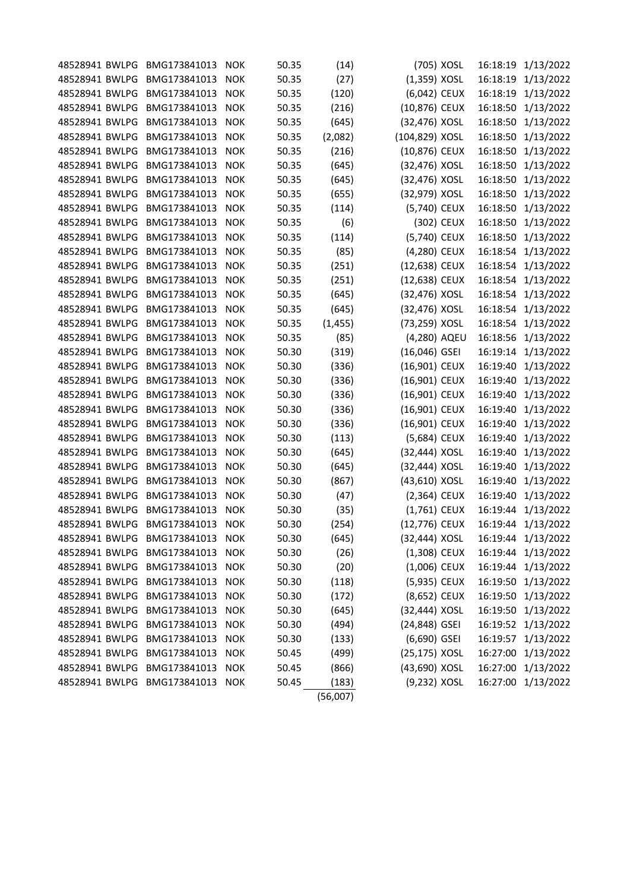| | | | | | | | | | |
|---|---|---|---|---|---|---|---|---|---|
| 48528941 | BWLPG | BMG173841013 | NOK | 50.35 | (14) | (705) | XOSL | 16:18:19 | 1/13/2022 |
| 48528941 | BWLPG | BMG173841013 | NOK | 50.35 | (27) | (1,359) | XOSL | 16:18:19 | 1/13/2022 |
| 48528941 | BWLPG | BMG173841013 | NOK | 50.35 | (120) | (6,042) | CEUX | 16:18:19 | 1/13/2022 |
| 48528941 | BWLPG | BMG173841013 | NOK | 50.35 | (216) | (10,876) | CEUX | 16:18:50 | 1/13/2022 |
| 48528941 | BWLPG | BMG173841013 | NOK | 50.35 | (645) | (32,476) | XOSL | 16:18:50 | 1/13/2022 |
| 48528941 | BWLPG | BMG173841013 | NOK | 50.35 | (2,082) | (104,829) | XOSL | 16:18:50 | 1/13/2022 |
| 48528941 | BWLPG | BMG173841013 | NOK | 50.35 | (216) | (10,876) | CEUX | 16:18:50 | 1/13/2022 |
| 48528941 | BWLPG | BMG173841013 | NOK | 50.35 | (645) | (32,476) | XOSL | 16:18:50 | 1/13/2022 |
| 48528941 | BWLPG | BMG173841013 | NOK | 50.35 | (645) | (32,476) | XOSL | 16:18:50 | 1/13/2022 |
| 48528941 | BWLPG | BMG173841013 | NOK | 50.35 | (655) | (32,979) | XOSL | 16:18:50 | 1/13/2022 |
| 48528941 | BWLPG | BMG173841013 | NOK | 50.35 | (114) | (5,740) | CEUX | 16:18:50 | 1/13/2022 |
| 48528941 | BWLPG | BMG173841013 | NOK | 50.35 | (6) | (302) | CEUX | 16:18:50 | 1/13/2022 |
| 48528941 | BWLPG | BMG173841013 | NOK | 50.35 | (114) | (5,740) | CEUX | 16:18:50 | 1/13/2022 |
| 48528941 | BWLPG | BMG173841013 | NOK | 50.35 | (85) | (4,280) | CEUX | 16:18:54 | 1/13/2022 |
| 48528941 | BWLPG | BMG173841013 | NOK | 50.35 | (251) | (12,638) | CEUX | 16:18:54 | 1/13/2022 |
| 48528941 | BWLPG | BMG173841013 | NOK | 50.35 | (251) | (12,638) | CEUX | 16:18:54 | 1/13/2022 |
| 48528941 | BWLPG | BMG173841013 | NOK | 50.35 | (645) | (32,476) | XOSL | 16:18:54 | 1/13/2022 |
| 48528941 | BWLPG | BMG173841013 | NOK | 50.35 | (645) | (32,476) | XOSL | 16:18:54 | 1/13/2022 |
| 48528941 | BWLPG | BMG173841013 | NOK | 50.35 | (1,455) | (73,259) | XOSL | 16:18:54 | 1/13/2022 |
| 48528941 | BWLPG | BMG173841013 | NOK | 50.35 | (85) | (4,280) | AQEU | 16:18:56 | 1/13/2022 |
| 48528941 | BWLPG | BMG173841013 | NOK | 50.30 | (319) | (16,046) | GSEI | 16:19:14 | 1/13/2022 |
| 48528941 | BWLPG | BMG173841013 | NOK | 50.30 | (336) | (16,901) | CEUX | 16:19:40 | 1/13/2022 |
| 48528941 | BWLPG | BMG173841013 | NOK | 50.30 | (336) | (16,901) | CEUX | 16:19:40 | 1/13/2022 |
| 48528941 | BWLPG | BMG173841013 | NOK | 50.30 | (336) | (16,901) | CEUX | 16:19:40 | 1/13/2022 |
| 48528941 | BWLPG | BMG173841013 | NOK | 50.30 | (336) | (16,901) | CEUX | 16:19:40 | 1/13/2022 |
| 48528941 | BWLPG | BMG173841013 | NOK | 50.30 | (336) | (16,901) | CEUX | 16:19:40 | 1/13/2022 |
| 48528941 | BWLPG | BMG173841013 | NOK | 50.30 | (113) | (5,684) | CEUX | 16:19:40 | 1/13/2022 |
| 48528941 | BWLPG | BMG173841013 | NOK | 50.30 | (645) | (32,444) | XOSL | 16:19:40 | 1/13/2022 |
| 48528941 | BWLPG | BMG173841013 | NOK | 50.30 | (645) | (32,444) | XOSL | 16:19:40 | 1/13/2022 |
| 48528941 | BWLPG | BMG173841013 | NOK | 50.30 | (867) | (43,610) | XOSL | 16:19:40 | 1/13/2022 |
| 48528941 | BWLPG | BMG173841013 | NOK | 50.30 | (47) | (2,364) | CEUX | 16:19:40 | 1/13/2022 |
| 48528941 | BWLPG | BMG173841013 | NOK | 50.30 | (35) | (1,761) | CEUX | 16:19:44 | 1/13/2022 |
| 48528941 | BWLPG | BMG173841013 | NOK | 50.30 | (254) | (12,776) | CEUX | 16:19:44 | 1/13/2022 |
| 48528941 | BWLPG | BMG173841013 | NOK | 50.30 | (645) | (32,444) | XOSL | 16:19:44 | 1/13/2022 |
| 48528941 | BWLPG | BMG173841013 | NOK | 50.30 | (26) | (1,308) | CEUX | 16:19:44 | 1/13/2022 |
| 48528941 | BWLPG | BMG173841013 | NOK | 50.30 | (20) | (1,006) | CEUX | 16:19:44 | 1/13/2022 |
| 48528941 | BWLPG | BMG173841013 | NOK | 50.30 | (118) | (5,935) | CEUX | 16:19:50 | 1/13/2022 |
| 48528941 | BWLPG | BMG173841013 | NOK | 50.30 | (172) | (8,652) | CEUX | 16:19:50 | 1/13/2022 |
| 48528941 | BWLPG | BMG173841013 | NOK | 50.30 | (645) | (32,444) | XOSL | 16:19:50 | 1/13/2022 |
| 48528941 | BWLPG | BMG173841013 | NOK | 50.30 | (494) | (24,848) | GSEI | 16:19:52 | 1/13/2022 |
| 48528941 | BWLPG | BMG173841013 | NOK | 50.30 | (133) | (6,690) | GSEI | 16:19:57 | 1/13/2022 |
| 48528941 | BWLPG | BMG173841013 | NOK | 50.45 | (499) | (25,175) | XOSL | 16:27:00 | 1/13/2022 |
| 48528941 | BWLPG | BMG173841013 | NOK | 50.45 | (866) | (43,690) | XOSL | 16:27:00 | 1/13/2022 |
| 48528941 | BWLPG | BMG173841013 | NOK | 50.45 | (183) | (9,232) | XOSL | 16:27:00 | 1/13/2022 |
| | | | | | (56,007) | | | | |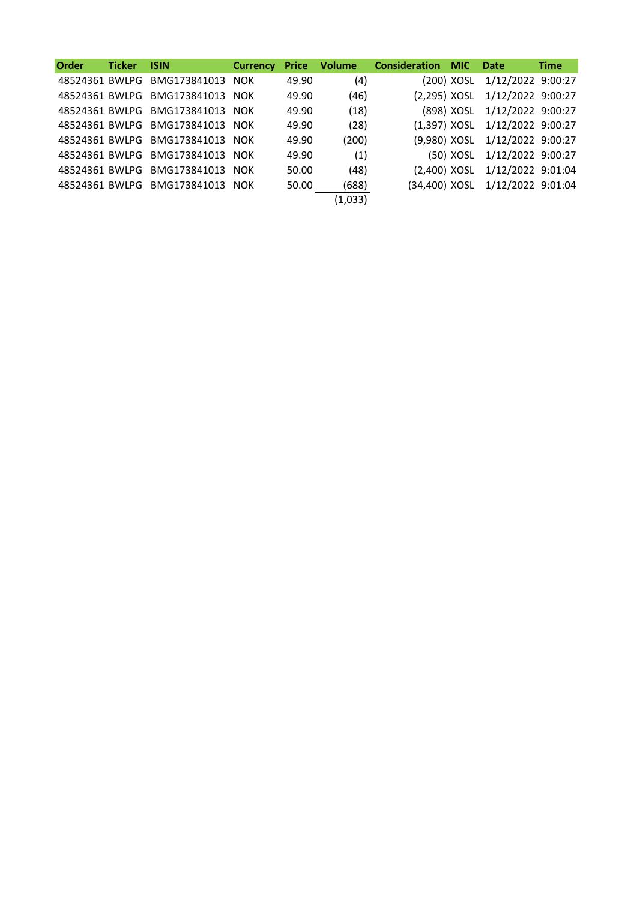| Order | Ticker | ISIN | Currency | Price | Volume | Consideration | MIC | Date | Time |
|---|---|---|---|---|---|---|---|---|---|
| 48524361 | BWLPG | BMG173841013 | NOK | 49.90 | (4) | (200) | XOSL | 1/12/2022 | 9:00:27 |
| 48524361 | BWLPG | BMG173841013 | NOK | 49.90 | (46) | (2,295) | XOSL | 1/12/2022 | 9:00:27 |
| 48524361 | BWLPG | BMG173841013 | NOK | 49.90 | (18) | (898) | XOSL | 1/12/2022 | 9:00:27 |
| 48524361 | BWLPG | BMG173841013 | NOK | 49.90 | (28) | (1,397) | XOSL | 1/12/2022 | 9:00:27 |
| 48524361 | BWLPG | BMG173841013 | NOK | 49.90 | (200) | (9,980) | XOSL | 1/12/2022 | 9:00:27 |
| 48524361 | BWLPG | BMG173841013 | NOK | 49.90 | (1) | (50) | XOSL | 1/12/2022 | 9:00:27 |
| 48524361 | BWLPG | BMG173841013 | NOK | 50.00 | (48) | (2,400) | XOSL | 1/12/2022 | 9:01:04 |
| 48524361 | BWLPG | BMG173841013 | NOK | 50.00 | (688) | (34,400) | XOSL | 1/12/2022 | 9:01:04 |
| | | | | | (1,033) | | | | |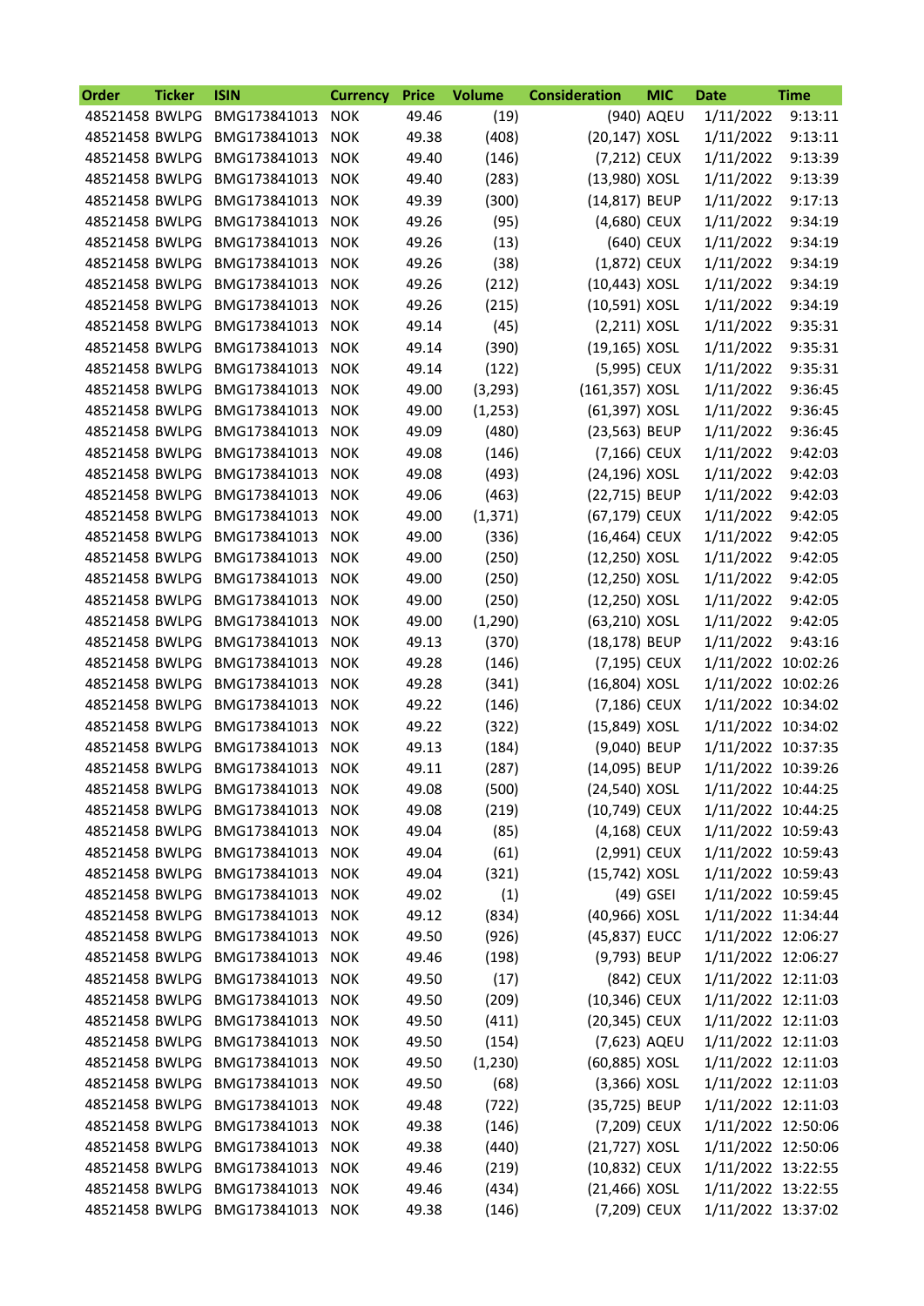| Order | Ticker | ISIN | Currency | Price | Volume | Consideration | MIC | Date | Time |
|---|---|---|---|---|---|---|---|---|---|
| 48521458 | BWLPG | BMG173841013 | NOK | 49.46 | (19) | (940) | AQEU | 1/11/2022 | 9:13:11 |
| 48521458 | BWLPG | BMG173841013 | NOK | 49.38 | (408) | (20,147) | XOSL | 1/11/2022 | 9:13:11 |
| 48521458 | BWLPG | BMG173841013 | NOK | 49.40 | (146) | (7,212) | CEUX | 1/11/2022 | 9:13:39 |
| 48521458 | BWLPG | BMG173841013 | NOK | 49.40 | (283) | (13,980) | XOSL | 1/11/2022 | 9:13:39 |
| 48521458 | BWLPG | BMG173841013 | NOK | 49.39 | (300) | (14,817) | BEUP | 1/11/2022 | 9:17:13 |
| 48521458 | BWLPG | BMG173841013 | NOK | 49.26 | (95) | (4,680) | CEUX | 1/11/2022 | 9:34:19 |
| 48521458 | BWLPG | BMG173841013 | NOK | 49.26 | (13) | (640) | CEUX | 1/11/2022 | 9:34:19 |
| 48521458 | BWLPG | BMG173841013 | NOK | 49.26 | (38) | (1,872) | CEUX | 1/11/2022 | 9:34:19 |
| 48521458 | BWLPG | BMG173841013 | NOK | 49.26 | (212) | (10,443) | XOSL | 1/11/2022 | 9:34:19 |
| 48521458 | BWLPG | BMG173841013 | NOK | 49.26 | (215) | (10,591) | XOSL | 1/11/2022 | 9:34:19 |
| 48521458 | BWLPG | BMG173841013 | NOK | 49.14 | (45) | (2,211) | XOSL | 1/11/2022 | 9:35:31 |
| 48521458 | BWLPG | BMG173841013 | NOK | 49.14 | (390) | (19,165) | XOSL | 1/11/2022 | 9:35:31 |
| 48521458 | BWLPG | BMG173841013 | NOK | 49.14 | (122) | (5,995) | CEUX | 1/11/2022 | 9:35:31 |
| 48521458 | BWLPG | BMG173841013 | NOK | 49.00 | (3,293) | (161,357) | XOSL | 1/11/2022 | 9:36:45 |
| 48521458 | BWLPG | BMG173841013 | NOK | 49.00 | (1,253) | (61,397) | XOSL | 1/11/2022 | 9:36:45 |
| 48521458 | BWLPG | BMG173841013 | NOK | 49.09 | (480) | (23,563) | BEUP | 1/11/2022 | 9:36:45 |
| 48521458 | BWLPG | BMG173841013 | NOK | 49.08 | (146) | (7,166) | CEUX | 1/11/2022 | 9:42:03 |
| 48521458 | BWLPG | BMG173841013 | NOK | 49.08 | (493) | (24,196) | XOSL | 1/11/2022 | 9:42:03 |
| 48521458 | BWLPG | BMG173841013 | NOK | 49.06 | (463) | (22,715) | BEUP | 1/11/2022 | 9:42:03 |
| 48521458 | BWLPG | BMG173841013 | NOK | 49.00 | (1,371) | (67,179) | CEUX | 1/11/2022 | 9:42:05 |
| 48521458 | BWLPG | BMG173841013 | NOK | 49.00 | (336) | (16,464) | CEUX | 1/11/2022 | 9:42:05 |
| 48521458 | BWLPG | BMG173841013 | NOK | 49.00 | (250) | (12,250) | XOSL | 1/11/2022 | 9:42:05 |
| 48521458 | BWLPG | BMG173841013 | NOK | 49.00 | (250) | (12,250) | XOSL | 1/11/2022 | 9:42:05 |
| 48521458 | BWLPG | BMG173841013 | NOK | 49.00 | (250) | (12,250) | XOSL | 1/11/2022 | 9:42:05 |
| 48521458 | BWLPG | BMG173841013 | NOK | 49.00 | (1,290) | (63,210) | XOSL | 1/11/2022 | 9:42:05 |
| 48521458 | BWLPG | BMG173841013 | NOK | 49.13 | (370) | (18,178) | BEUP | 1/11/2022 | 9:43:16 |
| 48521458 | BWLPG | BMG173841013 | NOK | 49.28 | (146) | (7,195) | CEUX | 1/11/2022 | 10:02:26 |
| 48521458 | BWLPG | BMG173841013 | NOK | 49.28 | (341) | (16,804) | XOSL | 1/11/2022 | 10:02:26 |
| 48521458 | BWLPG | BMG173841013 | NOK | 49.22 | (146) | (7,186) | CEUX | 1/11/2022 | 10:34:02 |
| 48521458 | BWLPG | BMG173841013 | NOK | 49.22 | (322) | (15,849) | XOSL | 1/11/2022 | 10:34:02 |
| 48521458 | BWLPG | BMG173841013 | NOK | 49.13 | (184) | (9,040) | BEUP | 1/11/2022 | 10:37:35 |
| 48521458 | BWLPG | BMG173841013 | NOK | 49.11 | (287) | (14,095) | BEUP | 1/11/2022 | 10:39:26 |
| 48521458 | BWLPG | BMG173841013 | NOK | 49.08 | (500) | (24,540) | XOSL | 1/11/2022 | 10:44:25 |
| 48521458 | BWLPG | BMG173841013 | NOK | 49.08 | (219) | (10,749) | CEUX | 1/11/2022 | 10:44:25 |
| 48521458 | BWLPG | BMG173841013 | NOK | 49.04 | (85) | (4,168) | CEUX | 1/11/2022 | 10:59:43 |
| 48521458 | BWLPG | BMG173841013 | NOK | 49.04 | (61) | (2,991) | CEUX | 1/11/2022 | 10:59:43 |
| 48521458 | BWLPG | BMG173841013 | NOK | 49.04 | (321) | (15,742) | XOSL | 1/11/2022 | 10:59:43 |
| 48521458 | BWLPG | BMG173841013 | NOK | 49.02 | (1) | (49) | GSEI | 1/11/2022 | 10:59:45 |
| 48521458 | BWLPG | BMG173841013 | NOK | 49.12 | (834) | (40,966) | XOSL | 1/11/2022 | 11:34:44 |
| 48521458 | BWLPG | BMG173841013 | NOK | 49.50 | (926) | (45,837) | EUCC | 1/11/2022 | 12:06:27 |
| 48521458 | BWLPG | BMG173841013 | NOK | 49.46 | (198) | (9,793) | BEUP | 1/11/2022 | 12:06:27 |
| 48521458 | BWLPG | BMG173841013 | NOK | 49.50 | (17) | (842) | CEUX | 1/11/2022 | 12:11:03 |
| 48521458 | BWLPG | BMG173841013 | NOK | 49.50 | (209) | (10,346) | CEUX | 1/11/2022 | 12:11:03 |
| 48521458 | BWLPG | BMG173841013 | NOK | 49.50 | (411) | (20,345) | CEUX | 1/11/2022 | 12:11:03 |
| 48521458 | BWLPG | BMG173841013 | NOK | 49.50 | (154) | (7,623) | AQEU | 1/11/2022 | 12:11:03 |
| 48521458 | BWLPG | BMG173841013 | NOK | 49.50 | (1,230) | (60,885) | XOSL | 1/11/2022 | 12:11:03 |
| 48521458 | BWLPG | BMG173841013 | NOK | 49.50 | (68) | (3,366) | XOSL | 1/11/2022 | 12:11:03 |
| 48521458 | BWLPG | BMG173841013 | NOK | 49.48 | (722) | (35,725) | BEUP | 1/11/2022 | 12:11:03 |
| 48521458 | BWLPG | BMG173841013 | NOK | 49.38 | (146) | (7,209) | CEUX | 1/11/2022 | 12:50:06 |
| 48521458 | BWLPG | BMG173841013 | NOK | 49.38 | (440) | (21,727) | XOSL | 1/11/2022 | 12:50:06 |
| 48521458 | BWLPG | BMG173841013 | NOK | 49.46 | (219) | (10,832) | CEUX | 1/11/2022 | 13:22:55 |
| 48521458 | BWLPG | BMG173841013 | NOK | 49.46 | (434) | (21,466) | XOSL | 1/11/2022 | 13:22:55 |
| 48521458 | BWLPG | BMG173841013 | NOK | 49.38 | (146) | (7,209) | CEUX | 1/11/2022 | 13:37:02 |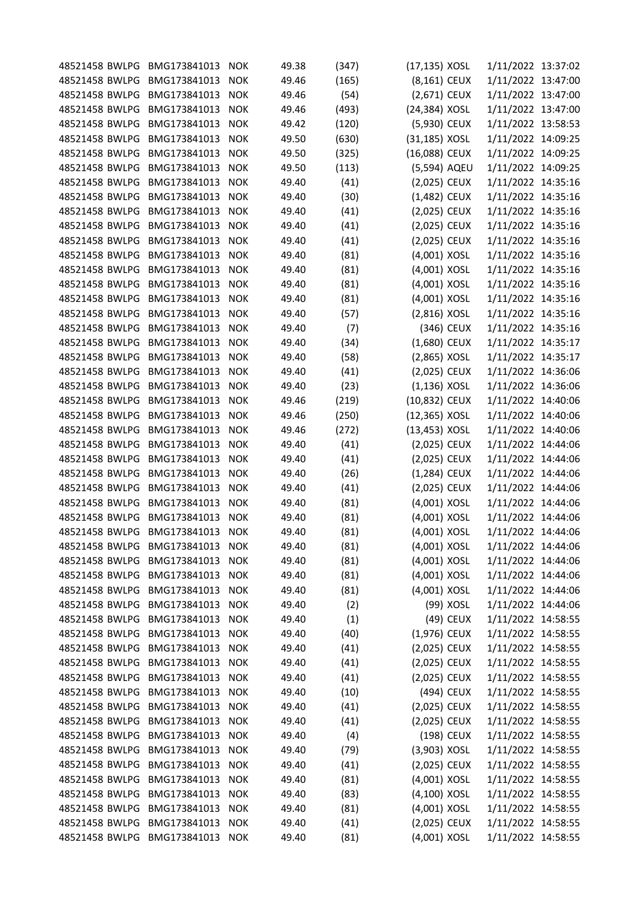| | | | | | | | | | |
|---|---|---|---|---|---|---|---|---|---|
| 48521458 | BWLPG | BMG173841013 | NOK | 49.38 | (347) | (17,135) | XOSL | 1/11/2022 | 13:37:02 |
| 48521458 | BWLPG | BMG173841013 | NOK | 49.46 | (165) | (8,161) | CEUX | 1/11/2022 | 13:47:00 |
| 48521458 | BWLPG | BMG173841013 | NOK | 49.46 | (54) | (2,671) | CEUX | 1/11/2022 | 13:47:00 |
| 48521458 | BWLPG | BMG173841013 | NOK | 49.46 | (493) | (24,384) | XOSL | 1/11/2022 | 13:47:00 |
| 48521458 | BWLPG | BMG173841013 | NOK | 49.42 | (120) | (5,930) | CEUX | 1/11/2022 | 13:58:53 |
| 48521458 | BWLPG | BMG173841013 | NOK | 49.50 | (630) | (31,185) | XOSL | 1/11/2022 | 14:09:25 |
| 48521458 | BWLPG | BMG173841013 | NOK | 49.50 | (325) | (16,088) | CEUX | 1/11/2022 | 14:09:25 |
| 48521458 | BWLPG | BMG173841013 | NOK | 49.50 | (113) | (5,594) | AQEU | 1/11/2022 | 14:09:25 |
| 48521458 | BWLPG | BMG173841013 | NOK | 49.40 | (41) | (2,025) | CEUX | 1/11/2022 | 14:35:16 |
| 48521458 | BWLPG | BMG173841013 | NOK | 49.40 | (30) | (1,482) | CEUX | 1/11/2022 | 14:35:16 |
| 48521458 | BWLPG | BMG173841013 | NOK | 49.40 | (41) | (2,025) | CEUX | 1/11/2022 | 14:35:16 |
| 48521458 | BWLPG | BMG173841013 | NOK | 49.40 | (41) | (2,025) | CEUX | 1/11/2022 | 14:35:16 |
| 48521458 | BWLPG | BMG173841013 | NOK | 49.40 | (41) | (2,025) | CEUX | 1/11/2022 | 14:35:16 |
| 48521458 | BWLPG | BMG173841013 | NOK | 49.40 | (81) | (4,001) | XOSL | 1/11/2022 | 14:35:16 |
| 48521458 | BWLPG | BMG173841013 | NOK | 49.40 | (81) | (4,001) | XOSL | 1/11/2022 | 14:35:16 |
| 48521458 | BWLPG | BMG173841013 | NOK | 49.40 | (81) | (4,001) | XOSL | 1/11/2022 | 14:35:16 |
| 48521458 | BWLPG | BMG173841013 | NOK | 49.40 | (81) | (4,001) | XOSL | 1/11/2022 | 14:35:16 |
| 48521458 | BWLPG | BMG173841013 | NOK | 49.40 | (57) | (2,816) | XOSL | 1/11/2022 | 14:35:16 |
| 48521458 | BWLPG | BMG173841013 | NOK | 49.40 | (7) | (346) | CEUX | 1/11/2022 | 14:35:16 |
| 48521458 | BWLPG | BMG173841013 | NOK | 49.40 | (34) | (1,680) | CEUX | 1/11/2022 | 14:35:17 |
| 48521458 | BWLPG | BMG173841013 | NOK | 49.40 | (58) | (2,865) | XOSL | 1/11/2022 | 14:35:17 |
| 48521458 | BWLPG | BMG173841013 | NOK | 49.40 | (41) | (2,025) | CEUX | 1/11/2022 | 14:36:06 |
| 48521458 | BWLPG | BMG173841013 | NOK | 49.40 | (23) | (1,136) | XOSL | 1/11/2022 | 14:36:06 |
| 48521458 | BWLPG | BMG173841013 | NOK | 49.46 | (219) | (10,832) | CEUX | 1/11/2022 | 14:40:06 |
| 48521458 | BWLPG | BMG173841013 | NOK | 49.46 | (250) | (12,365) | XOSL | 1/11/2022 | 14:40:06 |
| 48521458 | BWLPG | BMG173841013 | NOK | 49.46 | (272) | (13,453) | XOSL | 1/11/2022 | 14:40:06 |
| 48521458 | BWLPG | BMG173841013 | NOK | 49.40 | (41) | (2,025) | CEUX | 1/11/2022 | 14:44:06 |
| 48521458 | BWLPG | BMG173841013 | NOK | 49.40 | (41) | (2,025) | CEUX | 1/11/2022 | 14:44:06 |
| 48521458 | BWLPG | BMG173841013 | NOK | 49.40 | (26) | (1,284) | CEUX | 1/11/2022 | 14:44:06 |
| 48521458 | BWLPG | BMG173841013 | NOK | 49.40 | (41) | (2,025) | CEUX | 1/11/2022 | 14:44:06 |
| 48521458 | BWLPG | BMG173841013 | NOK | 49.40 | (81) | (4,001) | XOSL | 1/11/2022 | 14:44:06 |
| 48521458 | BWLPG | BMG173841013 | NOK | 49.40 | (81) | (4,001) | XOSL | 1/11/2022 | 14:44:06 |
| 48521458 | BWLPG | BMG173841013 | NOK | 49.40 | (81) | (4,001) | XOSL | 1/11/2022 | 14:44:06 |
| 48521458 | BWLPG | BMG173841013 | NOK | 49.40 | (81) | (4,001) | XOSL | 1/11/2022 | 14:44:06 |
| 48521458 | BWLPG | BMG173841013 | NOK | 49.40 | (81) | (4,001) | XOSL | 1/11/2022 | 14:44:06 |
| 48521458 | BWLPG | BMG173841013 | NOK | 49.40 | (81) | (4,001) | XOSL | 1/11/2022 | 14:44:06 |
| 48521458 | BWLPG | BMG173841013 | NOK | 49.40 | (81) | (4,001) | XOSL | 1/11/2022 | 14:44:06 |
| 48521458 | BWLPG | BMG173841013 | NOK | 49.40 | (2) | (99) | XOSL | 1/11/2022 | 14:44:06 |
| 48521458 | BWLPG | BMG173841013 | NOK | 49.40 | (1) | (49) | CEUX | 1/11/2022 | 14:58:55 |
| 48521458 | BWLPG | BMG173841013 | NOK | 49.40 | (40) | (1,976) | CEUX | 1/11/2022 | 14:58:55 |
| 48521458 | BWLPG | BMG173841013 | NOK | 49.40 | (41) | (2,025) | CEUX | 1/11/2022 | 14:58:55 |
| 48521458 | BWLPG | BMG173841013 | NOK | 49.40 | (41) | (2,025) | CEUX | 1/11/2022 | 14:58:55 |
| 48521458 | BWLPG | BMG173841013 | NOK | 49.40 | (41) | (2,025) | CEUX | 1/11/2022 | 14:58:55 |
| 48521458 | BWLPG | BMG173841013 | NOK | 49.40 | (10) | (494) | CEUX | 1/11/2022 | 14:58:55 |
| 48521458 | BWLPG | BMG173841013 | NOK | 49.40 | (41) | (2,025) | CEUX | 1/11/2022 | 14:58:55 |
| 48521458 | BWLPG | BMG173841013 | NOK | 49.40 | (41) | (2,025) | CEUX | 1/11/2022 | 14:58:55 |
| 48521458 | BWLPG | BMG173841013 | NOK | 49.40 | (4) | (198) | CEUX | 1/11/2022 | 14:58:55 |
| 48521458 | BWLPG | BMG173841013 | NOK | 49.40 | (79) | (3,903) | XOSL | 1/11/2022 | 14:58:55 |
| 48521458 | BWLPG | BMG173841013 | NOK | 49.40 | (41) | (2,025) | CEUX | 1/11/2022 | 14:58:55 |
| 48521458 | BWLPG | BMG173841013 | NOK | 49.40 | (81) | (4,001) | XOSL | 1/11/2022 | 14:58:55 |
| 48521458 | BWLPG | BMG173841013 | NOK | 49.40 | (83) | (4,100) | XOSL | 1/11/2022 | 14:58:55 |
| 48521458 | BWLPG | BMG173841013 | NOK | 49.40 | (81) | (4,001) | XOSL | 1/11/2022 | 14:58:55 |
| 48521458 | BWLPG | BMG173841013 | NOK | 49.40 | (41) | (2,025) | CEUX | 1/11/2022 | 14:58:55 |
| 48521458 | BWLPG | BMG173841013 | NOK | 49.40 | (81) | (4,001) | XOSL | 1/11/2022 | 14:58:55 |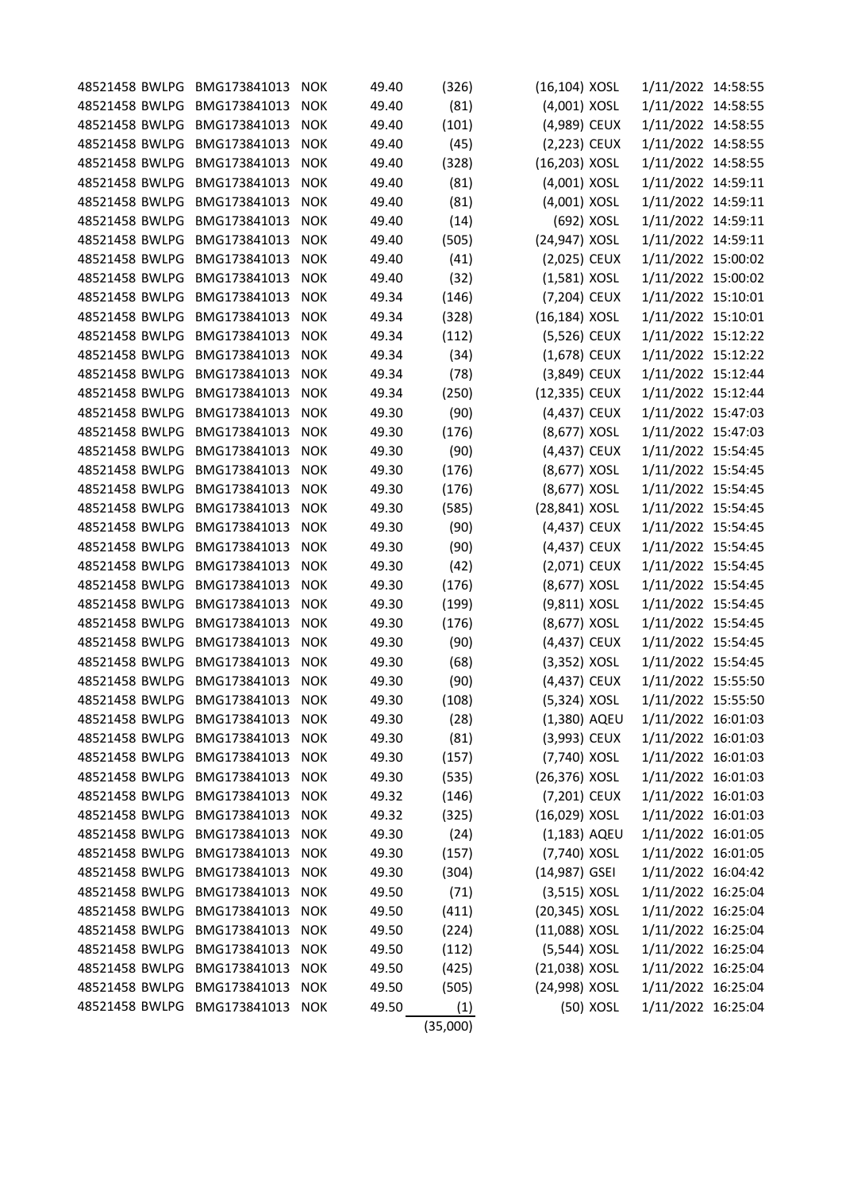| | | | | | | | | | |
|---|---|---|---|---|---|---|---|---|---|
| 48521458 | BWLPG | BMG173841013 | NOK | 49.40 | (326) | (16,104) | XOSL | 1/11/2022 | 14:58:55 |
| 48521458 | BWLPG | BMG173841013 | NOK | 49.40 | (81) | (4,001) | XOSL | 1/11/2022 | 14:58:55 |
| 48521458 | BWLPG | BMG173841013 | NOK | 49.40 | (101) | (4,989) | CEUX | 1/11/2022 | 14:58:55 |
| 48521458 | BWLPG | BMG173841013 | NOK | 49.40 | (45) | (2,223) | CEUX | 1/11/2022 | 14:58:55 |
| 48521458 | BWLPG | BMG173841013 | NOK | 49.40 | (328) | (16,203) | XOSL | 1/11/2022 | 14:58:55 |
| 48521458 | BWLPG | BMG173841013 | NOK | 49.40 | (81) | (4,001) | XOSL | 1/11/2022 | 14:59:11 |
| 48521458 | BWLPG | BMG173841013 | NOK | 49.40 | (81) | (4,001) | XOSL | 1/11/2022 | 14:59:11 |
| 48521458 | BWLPG | BMG173841013 | NOK | 49.40 | (14) | (692) | XOSL | 1/11/2022 | 14:59:11 |
| 48521458 | BWLPG | BMG173841013 | NOK | 49.40 | (505) | (24,947) | XOSL | 1/11/2022 | 14:59:11 |
| 48521458 | BWLPG | BMG173841013 | NOK | 49.40 | (41) | (2,025) | CEUX | 1/11/2022 | 15:00:02 |
| 48521458 | BWLPG | BMG173841013 | NOK | 49.40 | (32) | (1,581) | XOSL | 1/11/2022 | 15:00:02 |
| 48521458 | BWLPG | BMG173841013 | NOK | 49.34 | (146) | (7,204) | CEUX | 1/11/2022 | 15:10:01 |
| 48521458 | BWLPG | BMG173841013 | NOK | 49.34 | (328) | (16,184) | XOSL | 1/11/2022 | 15:10:01 |
| 48521458 | BWLPG | BMG173841013 | NOK | 49.34 | (112) | (5,526) | CEUX | 1/11/2022 | 15:12:22 |
| 48521458 | BWLPG | BMG173841013 | NOK | 49.34 | (34) | (1,678) | CEUX | 1/11/2022 | 15:12:22 |
| 48521458 | BWLPG | BMG173841013 | NOK | 49.34 | (78) | (3,849) | CEUX | 1/11/2022 | 15:12:44 |
| 48521458 | BWLPG | BMG173841013 | NOK | 49.34 | (250) | (12,335) | CEUX | 1/11/2022 | 15:12:44 |
| 48521458 | BWLPG | BMG173841013 | NOK | 49.30 | (90) | (4,437) | CEUX | 1/11/2022 | 15:47:03 |
| 48521458 | BWLPG | BMG173841013 | NOK | 49.30 | (176) | (8,677) | XOSL | 1/11/2022 | 15:47:03 |
| 48521458 | BWLPG | BMG173841013 | NOK | 49.30 | (90) | (4,437) | CEUX | 1/11/2022 | 15:54:45 |
| 48521458 | BWLPG | BMG173841013 | NOK | 49.30 | (176) | (8,677) | XOSL | 1/11/2022 | 15:54:45 |
| 48521458 | BWLPG | BMG173841013 | NOK | 49.30 | (176) | (8,677) | XOSL | 1/11/2022 | 15:54:45 |
| 48521458 | BWLPG | BMG173841013 | NOK | 49.30 | (585) | (28,841) | XOSL | 1/11/2022 | 15:54:45 |
| 48521458 | BWLPG | BMG173841013 | NOK | 49.30 | (90) | (4,437) | CEUX | 1/11/2022 | 15:54:45 |
| 48521458 | BWLPG | BMG173841013 | NOK | 49.30 | (90) | (4,437) | CEUX | 1/11/2022 | 15:54:45 |
| 48521458 | BWLPG | BMG173841013 | NOK | 49.30 | (42) | (2,071) | CEUX | 1/11/2022 | 15:54:45 |
| 48521458 | BWLPG | BMG173841013 | NOK | 49.30 | (176) | (8,677) | XOSL | 1/11/2022 | 15:54:45 |
| 48521458 | BWLPG | BMG173841013 | NOK | 49.30 | (199) | (9,811) | XOSL | 1/11/2022 | 15:54:45 |
| 48521458 | BWLPG | BMG173841013 | NOK | 49.30 | (176) | (8,677) | XOSL | 1/11/2022 | 15:54:45 |
| 48521458 | BWLPG | BMG173841013 | NOK | 49.30 | (90) | (4,437) | CEUX | 1/11/2022 | 15:54:45 |
| 48521458 | BWLPG | BMG173841013 | NOK | 49.30 | (68) | (3,352) | XOSL | 1/11/2022 | 15:54:45 |
| 48521458 | BWLPG | BMG173841013 | NOK | 49.30 | (90) | (4,437) | CEUX | 1/11/2022 | 15:55:50 |
| 48521458 | BWLPG | BMG173841013 | NOK | 49.30 | (108) | (5,324) | XOSL | 1/11/2022 | 15:55:50 |
| 48521458 | BWLPG | BMG173841013 | NOK | 49.30 | (28) | (1,380) | AQEU | 1/11/2022 | 16:01:03 |
| 48521458 | BWLPG | BMG173841013 | NOK | 49.30 | (81) | (3,993) | CEUX | 1/11/2022 | 16:01:03 |
| 48521458 | BWLPG | BMG173841013 | NOK | 49.30 | (157) | (7,740) | XOSL | 1/11/2022 | 16:01:03 |
| 48521458 | BWLPG | BMG173841013 | NOK | 49.30 | (535) | (26,376) | XOSL | 1/11/2022 | 16:01:03 |
| 48521458 | BWLPG | BMG173841013 | NOK | 49.32 | (146) | (7,201) | CEUX | 1/11/2022 | 16:01:03 |
| 48521458 | BWLPG | BMG173841013 | NOK | 49.32 | (325) | (16,029) | XOSL | 1/11/2022 | 16:01:03 |
| 48521458 | BWLPG | BMG173841013 | NOK | 49.30 | (24) | (1,183) | AQEU | 1/11/2022 | 16:01:05 |
| 48521458 | BWLPG | BMG173841013 | NOK | 49.30 | (157) | (7,740) | XOSL | 1/11/2022 | 16:01:05 |
| 48521458 | BWLPG | BMG173841013 | NOK | 49.30 | (304) | (14,987) | GSEI | 1/11/2022 | 16:04:42 |
| 48521458 | BWLPG | BMG173841013 | NOK | 49.50 | (71) | (3,515) | XOSL | 1/11/2022 | 16:25:04 |
| 48521458 | BWLPG | BMG173841013 | NOK | 49.50 | (411) | (20,345) | XOSL | 1/11/2022 | 16:25:04 |
| 48521458 | BWLPG | BMG173841013 | NOK | 49.50 | (224) | (11,088) | XOSL | 1/11/2022 | 16:25:04 |
| 48521458 | BWLPG | BMG173841013 | NOK | 49.50 | (112) | (5,544) | XOSL | 1/11/2022 | 16:25:04 |
| 48521458 | BWLPG | BMG173841013 | NOK | 49.50 | (425) | (21,038) | XOSL | 1/11/2022 | 16:25:04 |
| 48521458 | BWLPG | BMG173841013 | NOK | 49.50 | (505) | (24,998) | XOSL | 1/11/2022 | 16:25:04 |
| 48521458 | BWLPG | BMG173841013 | NOK | 49.50 | (1) | (50) | XOSL | 1/11/2022 | 16:25:04 |
| | | | | | (35,000) | | | | |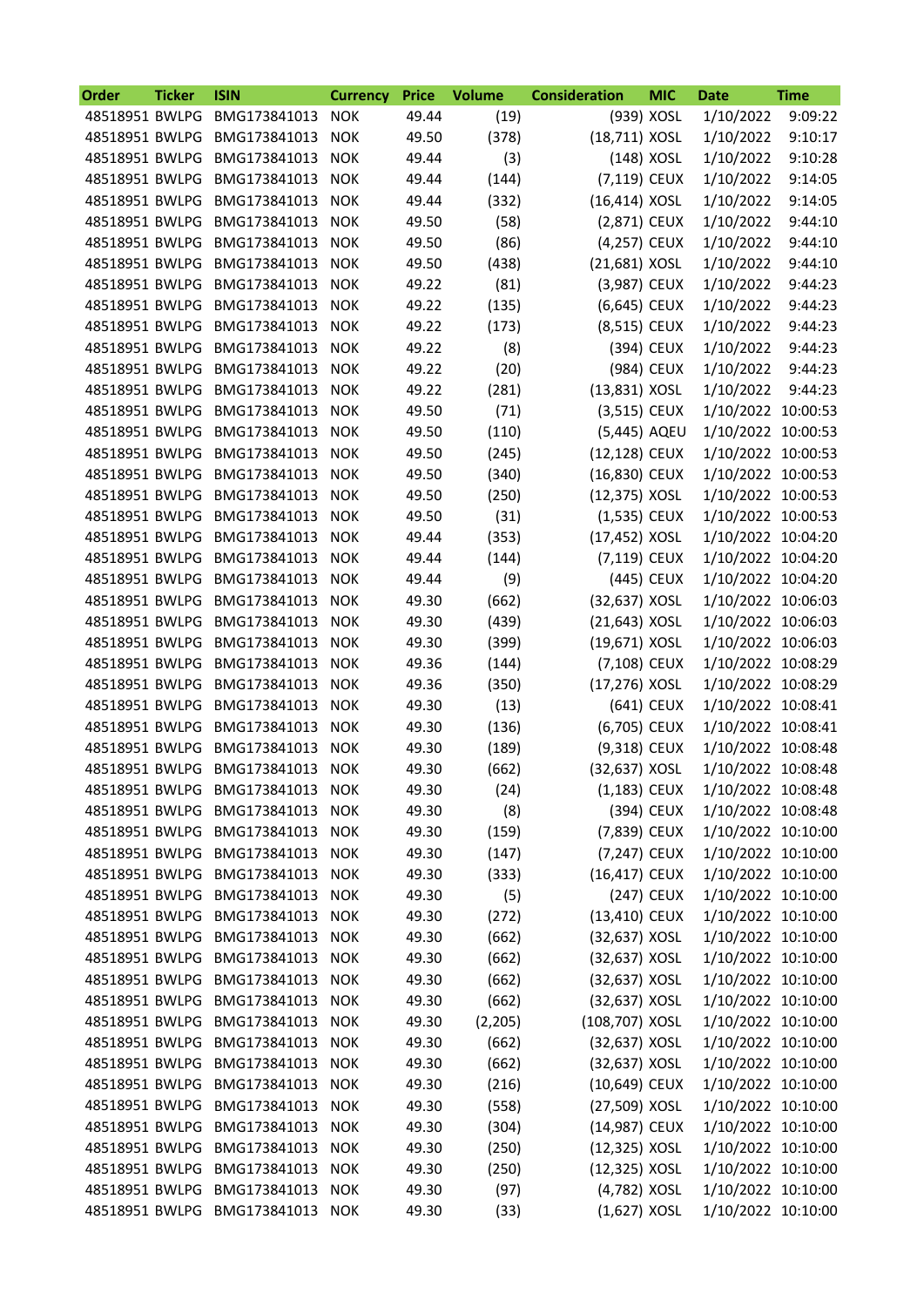| Order | Ticker | ISIN | Currency | Price | Volume | Consideration | MIC | Date | Time |
|---|---|---|---|---|---|---|---|---|---|
| 48518951 | BWLPG | BMG173841013 | NOK | 49.44 | (19) | (939) | XOSL | 1/10/2022 | 9:09:22 |
| 48518951 | BWLPG | BMG173841013 | NOK | 49.50 | (378) | (18,711) | XOSL | 1/10/2022 | 9:10:17 |
| 48518951 | BWLPG | BMG173841013 | NOK | 49.44 | (3) | (148) | XOSL | 1/10/2022 | 9:10:28 |
| 48518951 | BWLPG | BMG173841013 | NOK | 49.44 | (144) | (7,119) | CEUX | 1/10/2022 | 9:14:05 |
| 48518951 | BWLPG | BMG173841013 | NOK | 49.44 | (332) | (16,414) | XOSL | 1/10/2022 | 9:14:05 |
| 48518951 | BWLPG | BMG173841013 | NOK | 49.50 | (58) | (2,871) | CEUX | 1/10/2022 | 9:44:10 |
| 48518951 | BWLPG | BMG173841013 | NOK | 49.50 | (86) | (4,257) | CEUX | 1/10/2022 | 9:44:10 |
| 48518951 | BWLPG | BMG173841013 | NOK | 49.50 | (438) | (21,681) | XOSL | 1/10/2022 | 9:44:10 |
| 48518951 | BWLPG | BMG173841013 | NOK | 49.22 | (81) | (3,987) | CEUX | 1/10/2022 | 9:44:23 |
| 48518951 | BWLPG | BMG173841013 | NOK | 49.22 | (135) | (6,645) | CEUX | 1/10/2022 | 9:44:23 |
| 48518951 | BWLPG | BMG173841013 | NOK | 49.22 | (173) | (8,515) | CEUX | 1/10/2022 | 9:44:23 |
| 48518951 | BWLPG | BMG173841013 | NOK | 49.22 | (8) | (394) | CEUX | 1/10/2022 | 9:44:23 |
| 48518951 | BWLPG | BMG173841013 | NOK | 49.22 | (20) | (984) | CEUX | 1/10/2022 | 9:44:23 |
| 48518951 | BWLPG | BMG173841013 | NOK | 49.22 | (281) | (13,831) | XOSL | 1/10/2022 | 9:44:23 |
| 48518951 | BWLPG | BMG173841013 | NOK | 49.50 | (71) | (3,515) | CEUX | 1/10/2022 | 10:00:53 |
| 48518951 | BWLPG | BMG173841013 | NOK | 49.50 | (110) | (5,445) | AQEU | 1/10/2022 | 10:00:53 |
| 48518951 | BWLPG | BMG173841013 | NOK | 49.50 | (245) | (12,128) | CEUX | 1/10/2022 | 10:00:53 |
| 48518951 | BWLPG | BMG173841013 | NOK | 49.50 | (340) | (16,830) | CEUX | 1/10/2022 | 10:00:53 |
| 48518951 | BWLPG | BMG173841013 | NOK | 49.50 | (250) | (12,375) | XOSL | 1/10/2022 | 10:00:53 |
| 48518951 | BWLPG | BMG173841013 | NOK | 49.50 | (31) | (1,535) | CEUX | 1/10/2022 | 10:00:53 |
| 48518951 | BWLPG | BMG173841013 | NOK | 49.44 | (353) | (17,452) | XOSL | 1/10/2022 | 10:04:20 |
| 48518951 | BWLPG | BMG173841013 | NOK | 49.44 | (144) | (7,119) | CEUX | 1/10/2022 | 10:04:20 |
| 48518951 | BWLPG | BMG173841013 | NOK | 49.44 | (9) | (445) | CEUX | 1/10/2022 | 10:04:20 |
| 48518951 | BWLPG | BMG173841013 | NOK | 49.30 | (662) | (32,637) | XOSL | 1/10/2022 | 10:06:03 |
| 48518951 | BWLPG | BMG173841013 | NOK | 49.30 | (439) | (21,643) | XOSL | 1/10/2022 | 10:06:03 |
| 48518951 | BWLPG | BMG173841013 | NOK | 49.30 | (399) | (19,671) | XOSL | 1/10/2022 | 10:06:03 |
| 48518951 | BWLPG | BMG173841013 | NOK | 49.36 | (144) | (7,108) | CEUX | 1/10/2022 | 10:08:29 |
| 48518951 | BWLPG | BMG173841013 | NOK | 49.36 | (350) | (17,276) | XOSL | 1/10/2022 | 10:08:29 |
| 48518951 | BWLPG | BMG173841013 | NOK | 49.30 | (13) | (641) | CEUX | 1/10/2022 | 10:08:41 |
| 48518951 | BWLPG | BMG173841013 | NOK | 49.30 | (136) | (6,705) | CEUX | 1/10/2022 | 10:08:41 |
| 48518951 | BWLPG | BMG173841013 | NOK | 49.30 | (189) | (9,318) | CEUX | 1/10/2022 | 10:08:48 |
| 48518951 | BWLPG | BMG173841013 | NOK | 49.30 | (662) | (32,637) | XOSL | 1/10/2022 | 10:08:48 |
| 48518951 | BWLPG | BMG173841013 | NOK | 49.30 | (24) | (1,183) | CEUX | 1/10/2022 | 10:08:48 |
| 48518951 | BWLPG | BMG173841013 | NOK | 49.30 | (8) | (394) | CEUX | 1/10/2022 | 10:08:48 |
| 48518951 | BWLPG | BMG173841013 | NOK | 49.30 | (159) | (7,839) | CEUX | 1/10/2022 | 10:10:00 |
| 48518951 | BWLPG | BMG173841013 | NOK | 49.30 | (147) | (7,247) | CEUX | 1/10/2022 | 10:10:00 |
| 48518951 | BWLPG | BMG173841013 | NOK | 49.30 | (333) | (16,417) | CEUX | 1/10/2022 | 10:10:00 |
| 48518951 | BWLPG | BMG173841013 | NOK | 49.30 | (5) | (247) | CEUX | 1/10/2022 | 10:10:00 |
| 48518951 | BWLPG | BMG173841013 | NOK | 49.30 | (272) | (13,410) | CEUX | 1/10/2022 | 10:10:00 |
| 48518951 | BWLPG | BMG173841013 | NOK | 49.30 | (662) | (32,637) | XOSL | 1/10/2022 | 10:10:00 |
| 48518951 | BWLPG | BMG173841013 | NOK | 49.30 | (662) | (32,637) | XOSL | 1/10/2022 | 10:10:00 |
| 48518951 | BWLPG | BMG173841013 | NOK | 49.30 | (662) | (32,637) | XOSL | 1/10/2022 | 10:10:00 |
| 48518951 | BWLPG | BMG173841013 | NOK | 49.30 | (662) | (32,637) | XOSL | 1/10/2022 | 10:10:00 |
| 48518951 | BWLPG | BMG173841013 | NOK | 49.30 | (2,205) | (108,707) | XOSL | 1/10/2022 | 10:10:00 |
| 48518951 | BWLPG | BMG173841013 | NOK | 49.30 | (662) | (32,637) | XOSL | 1/10/2022 | 10:10:00 |
| 48518951 | BWLPG | BMG173841013 | NOK | 49.30 | (662) | (32,637) | XOSL | 1/10/2022 | 10:10:00 |
| 48518951 | BWLPG | BMG173841013 | NOK | 49.30 | (216) | (10,649) | CEUX | 1/10/2022 | 10:10:00 |
| 48518951 | BWLPG | BMG173841013 | NOK | 49.30 | (558) | (27,509) | XOSL | 1/10/2022 | 10:10:00 |
| 48518951 | BWLPG | BMG173841013 | NOK | 49.30 | (304) | (14,987) | CEUX | 1/10/2022 | 10:10:00 |
| 48518951 | BWLPG | BMG173841013 | NOK | 49.30 | (250) | (12,325) | XOSL | 1/10/2022 | 10:10:00 |
| 48518951 | BWLPG | BMG173841013 | NOK | 49.30 | (250) | (12,325) | XOSL | 1/10/2022 | 10:10:00 |
| 48518951 | BWLPG | BMG173841013 | NOK | 49.30 | (97) | (4,782) | XOSL | 1/10/2022 | 10:10:00 |
| 48518951 | BWLPG | BMG173841013 | NOK | 49.30 | (33) | (1,627) | XOSL | 1/10/2022 | 10:10:00 |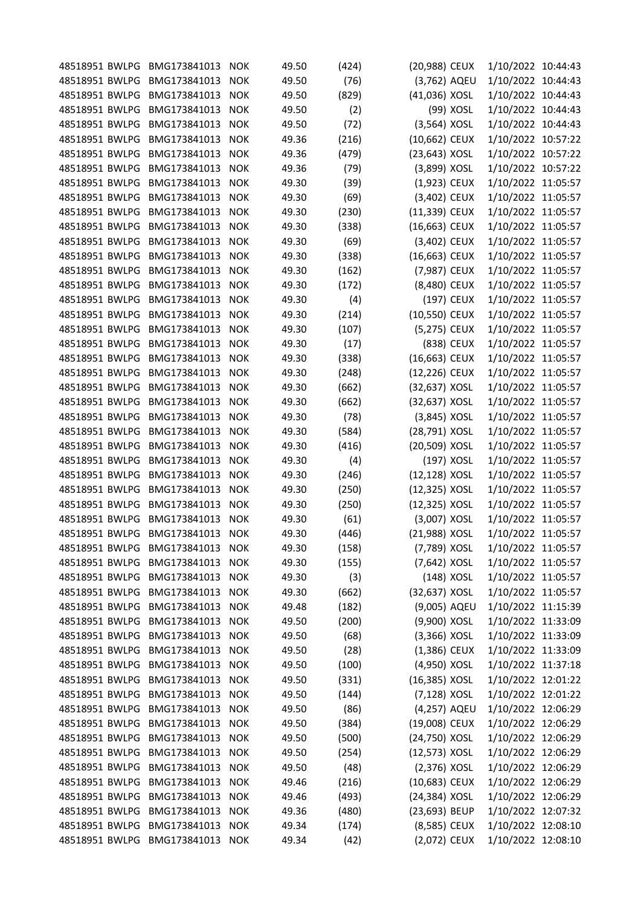| | | | | | | | | |
|---|---|---|---|---|---|---|---|---|
| 48518951 | BWLPG | BMG173841013 | NOK | 49.50 | (424) | (20,988) | CEUX | 1/10/2022 10:44:43 |
| 48518951 | BWLPG | BMG173841013 | NOK | 49.50 | (76) | (3,762) | AQEU | 1/10/2022 10:44:43 |
| 48518951 | BWLPG | BMG173841013 | NOK | 49.50 | (829) | (41,036) | XOSL | 1/10/2022 10:44:43 |
| 48518951 | BWLPG | BMG173841013 | NOK | 49.50 | (2) | (99) | XOSL | 1/10/2022 10:44:43 |
| 48518951 | BWLPG | BMG173841013 | NOK | 49.50 | (72) | (3,564) | XOSL | 1/10/2022 10:44:43 |
| 48518951 | BWLPG | BMG173841013 | NOK | 49.36 | (216) | (10,662) | CEUX | 1/10/2022 10:57:22 |
| 48518951 | BWLPG | BMG173841013 | NOK | 49.36 | (479) | (23,643) | XOSL | 1/10/2022 10:57:22 |
| 48518951 | BWLPG | BMG173841013 | NOK | 49.36 | (79) | (3,899) | XOSL | 1/10/2022 10:57:22 |
| 48518951 | BWLPG | BMG173841013 | NOK | 49.30 | (39) | (1,923) | CEUX | 1/10/2022 11:05:57 |
| 48518951 | BWLPG | BMG173841013 | NOK | 49.30 | (69) | (3,402) | CEUX | 1/10/2022 11:05:57 |
| 48518951 | BWLPG | BMG173841013 | NOK | 49.30 | (230) | (11,339) | CEUX | 1/10/2022 11:05:57 |
| 48518951 | BWLPG | BMG173841013 | NOK | 49.30 | (338) | (16,663) | CEUX | 1/10/2022 11:05:57 |
| 48518951 | BWLPG | BMG173841013 | NOK | 49.30 | (69) | (3,402) | CEUX | 1/10/2022 11:05:57 |
| 48518951 | BWLPG | BMG173841013 | NOK | 49.30 | (338) | (16,663) | CEUX | 1/10/2022 11:05:57 |
| 48518951 | BWLPG | BMG173841013 | NOK | 49.30 | (162) | (7,987) | CEUX | 1/10/2022 11:05:57 |
| 48518951 | BWLPG | BMG173841013 | NOK | 49.30 | (172) | (8,480) | CEUX | 1/10/2022 11:05:57 |
| 48518951 | BWLPG | BMG173841013 | NOK | 49.30 | (4) | (197) | CEUX | 1/10/2022 11:05:57 |
| 48518951 | BWLPG | BMG173841013 | NOK | 49.30 | (214) | (10,550) | CEUX | 1/10/2022 11:05:57 |
| 48518951 | BWLPG | BMG173841013 | NOK | 49.30 | (107) | (5,275) | CEUX | 1/10/2022 11:05:57 |
| 48518951 | BWLPG | BMG173841013 | NOK | 49.30 | (17) | (838) | CEUX | 1/10/2022 11:05:57 |
| 48518951 | BWLPG | BMG173841013 | NOK | 49.30 | (338) | (16,663) | CEUX | 1/10/2022 11:05:57 |
| 48518951 | BWLPG | BMG173841013 | NOK | 49.30 | (248) | (12,226) | CEUX | 1/10/2022 11:05:57 |
| 48518951 | BWLPG | BMG173841013 | NOK | 49.30 | (662) | (32,637) | XOSL | 1/10/2022 11:05:57 |
| 48518951 | BWLPG | BMG173841013 | NOK | 49.30 | (662) | (32,637) | XOSL | 1/10/2022 11:05:57 |
| 48518951 | BWLPG | BMG173841013 | NOK | 49.30 | (78) | (3,845) | XOSL | 1/10/2022 11:05:57 |
| 48518951 | BWLPG | BMG173841013 | NOK | 49.30 | (584) | (28,791) | XOSL | 1/10/2022 11:05:57 |
| 48518951 | BWLPG | BMG173841013 | NOK | 49.30 | (416) | (20,509) | XOSL | 1/10/2022 11:05:57 |
| 48518951 | BWLPG | BMG173841013 | NOK | 49.30 | (4) | (197) | XOSL | 1/10/2022 11:05:57 |
| 48518951 | BWLPG | BMG173841013 | NOK | 49.30 | (246) | (12,128) | XOSL | 1/10/2022 11:05:57 |
| 48518951 | BWLPG | BMG173841013 | NOK | 49.30 | (250) | (12,325) | XOSL | 1/10/2022 11:05:57 |
| 48518951 | BWLPG | BMG173841013 | NOK | 49.30 | (250) | (12,325) | XOSL | 1/10/2022 11:05:57 |
| 48518951 | BWLPG | BMG173841013 | NOK | 49.30 | (61) | (3,007) | XOSL | 1/10/2022 11:05:57 |
| 48518951 | BWLPG | BMG173841013 | NOK | 49.30 | (446) | (21,988) | XOSL | 1/10/2022 11:05:57 |
| 48518951 | BWLPG | BMG173841013 | NOK | 49.30 | (158) | (7,789) | XOSL | 1/10/2022 11:05:57 |
| 48518951 | BWLPG | BMG173841013 | NOK | 49.30 | (155) | (7,642) | XOSL | 1/10/2022 11:05:57 |
| 48518951 | BWLPG | BMG173841013 | NOK | 49.30 | (3) | (148) | XOSL | 1/10/2022 11:05:57 |
| 48518951 | BWLPG | BMG173841013 | NOK | 49.30 | (662) | (32,637) | XOSL | 1/10/2022 11:05:57 |
| 48518951 | BWLPG | BMG173841013 | NOK | 49.48 | (182) | (9,005) | AQEU | 1/10/2022 11:15:39 |
| 48518951 | BWLPG | BMG173841013 | NOK | 49.50 | (200) | (9,900) | XOSL | 1/10/2022 11:33:09 |
| 48518951 | BWLPG | BMG173841013 | NOK | 49.50 | (68) | (3,366) | XOSL | 1/10/2022 11:33:09 |
| 48518951 | BWLPG | BMG173841013 | NOK | 49.50 | (28) | (1,386) | CEUX | 1/10/2022 11:33:09 |
| 48518951 | BWLPG | BMG173841013 | NOK | 49.50 | (100) | (4,950) | XOSL | 1/10/2022 11:37:18 |
| 48518951 | BWLPG | BMG173841013 | NOK | 49.50 | (331) | (16,385) | XOSL | 1/10/2022 12:01:22 |
| 48518951 | BWLPG | BMG173841013 | NOK | 49.50 | (144) | (7,128) | XOSL | 1/10/2022 12:01:22 |
| 48518951 | BWLPG | BMG173841013 | NOK | 49.50 | (86) | (4,257) | AQEU | 1/10/2022 12:06:29 |
| 48518951 | BWLPG | BMG173841013 | NOK | 49.50 | (384) | (19,008) | CEUX | 1/10/2022 12:06:29 |
| 48518951 | BWLPG | BMG173841013 | NOK | 49.50 | (500) | (24,750) | XOSL | 1/10/2022 12:06:29 |
| 48518951 | BWLPG | BMG173841013 | NOK | 49.50 | (254) | (12,573) | XOSL | 1/10/2022 12:06:29 |
| 48518951 | BWLPG | BMG173841013 | NOK | 49.50 | (48) | (2,376) | XOSL | 1/10/2022 12:06:29 |
| 48518951 | BWLPG | BMG173841013 | NOK | 49.46 | (216) | (10,683) | CEUX | 1/10/2022 12:06:29 |
| 48518951 | BWLPG | BMG173841013 | NOK | 49.46 | (493) | (24,384) | XOSL | 1/10/2022 12:06:29 |
| 48518951 | BWLPG | BMG173841013 | NOK | 49.36 | (480) | (23,693) | BEUP | 1/10/2022 12:07:32 |
| 48518951 | BWLPG | BMG173841013 | NOK | 49.34 | (174) | (8,585) | CEUX | 1/10/2022 12:08:10 |
| 48518951 | BWLPG | BMG173841013 | NOK | 49.34 | (42) | (2,072) | CEUX | 1/10/2022 12:08:10 |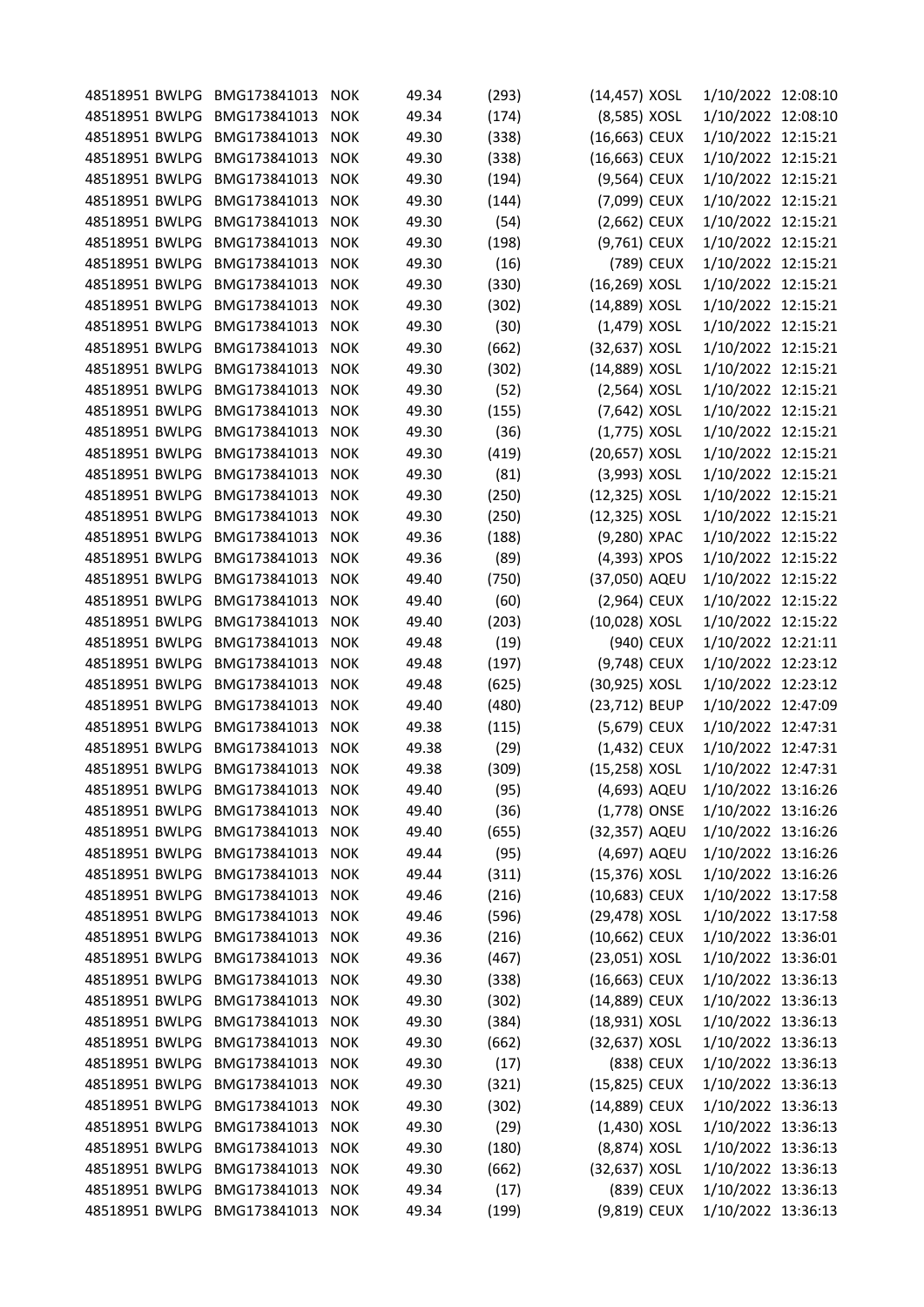| | | | | | | | | | |
|---|---|---|---|---|---|---|---|---|---|
| 48518951 | BWLPG | BMG173841013 | NOK | 49.34 | (293) | (14,457) | XOSL | 1/10/2022 | 12:08:10 |
| 48518951 | BWLPG | BMG173841013 | NOK | 49.34 | (174) | (8,585) | XOSL | 1/10/2022 | 12:08:10 |
| 48518951 | BWLPG | BMG173841013 | NOK | 49.30 | (338) | (16,663) | CEUX | 1/10/2022 | 12:15:21 |
| 48518951 | BWLPG | BMG173841013 | NOK | 49.30 | (338) | (16,663) | CEUX | 1/10/2022 | 12:15:21 |
| 48518951 | BWLPG | BMG173841013 | NOK | 49.30 | (194) | (9,564) | CEUX | 1/10/2022 | 12:15:21 |
| 48518951 | BWLPG | BMG173841013 | NOK | 49.30 | (144) | (7,099) | CEUX | 1/10/2022 | 12:15:21 |
| 48518951 | BWLPG | BMG173841013 | NOK | 49.30 | (54) | (2,662) | CEUX | 1/10/2022 | 12:15:21 |
| 48518951 | BWLPG | BMG173841013 | NOK | 49.30 | (198) | (9,761) | CEUX | 1/10/2022 | 12:15:21 |
| 48518951 | BWLPG | BMG173841013 | NOK | 49.30 | (16) | (789) | CEUX | 1/10/2022 | 12:15:21 |
| 48518951 | BWLPG | BMG173841013 | NOK | 49.30 | (330) | (16,269) | XOSL | 1/10/2022 | 12:15:21 |
| 48518951 | BWLPG | BMG173841013 | NOK | 49.30 | (302) | (14,889) | XOSL | 1/10/2022 | 12:15:21 |
| 48518951 | BWLPG | BMG173841013 | NOK | 49.30 | (30) | (1,479) | XOSL | 1/10/2022 | 12:15:21 |
| 48518951 | BWLPG | BMG173841013 | NOK | 49.30 | (662) | (32,637) | XOSL | 1/10/2022 | 12:15:21 |
| 48518951 | BWLPG | BMG173841013 | NOK | 49.30 | (302) | (14,889) | XOSL | 1/10/2022 | 12:15:21 |
| 48518951 | BWLPG | BMG173841013 | NOK | 49.30 | (52) | (2,564) | XOSL | 1/10/2022 | 12:15:21 |
| 48518951 | BWLPG | BMG173841013 | NOK | 49.30 | (155) | (7,642) | XOSL | 1/10/2022 | 12:15:21 |
| 48518951 | BWLPG | BMG173841013 | NOK | 49.30 | (36) | (1,775) | XOSL | 1/10/2022 | 12:15:21 |
| 48518951 | BWLPG | BMG173841013 | NOK | 49.30 | (419) | (20,657) | XOSL | 1/10/2022 | 12:15:21 |
| 48518951 | BWLPG | BMG173841013 | NOK | 49.30 | (81) | (3,993) | XOSL | 1/10/2022 | 12:15:21 |
| 48518951 | BWLPG | BMG173841013 | NOK | 49.30 | (250) | (12,325) | XOSL | 1/10/2022 | 12:15:21 |
| 48518951 | BWLPG | BMG173841013 | NOK | 49.30 | (250) | (12,325) | XOSL | 1/10/2022 | 12:15:21 |
| 48518951 | BWLPG | BMG173841013 | NOK | 49.36 | (188) | (9,280) | XPAC | 1/10/2022 | 12:15:22 |
| 48518951 | BWLPG | BMG173841013 | NOK | 49.36 | (89) | (4,393) | XPOS | 1/10/2022 | 12:15:22 |
| 48518951 | BWLPG | BMG173841013 | NOK | 49.40 | (750) | (37,050) | AQEU | 1/10/2022 | 12:15:22 |
| 48518951 | BWLPG | BMG173841013 | NOK | 49.40 | (60) | (2,964) | CEUX | 1/10/2022 | 12:15:22 |
| 48518951 | BWLPG | BMG173841013 | NOK | 49.40 | (203) | (10,028) | XOSL | 1/10/2022 | 12:15:22 |
| 48518951 | BWLPG | BMG173841013 | NOK | 49.48 | (19) | (940) | CEUX | 1/10/2022 | 12:21:11 |
| 48518951 | BWLPG | BMG173841013 | NOK | 49.48 | (197) | (9,748) | CEUX | 1/10/2022 | 12:23:12 |
| 48518951 | BWLPG | BMG173841013 | NOK | 49.48 | (625) | (30,925) | XOSL | 1/10/2022 | 12:23:12 |
| 48518951 | BWLPG | BMG173841013 | NOK | 49.40 | (480) | (23,712) | BEUP | 1/10/2022 | 12:47:09 |
| 48518951 | BWLPG | BMG173841013 | NOK | 49.38 | (115) | (5,679) | CEUX | 1/10/2022 | 12:47:31 |
| 48518951 | BWLPG | BMG173841013 | NOK | 49.38 | (29) | (1,432) | CEUX | 1/10/2022 | 12:47:31 |
| 48518951 | BWLPG | BMG173841013 | NOK | 49.38 | (309) | (15,258) | XOSL | 1/10/2022 | 12:47:31 |
| 48518951 | BWLPG | BMG173841013 | NOK | 49.40 | (95) | (4,693) | AQEU | 1/10/2022 | 13:16:26 |
| 48518951 | BWLPG | BMG173841013 | NOK | 49.40 | (36) | (1,778) | ONSE | 1/10/2022 | 13:16:26 |
| 48518951 | BWLPG | BMG173841013 | NOK | 49.40 | (655) | (32,357) | AQEU | 1/10/2022 | 13:16:26 |
| 48518951 | BWLPG | BMG173841013 | NOK | 49.44 | (95) | (4,697) | AQEU | 1/10/2022 | 13:16:26 |
| 48518951 | BWLPG | BMG173841013 | NOK | 49.44 | (311) | (15,376) | XOSL | 1/10/2022 | 13:16:26 |
| 48518951 | BWLPG | BMG173841013 | NOK | 49.46 | (216) | (10,683) | CEUX | 1/10/2022 | 13:17:58 |
| 48518951 | BWLPG | BMG173841013 | NOK | 49.46 | (596) | (29,478) | XOSL | 1/10/2022 | 13:17:58 |
| 48518951 | BWLPG | BMG173841013 | NOK | 49.36 | (216) | (10,662) | CEUX | 1/10/2022 | 13:36:01 |
| 48518951 | BWLPG | BMG173841013 | NOK | 49.36 | (467) | (23,051) | XOSL | 1/10/2022 | 13:36:01 |
| 48518951 | BWLPG | BMG173841013 | NOK | 49.30 | (338) | (16,663) | CEUX | 1/10/2022 | 13:36:13 |
| 48518951 | BWLPG | BMG173841013 | NOK | 49.30 | (302) | (14,889) | CEUX | 1/10/2022 | 13:36:13 |
| 48518951 | BWLPG | BMG173841013 | NOK | 49.30 | (384) | (18,931) | XOSL | 1/10/2022 | 13:36:13 |
| 48518951 | BWLPG | BMG173841013 | NOK | 49.30 | (662) | (32,637) | XOSL | 1/10/2022 | 13:36:13 |
| 48518951 | BWLPG | BMG173841013 | NOK | 49.30 | (17) | (838) | CEUX | 1/10/2022 | 13:36:13 |
| 48518951 | BWLPG | BMG173841013 | NOK | 49.30 | (321) | (15,825) | CEUX | 1/10/2022 | 13:36:13 |
| 48518951 | BWLPG | BMG173841013 | NOK | 49.30 | (302) | (14,889) | CEUX | 1/10/2022 | 13:36:13 |
| 48518951 | BWLPG | BMG173841013 | NOK | 49.30 | (29) | (1,430) | XOSL | 1/10/2022 | 13:36:13 |
| 48518951 | BWLPG | BMG173841013 | NOK | 49.30 | (180) | (8,874) | XOSL | 1/10/2022 | 13:36:13 |
| 48518951 | BWLPG | BMG173841013 | NOK | 49.30 | (662) | (32,637) | XOSL | 1/10/2022 | 13:36:13 |
| 48518951 | BWLPG | BMG173841013 | NOK | 49.34 | (17) | (839) | CEUX | 1/10/2022 | 13:36:13 |
| 48518951 | BWLPG | BMG173841013 | NOK | 49.34 | (199) | (9,819) | CEUX | 1/10/2022 | 13:36:13 |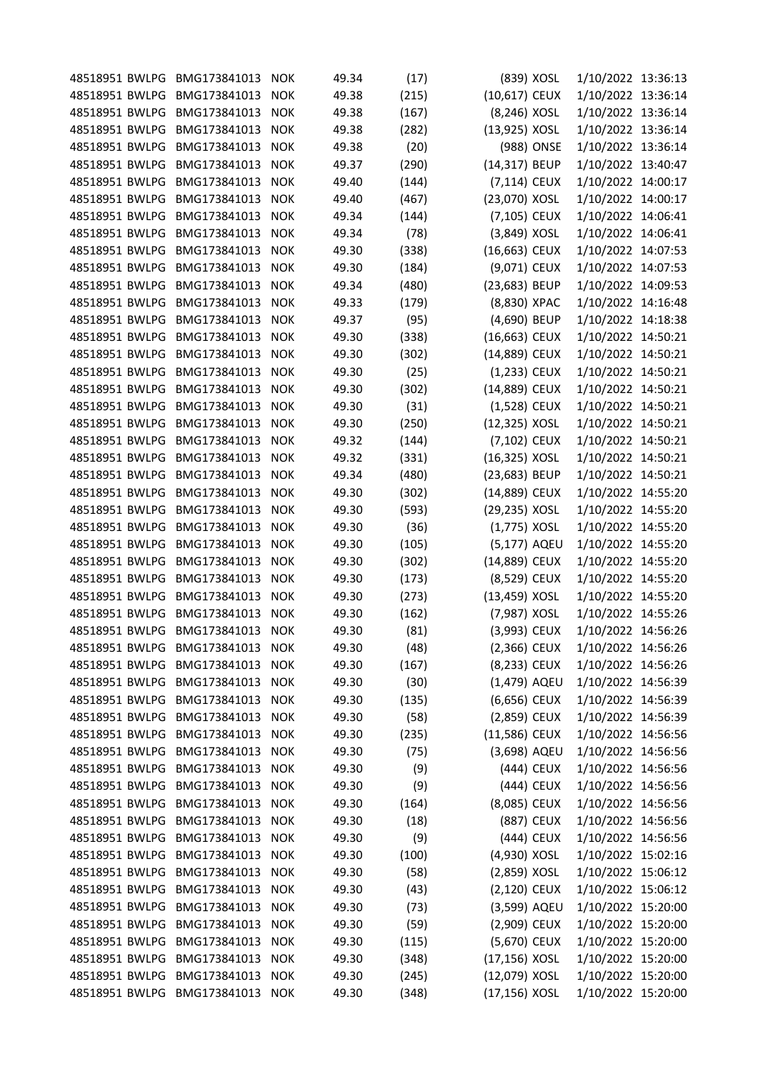| | | | | | | | | | |
|---|---|---|---|---|---|---|---|---|---|
| 48518951 | BWLPG | BMG173841013 | NOK | 49.34 | (17) | (839) | XOSL | 1/10/2022 | 13:36:13 |
| 48518951 | BWLPG | BMG173841013 | NOK | 49.38 | (215) | (10,617) | CEUX | 1/10/2022 | 13:36:14 |
| 48518951 | BWLPG | BMG173841013 | NOK | 49.38 | (167) | (8,246) | XOSL | 1/10/2022 | 13:36:14 |
| 48518951 | BWLPG | BMG173841013 | NOK | 49.38 | (282) | (13,925) | XOSL | 1/10/2022 | 13:36:14 |
| 48518951 | BWLPG | BMG173841013 | NOK | 49.38 | (20) | (988) | ONSE | 1/10/2022 | 13:36:14 |
| 48518951 | BWLPG | BMG173841013 | NOK | 49.37 | (290) | (14,317) | BEUP | 1/10/2022 | 13:40:47 |
| 48518951 | BWLPG | BMG173841013 | NOK | 49.40 | (144) | (7,114) | CEUX | 1/10/2022 | 14:00:17 |
| 48518951 | BWLPG | BMG173841013 | NOK | 49.40 | (467) | (23,070) | XOSL | 1/10/2022 | 14:00:17 |
| 48518951 | BWLPG | BMG173841013 | NOK | 49.34 | (144) | (7,105) | CEUX | 1/10/2022 | 14:06:41 |
| 48518951 | BWLPG | BMG173841013 | NOK | 49.34 | (78) | (3,849) | XOSL | 1/10/2022 | 14:06:41 |
| 48518951 | BWLPG | BMG173841013 | NOK | 49.30 | (338) | (16,663) | CEUX | 1/10/2022 | 14:07:53 |
| 48518951 | BWLPG | BMG173841013 | NOK | 49.30 | (184) | (9,071) | CEUX | 1/10/2022 | 14:07:53 |
| 48518951 | BWLPG | BMG173841013 | NOK | 49.34 | (480) | (23,683) | BEUP | 1/10/2022 | 14:09:53 |
| 48518951 | BWLPG | BMG173841013 | NOK | 49.33 | (179) | (8,830) | XPAC | 1/10/2022 | 14:16:48 |
| 48518951 | BWLPG | BMG173841013 | NOK | 49.37 | (95) | (4,690) | BEUP | 1/10/2022 | 14:18:38 |
| 48518951 | BWLPG | BMG173841013 | NOK | 49.30 | (338) | (16,663) | CEUX | 1/10/2022 | 14:50:21 |
| 48518951 | BWLPG | BMG173841013 | NOK | 49.30 | (302) | (14,889) | CEUX | 1/10/2022 | 14:50:21 |
| 48518951 | BWLPG | BMG173841013 | NOK | 49.30 | (25) | (1,233) | CEUX | 1/10/2022 | 14:50:21 |
| 48518951 | BWLPG | BMG173841013 | NOK | 49.30 | (302) | (14,889) | CEUX | 1/10/2022 | 14:50:21 |
| 48518951 | BWLPG | BMG173841013 | NOK | 49.30 | (31) | (1,528) | CEUX | 1/10/2022 | 14:50:21 |
| 48518951 | BWLPG | BMG173841013 | NOK | 49.30 | (250) | (12,325) | XOSL | 1/10/2022 | 14:50:21 |
| 48518951 | BWLPG | BMG173841013 | NOK | 49.32 | (144) | (7,102) | CEUX | 1/10/2022 | 14:50:21 |
| 48518951 | BWLPG | BMG173841013 | NOK | 49.32 | (331) | (16,325) | XOSL | 1/10/2022 | 14:50:21 |
| 48518951 | BWLPG | BMG173841013 | NOK | 49.34 | (480) | (23,683) | BEUP | 1/10/2022 | 14:50:21 |
| 48518951 | BWLPG | BMG173841013 | NOK | 49.30 | (302) | (14,889) | CEUX | 1/10/2022 | 14:55:20 |
| 48518951 | BWLPG | BMG173841013 | NOK | 49.30 | (593) | (29,235) | XOSL | 1/10/2022 | 14:55:20 |
| 48518951 | BWLPG | BMG173841013 | NOK | 49.30 | (36) | (1,775) | XOSL | 1/10/2022 | 14:55:20 |
| 48518951 | BWLPG | BMG173841013 | NOK | 49.30 | (105) | (5,177) | AQEU | 1/10/2022 | 14:55:20 |
| 48518951 | BWLPG | BMG173841013 | NOK | 49.30 | (302) | (14,889) | CEUX | 1/10/2022 | 14:55:20 |
| 48518951 | BWLPG | BMG173841013 | NOK | 49.30 | (173) | (8,529) | CEUX | 1/10/2022 | 14:55:20 |
| 48518951 | BWLPG | BMG173841013 | NOK | 49.30 | (273) | (13,459) | XOSL | 1/10/2022 | 14:55:20 |
| 48518951 | BWLPG | BMG173841013 | NOK | 49.30 | (162) | (7,987) | XOSL | 1/10/2022 | 14:55:26 |
| 48518951 | BWLPG | BMG173841013 | NOK | 49.30 | (81) | (3,993) | CEUX | 1/10/2022 | 14:56:26 |
| 48518951 | BWLPG | BMG173841013 | NOK | 49.30 | (48) | (2,366) | CEUX | 1/10/2022 | 14:56:26 |
| 48518951 | BWLPG | BMG173841013 | NOK | 49.30 | (167) | (8,233) | CEUX | 1/10/2022 | 14:56:26 |
| 48518951 | BWLPG | BMG173841013 | NOK | 49.30 | (30) | (1,479) | AQEU | 1/10/2022 | 14:56:39 |
| 48518951 | BWLPG | BMG173841013 | NOK | 49.30 | (135) | (6,656) | CEUX | 1/10/2022 | 14:56:39 |
| 48518951 | BWLPG | BMG173841013 | NOK | 49.30 | (58) | (2,859) | CEUX | 1/10/2022 | 14:56:39 |
| 48518951 | BWLPG | BMG173841013 | NOK | 49.30 | (235) | (11,586) | CEUX | 1/10/2022 | 14:56:56 |
| 48518951 | BWLPG | BMG173841013 | NOK | 49.30 | (75) | (3,698) | AQEU | 1/10/2022 | 14:56:56 |
| 48518951 | BWLPG | BMG173841013 | NOK | 49.30 | (9) | (444) | CEUX | 1/10/2022 | 14:56:56 |
| 48518951 | BWLPG | BMG173841013 | NOK | 49.30 | (9) | (444) | CEUX | 1/10/2022 | 14:56:56 |
| 48518951 | BWLPG | BMG173841013 | NOK | 49.30 | (164) | (8,085) | CEUX | 1/10/2022 | 14:56:56 |
| 48518951 | BWLPG | BMG173841013 | NOK | 49.30 | (18) | (887) | CEUX | 1/10/2022 | 14:56:56 |
| 48518951 | BWLPG | BMG173841013 | NOK | 49.30 | (9) | (444) | CEUX | 1/10/2022 | 14:56:56 |
| 48518951 | BWLPG | BMG173841013 | NOK | 49.30 | (100) | (4,930) | XOSL | 1/10/2022 | 15:02:16 |
| 48518951 | BWLPG | BMG173841013 | NOK | 49.30 | (58) | (2,859) | XOSL | 1/10/2022 | 15:06:12 |
| 48518951 | BWLPG | BMG173841013 | NOK | 49.30 | (43) | (2,120) | CEUX | 1/10/2022 | 15:06:12 |
| 48518951 | BWLPG | BMG173841013 | NOK | 49.30 | (73) | (3,599) | AQEU | 1/10/2022 | 15:20:00 |
| 48518951 | BWLPG | BMG173841013 | NOK | 49.30 | (59) | (2,909) | CEUX | 1/10/2022 | 15:20:00 |
| 48518951 | BWLPG | BMG173841013 | NOK | 49.30 | (115) | (5,670) | CEUX | 1/10/2022 | 15:20:00 |
| 48518951 | BWLPG | BMG173841013 | NOK | 49.30 | (348) | (17,156) | XOSL | 1/10/2022 | 15:20:00 |
| 48518951 | BWLPG | BMG173841013 | NOK | 49.30 | (245) | (12,079) | XOSL | 1/10/2022 | 15:20:00 |
| 48518951 | BWLPG | BMG173841013 | NOK | 49.30 | (348) | (17,156) | XOSL | 1/10/2022 | 15:20:00 |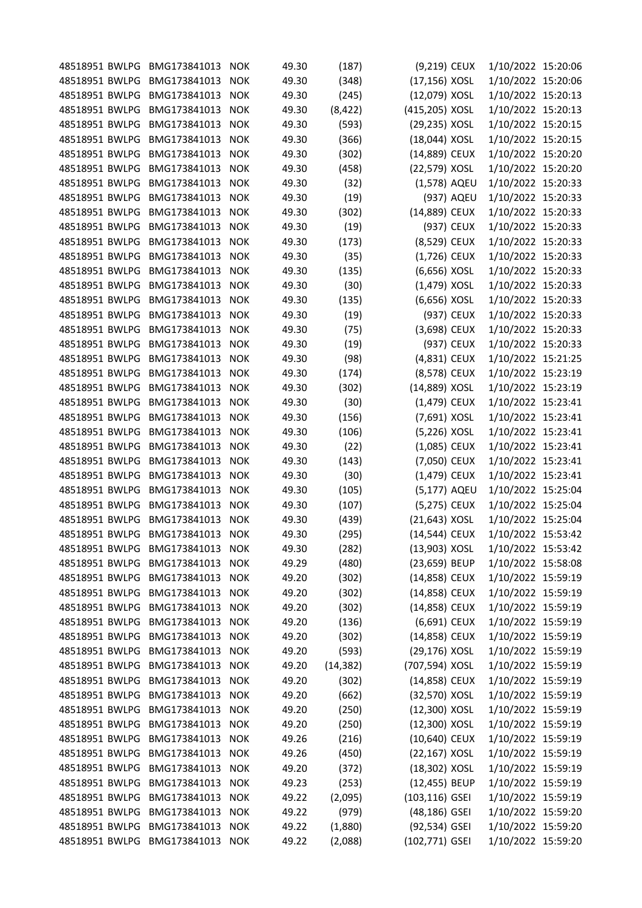| | | | | | | | | |
|---|---|---|---|---|---|---|---|---|
| 48518951 | BWLPG | BMG173841013 | NOK | 49.30 | (187) | (9,219) | CEUX | 1/10/2022 15:20:06 |
| 48518951 | BWLPG | BMG173841013 | NOK | 49.30 | (348) | (17,156) | XOSL | 1/10/2022 15:20:06 |
| 48518951 | BWLPG | BMG173841013 | NOK | 49.30 | (245) | (12,079) | XOSL | 1/10/2022 15:20:13 |
| 48518951 | BWLPG | BMG173841013 | NOK | 49.30 | (8,422) | (415,205) | XOSL | 1/10/2022 15:20:13 |
| 48518951 | BWLPG | BMG173841013 | NOK | 49.30 | (593) | (29,235) | XOSL | 1/10/2022 15:20:15 |
| 48518951 | BWLPG | BMG173841013 | NOK | 49.30 | (366) | (18,044) | XOSL | 1/10/2022 15:20:15 |
| 48518951 | BWLPG | BMG173841013 | NOK | 49.30 | (302) | (14,889) | CEUX | 1/10/2022 15:20:20 |
| 48518951 | BWLPG | BMG173841013 | NOK | 49.30 | (458) | (22,579) | XOSL | 1/10/2022 15:20:20 |
| 48518951 | BWLPG | BMG173841013 | NOK | 49.30 | (32) | (1,578) | AQEU | 1/10/2022 15:20:33 |
| 48518951 | BWLPG | BMG173841013 | NOK | 49.30 | (19) | (937) | AQEU | 1/10/2022 15:20:33 |
| 48518951 | BWLPG | BMG173841013 | NOK | 49.30 | (302) | (14,889) | CEUX | 1/10/2022 15:20:33 |
| 48518951 | BWLPG | BMG173841013 | NOK | 49.30 | (19) | (937) | CEUX | 1/10/2022 15:20:33 |
| 48518951 | BWLPG | BMG173841013 | NOK | 49.30 | (173) | (8,529) | CEUX | 1/10/2022 15:20:33 |
| 48518951 | BWLPG | BMG173841013 | NOK | 49.30 | (35) | (1,726) | CEUX | 1/10/2022 15:20:33 |
| 48518951 | BWLPG | BMG173841013 | NOK | 49.30 | (135) | (6,656) | XOSL | 1/10/2022 15:20:33 |
| 48518951 | BWLPG | BMG173841013 | NOK | 49.30 | (30) | (1,479) | XOSL | 1/10/2022 15:20:33 |
| 48518951 | BWLPG | BMG173841013 | NOK | 49.30 | (135) | (6,656) | XOSL | 1/10/2022 15:20:33 |
| 48518951 | BWLPG | BMG173841013 | NOK | 49.30 | (19) | (937) | CEUX | 1/10/2022 15:20:33 |
| 48518951 | BWLPG | BMG173841013 | NOK | 49.30 | (75) | (3,698) | CEUX | 1/10/2022 15:20:33 |
| 48518951 | BWLPG | BMG173841013 | NOK | 49.30 | (19) | (937) | CEUX | 1/10/2022 15:20:33 |
| 48518951 | BWLPG | BMG173841013 | NOK | 49.30 | (98) | (4,831) | CEUX | 1/10/2022 15:21:25 |
| 48518951 | BWLPG | BMG173841013 | NOK | 49.30 | (174) | (8,578) | CEUX | 1/10/2022 15:23:19 |
| 48518951 | BWLPG | BMG173841013 | NOK | 49.30 | (302) | (14,889) | XOSL | 1/10/2022 15:23:19 |
| 48518951 | BWLPG | BMG173841013 | NOK | 49.30 | (30) | (1,479) | CEUX | 1/10/2022 15:23:41 |
| 48518951 | BWLPG | BMG173841013 | NOK | 49.30 | (156) | (7,691) | XOSL | 1/10/2022 15:23:41 |
| 48518951 | BWLPG | BMG173841013 | NOK | 49.30 | (106) | (5,226) | XOSL | 1/10/2022 15:23:41 |
| 48518951 | BWLPG | BMG173841013 | NOK | 49.30 | (22) | (1,085) | CEUX | 1/10/2022 15:23:41 |
| 48518951 | BWLPG | BMG173841013 | NOK | 49.30 | (143) | (7,050) | CEUX | 1/10/2022 15:23:41 |
| 48518951 | BWLPG | BMG173841013 | NOK | 49.30 | (30) | (1,479) | CEUX | 1/10/2022 15:23:41 |
| 48518951 | BWLPG | BMG173841013 | NOK | 49.30 | (105) | (5,177) | AQEU | 1/10/2022 15:25:04 |
| 48518951 | BWLPG | BMG173841013 | NOK | 49.30 | (107) | (5,275) | CEUX | 1/10/2022 15:25:04 |
| 48518951 | BWLPG | BMG173841013 | NOK | 49.30 | (439) | (21,643) | XOSL | 1/10/2022 15:25:04 |
| 48518951 | BWLPG | BMG173841013 | NOK | 49.30 | (295) | (14,544) | CEUX | 1/10/2022 15:53:42 |
| 48518951 | BWLPG | BMG173841013 | NOK | 49.30 | (282) | (13,903) | XOSL | 1/10/2022 15:53:42 |
| 48518951 | BWLPG | BMG173841013 | NOK | 49.29 | (480) | (23,659) | BEUP | 1/10/2022 15:58:08 |
| 48518951 | BWLPG | BMG173841013 | NOK | 49.20 | (302) | (14,858) | CEUX | 1/10/2022 15:59:19 |
| 48518951 | BWLPG | BMG173841013 | NOK | 49.20 | (302) | (14,858) | CEUX | 1/10/2022 15:59:19 |
| 48518951 | BWLPG | BMG173841013 | NOK | 49.20 | (302) | (14,858) | CEUX | 1/10/2022 15:59:19 |
| 48518951 | BWLPG | BMG173841013 | NOK | 49.20 | (136) | (6,691) | CEUX | 1/10/2022 15:59:19 |
| 48518951 | BWLPG | BMG173841013 | NOK | 49.20 | (302) | (14,858) | CEUX | 1/10/2022 15:59:19 |
| 48518951 | BWLPG | BMG173841013 | NOK | 49.20 | (593) | (29,176) | XOSL | 1/10/2022 15:59:19 |
| 48518951 | BWLPG | BMG173841013 | NOK | 49.20 | (14,382) | (707,594) | XOSL | 1/10/2022 15:59:19 |
| 48518951 | BWLPG | BMG173841013 | NOK | 49.20 | (302) | (14,858) | CEUX | 1/10/2022 15:59:19 |
| 48518951 | BWLPG | BMG173841013 | NOK | 49.20 | (662) | (32,570) | XOSL | 1/10/2022 15:59:19 |
| 48518951 | BWLPG | BMG173841013 | NOK | 49.20 | (250) | (12,300) | XOSL | 1/10/2022 15:59:19 |
| 48518951 | BWLPG | BMG173841013 | NOK | 49.20 | (250) | (12,300) | XOSL | 1/10/2022 15:59:19 |
| 48518951 | BWLPG | BMG173841013 | NOK | 49.26 | (216) | (10,640) | CEUX | 1/10/2022 15:59:19 |
| 48518951 | BWLPG | BMG173841013 | NOK | 49.26 | (450) | (22,167) | XOSL | 1/10/2022 15:59:19 |
| 48518951 | BWLPG | BMG173841013 | NOK | 49.20 | (372) | (18,302) | XOSL | 1/10/2022 15:59:19 |
| 48518951 | BWLPG | BMG173841013 | NOK | 49.23 | (253) | (12,455) | BEUP | 1/10/2022 15:59:19 |
| 48518951 | BWLPG | BMG173841013 | NOK | 49.22 | (2,095) | (103,116) | GSEI | 1/10/2022 15:59:19 |
| 48518951 | BWLPG | BMG173841013 | NOK | 49.22 | (979) | (48,186) | GSEI | 1/10/2022 15:59:20 |
| 48518951 | BWLPG | BMG173841013 | NOK | 49.22 | (1,880) | (92,534) | GSEI | 1/10/2022 15:59:20 |
| 48518951 | BWLPG | BMG173841013 | NOK | 49.22 | (2,088) | (102,771) | GSEI | 1/10/2022 15:59:20 |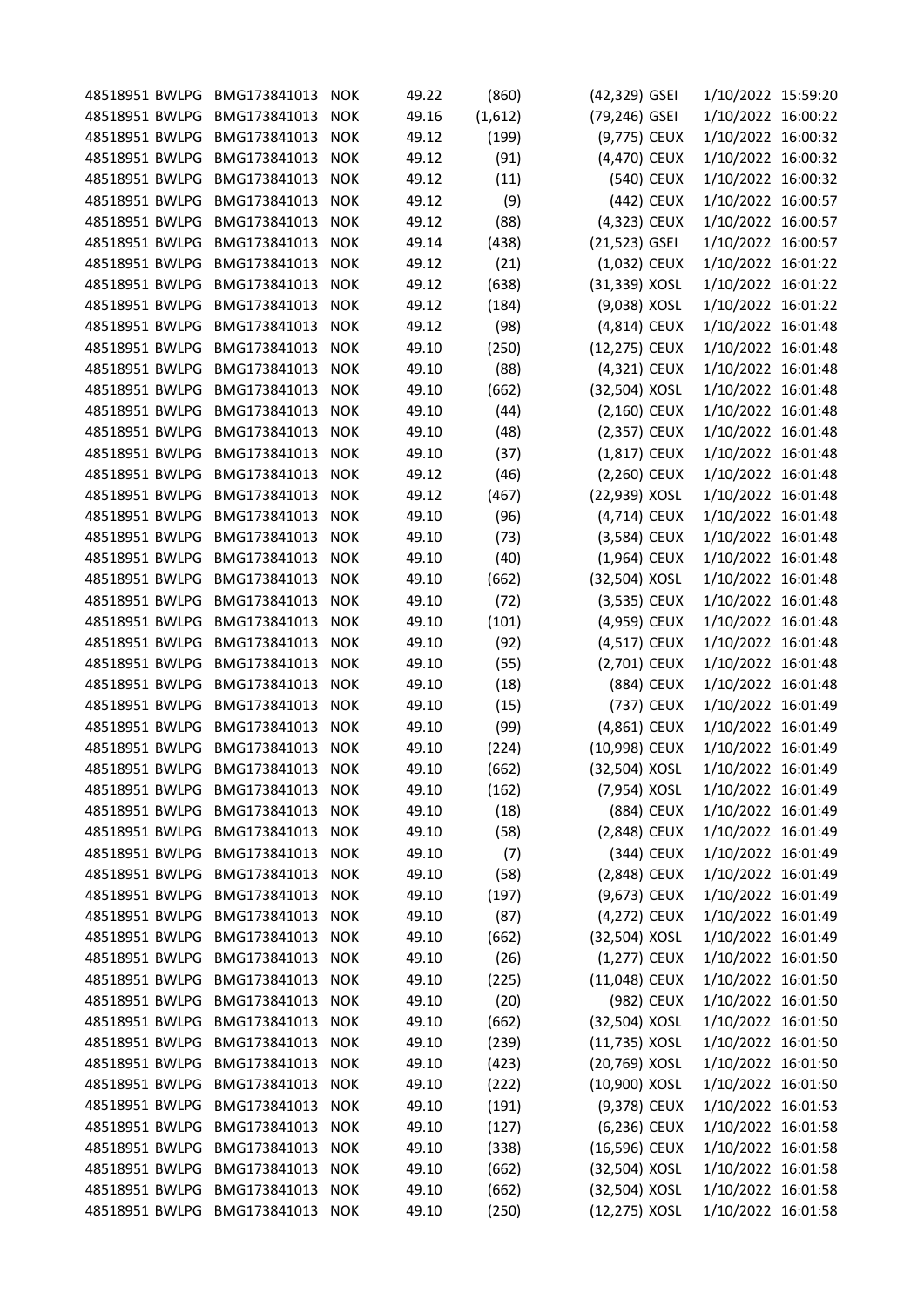| | | | | | | | | | |
|---|---|---|---|---|---|---|---|---|---|
| 48518951 | BWLPG | BMG173841013 | NOK | 49.22 | (860) | (42,329) | GSEI | 1/10/2022 | 15:59:20 |
| 48518951 | BWLPG | BMG173841013 | NOK | 49.16 | (1,612) | (79,246) | GSEI | 1/10/2022 | 16:00:22 |
| 48518951 | BWLPG | BMG173841013 | NOK | 49.12 | (199) | (9,775) | CEUX | 1/10/2022 | 16:00:32 |
| 48518951 | BWLPG | BMG173841013 | NOK | 49.12 | (91) | (4,470) | CEUX | 1/10/2022 | 16:00:32 |
| 48518951 | BWLPG | BMG173841013 | NOK | 49.12 | (11) | (540) | CEUX | 1/10/2022 | 16:00:32 |
| 48518951 | BWLPG | BMG173841013 | NOK | 49.12 | (9) | (442) | CEUX | 1/10/2022 | 16:00:57 |
| 48518951 | BWLPG | BMG173841013 | NOK | 49.12 | (88) | (4,323) | CEUX | 1/10/2022 | 16:00:57 |
| 48518951 | BWLPG | BMG173841013 | NOK | 49.14 | (438) | (21,523) | GSEI | 1/10/2022 | 16:00:57 |
| 48518951 | BWLPG | BMG173841013 | NOK | 49.12 | (21) | (1,032) | CEUX | 1/10/2022 | 16:01:22 |
| 48518951 | BWLPG | BMG173841013 | NOK | 49.12 | (638) | (31,339) | XOSL | 1/10/2022 | 16:01:22 |
| 48518951 | BWLPG | BMG173841013 | NOK | 49.12 | (184) | (9,038) | XOSL | 1/10/2022 | 16:01:22 |
| 48518951 | BWLPG | BMG173841013 | NOK | 49.12 | (98) | (4,814) | CEUX | 1/10/2022 | 16:01:48 |
| 48518951 | BWLPG | BMG173841013 | NOK | 49.10 | (250) | (12,275) | CEUX | 1/10/2022 | 16:01:48 |
| 48518951 | BWLPG | BMG173841013 | NOK | 49.10 | (88) | (4,321) | CEUX | 1/10/2022 | 16:01:48 |
| 48518951 | BWLPG | BMG173841013 | NOK | 49.10 | (662) | (32,504) | XOSL | 1/10/2022 | 16:01:48 |
| 48518951 | BWLPG | BMG173841013 | NOK | 49.10 | (44) | (2,160) | CEUX | 1/10/2022 | 16:01:48 |
| 48518951 | BWLPG | BMG173841013 | NOK | 49.10 | (48) | (2,357) | CEUX | 1/10/2022 | 16:01:48 |
| 48518951 | BWLPG | BMG173841013 | NOK | 49.10 | (37) | (1,817) | CEUX | 1/10/2022 | 16:01:48 |
| 48518951 | BWLPG | BMG173841013 | NOK | 49.12 | (46) | (2,260) | CEUX | 1/10/2022 | 16:01:48 |
| 48518951 | BWLPG | BMG173841013 | NOK | 49.12 | (467) | (22,939) | XOSL | 1/10/2022 | 16:01:48 |
| 48518951 | BWLPG | BMG173841013 | NOK | 49.10 | (96) | (4,714) | CEUX | 1/10/2022 | 16:01:48 |
| 48518951 | BWLPG | BMG173841013 | NOK | 49.10 | (73) | (3,584) | CEUX | 1/10/2022 | 16:01:48 |
| 48518951 | BWLPG | BMG173841013 | NOK | 49.10 | (40) | (1,964) | CEUX | 1/10/2022 | 16:01:48 |
| 48518951 | BWLPG | BMG173841013 | NOK | 49.10 | (662) | (32,504) | XOSL | 1/10/2022 | 16:01:48 |
| 48518951 | BWLPG | BMG173841013 | NOK | 49.10 | (72) | (3,535) | CEUX | 1/10/2022 | 16:01:48 |
| 48518951 | BWLPG | BMG173841013 | NOK | 49.10 | (101) | (4,959) | CEUX | 1/10/2022 | 16:01:48 |
| 48518951 | BWLPG | BMG173841013 | NOK | 49.10 | (92) | (4,517) | CEUX | 1/10/2022 | 16:01:48 |
| 48518951 | BWLPG | BMG173841013 | NOK | 49.10 | (55) | (2,701) | CEUX | 1/10/2022 | 16:01:48 |
| 48518951 | BWLPG | BMG173841013 | NOK | 49.10 | (18) | (884) | CEUX | 1/10/2022 | 16:01:48 |
| 48518951 | BWLPG | BMG173841013 | NOK | 49.10 | (15) | (737) | CEUX | 1/10/2022 | 16:01:49 |
| 48518951 | BWLPG | BMG173841013 | NOK | 49.10 | (99) | (4,861) | CEUX | 1/10/2022 | 16:01:49 |
| 48518951 | BWLPG | BMG173841013 | NOK | 49.10 | (224) | (10,998) | CEUX | 1/10/2022 | 16:01:49 |
| 48518951 | BWLPG | BMG173841013 | NOK | 49.10 | (662) | (32,504) | XOSL | 1/10/2022 | 16:01:49 |
| 48518951 | BWLPG | BMG173841013 | NOK | 49.10 | (162) | (7,954) | XOSL | 1/10/2022 | 16:01:49 |
| 48518951 | BWLPG | BMG173841013 | NOK | 49.10 | (18) | (884) | CEUX | 1/10/2022 | 16:01:49 |
| 48518951 | BWLPG | BMG173841013 | NOK | 49.10 | (58) | (2,848) | CEUX | 1/10/2022 | 16:01:49 |
| 48518951 | BWLPG | BMG173841013 | NOK | 49.10 | (7) | (344) | CEUX | 1/10/2022 | 16:01:49 |
| 48518951 | BWLPG | BMG173841013 | NOK | 49.10 | (58) | (2,848) | CEUX | 1/10/2022 | 16:01:49 |
| 48518951 | BWLPG | BMG173841013 | NOK | 49.10 | (197) | (9,673) | CEUX | 1/10/2022 | 16:01:49 |
| 48518951 | BWLPG | BMG173841013 | NOK | 49.10 | (87) | (4,272) | CEUX | 1/10/2022 | 16:01:49 |
| 48518951 | BWLPG | BMG173841013 | NOK | 49.10 | (662) | (32,504) | XOSL | 1/10/2022 | 16:01:49 |
| 48518951 | BWLPG | BMG173841013 | NOK | 49.10 | (26) | (1,277) | CEUX | 1/10/2022 | 16:01:50 |
| 48518951 | BWLPG | BMG173841013 | NOK | 49.10 | (225) | (11,048) | CEUX | 1/10/2022 | 16:01:50 |
| 48518951 | BWLPG | BMG173841013 | NOK | 49.10 | (20) | (982) | CEUX | 1/10/2022 | 16:01:50 |
| 48518951 | BWLPG | BMG173841013 | NOK | 49.10 | (662) | (32,504) | XOSL | 1/10/2022 | 16:01:50 |
| 48518951 | BWLPG | BMG173841013 | NOK | 49.10 | (239) | (11,735) | XOSL | 1/10/2022 | 16:01:50 |
| 48518951 | BWLPG | BMG173841013 | NOK | 49.10 | (423) | (20,769) | XOSL | 1/10/2022 | 16:01:50 |
| 48518951 | BWLPG | BMG173841013 | NOK | 49.10 | (222) | (10,900) | XOSL | 1/10/2022 | 16:01:50 |
| 48518951 | BWLPG | BMG173841013 | NOK | 49.10 | (191) | (9,378) | CEUX | 1/10/2022 | 16:01:53 |
| 48518951 | BWLPG | BMG173841013 | NOK | 49.10 | (127) | (6,236) | CEUX | 1/10/2022 | 16:01:58 |
| 48518951 | BWLPG | BMG173841013 | NOK | 49.10 | (338) | (16,596) | CEUX | 1/10/2022 | 16:01:58 |
| 48518951 | BWLPG | BMG173841013 | NOK | 49.10 | (662) | (32,504) | XOSL | 1/10/2022 | 16:01:58 |
| 48518951 | BWLPG | BMG173841013 | NOK | 49.10 | (662) | (32,504) | XOSL | 1/10/2022 | 16:01:58 |
| 48518951 | BWLPG | BMG173841013 | NOK | 49.10 | (250) | (12,275) | XOSL | 1/10/2022 | 16:01:58 |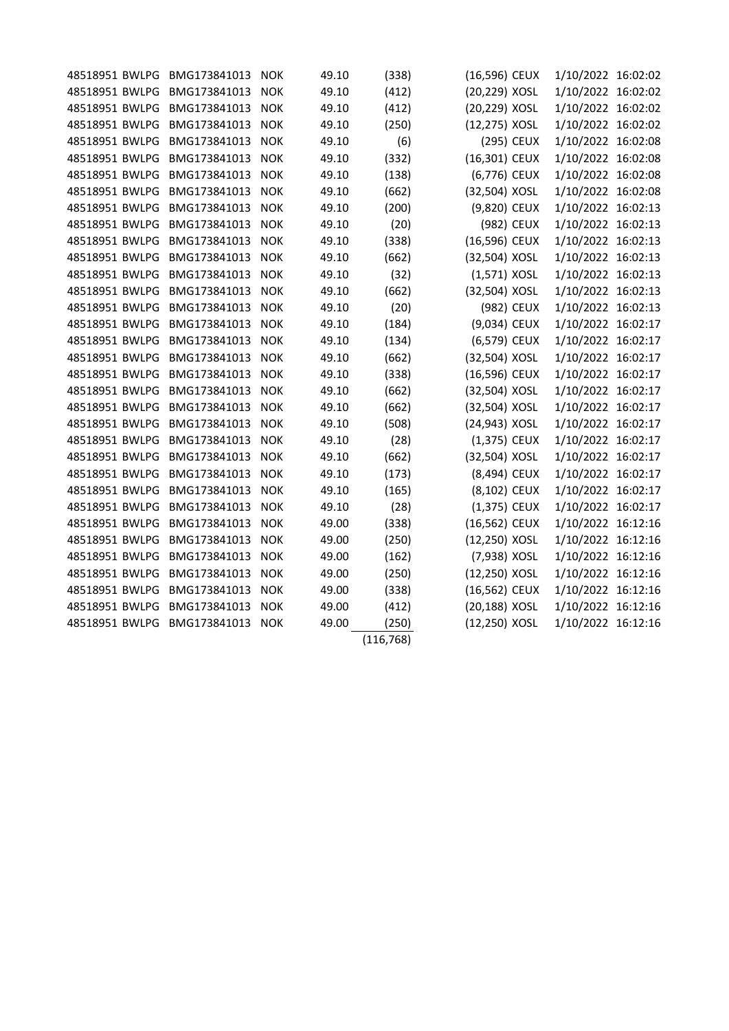| | | | | | | | | |
|---|---|---|---|---|---|---|---|---|
| 48518951 | BWLPG | BMG173841013 | NOK | 49.10 | (338) | (16,596) | CEUX | 1/10/2022 16:02:02 |
| 48518951 | BWLPG | BMG173841013 | NOK | 49.10 | (412) | (20,229) | XOSL | 1/10/2022 16:02:02 |
| 48518951 | BWLPG | BMG173841013 | NOK | 49.10 | (412) | (20,229) | XOSL | 1/10/2022 16:02:02 |
| 48518951 | BWLPG | BMG173841013 | NOK | 49.10 | (250) | (12,275) | XOSL | 1/10/2022 16:02:02 |
| 48518951 | BWLPG | BMG173841013 | NOK | 49.10 | (6) | (295) | CEUX | 1/10/2022 16:02:08 |
| 48518951 | BWLPG | BMG173841013 | NOK | 49.10 | (332) | (16,301) | CEUX | 1/10/2022 16:02:08 |
| 48518951 | BWLPG | BMG173841013 | NOK | 49.10 | (138) | (6,776) | CEUX | 1/10/2022 16:02:08 |
| 48518951 | BWLPG | BMG173841013 | NOK | 49.10 | (662) | (32,504) | XOSL | 1/10/2022 16:02:08 |
| 48518951 | BWLPG | BMG173841013 | NOK | 49.10 | (200) | (9,820) | CEUX | 1/10/2022 16:02:13 |
| 48518951 | BWLPG | BMG173841013 | NOK | 49.10 | (20) | (982) | CEUX | 1/10/2022 16:02:13 |
| 48518951 | BWLPG | BMG173841013 | NOK | 49.10 | (338) | (16,596) | CEUX | 1/10/2022 16:02:13 |
| 48518951 | BWLPG | BMG173841013 | NOK | 49.10 | (662) | (32,504) | XOSL | 1/10/2022 16:02:13 |
| 48518951 | BWLPG | BMG173841013 | NOK | 49.10 | (32) | (1,571) | XOSL | 1/10/2022 16:02:13 |
| 48518951 | BWLPG | BMG173841013 | NOK | 49.10 | (662) | (32,504) | XOSL | 1/10/2022 16:02:13 |
| 48518951 | BWLPG | BMG173841013 | NOK | 49.10 | (20) | (982) | CEUX | 1/10/2022 16:02:13 |
| 48518951 | BWLPG | BMG173841013 | NOK | 49.10 | (184) | (9,034) | CEUX | 1/10/2022 16:02:17 |
| 48518951 | BWLPG | BMG173841013 | NOK | 49.10 | (134) | (6,579) | CEUX | 1/10/2022 16:02:17 |
| 48518951 | BWLPG | BMG173841013 | NOK | 49.10 | (662) | (32,504) | XOSL | 1/10/2022 16:02:17 |
| 48518951 | BWLPG | BMG173841013 | NOK | 49.10 | (338) | (16,596) | CEUX | 1/10/2022 16:02:17 |
| 48518951 | BWLPG | BMG173841013 | NOK | 49.10 | (662) | (32,504) | XOSL | 1/10/2022 16:02:17 |
| 48518951 | BWLPG | BMG173841013 | NOK | 49.10 | (662) | (32,504) | XOSL | 1/10/2022 16:02:17 |
| 48518951 | BWLPG | BMG173841013 | NOK | 49.10 | (508) | (24,943) | XOSL | 1/10/2022 16:02:17 |
| 48518951 | BWLPG | BMG173841013 | NOK | 49.10 | (28) | (1,375) | CEUX | 1/10/2022 16:02:17 |
| 48518951 | BWLPG | BMG173841013 | NOK | 49.10 | (662) | (32,504) | XOSL | 1/10/2022 16:02:17 |
| 48518951 | BWLPG | BMG173841013 | NOK | 49.10 | (173) | (8,494) | CEUX | 1/10/2022 16:02:17 |
| 48518951 | BWLPG | BMG173841013 | NOK | 49.10 | (165) | (8,102) | CEUX | 1/10/2022 16:02:17 |
| 48518951 | BWLPG | BMG173841013 | NOK | 49.10 | (28) | (1,375) | CEUX | 1/10/2022 16:02:17 |
| 48518951 | BWLPG | BMG173841013 | NOK | 49.00 | (338) | (16,562) | CEUX | 1/10/2022 16:12:16 |
| 48518951 | BWLPG | BMG173841013 | NOK | 49.00 | (250) | (12,250) | XOSL | 1/10/2022 16:12:16 |
| 48518951 | BWLPG | BMG173841013 | NOK | 49.00 | (162) | (7,938) | XOSL | 1/10/2022 16:12:16 |
| 48518951 | BWLPG | BMG173841013 | NOK | 49.00 | (250) | (12,250) | XOSL | 1/10/2022 16:12:16 |
| 48518951 | BWLPG | BMG173841013 | NOK | 49.00 | (338) | (16,562) | CEUX | 1/10/2022 16:12:16 |
| 48518951 | BWLPG | BMG173841013 | NOK | 49.00 | (412) | (20,188) | XOSL | 1/10/2022 16:12:16 |
| 48518951 | BWLPG | BMG173841013 | NOK | 49.00 | (250) | (12,250) | XOSL | 1/10/2022 16:12:16 |
| | | | | | (116,768) | | | |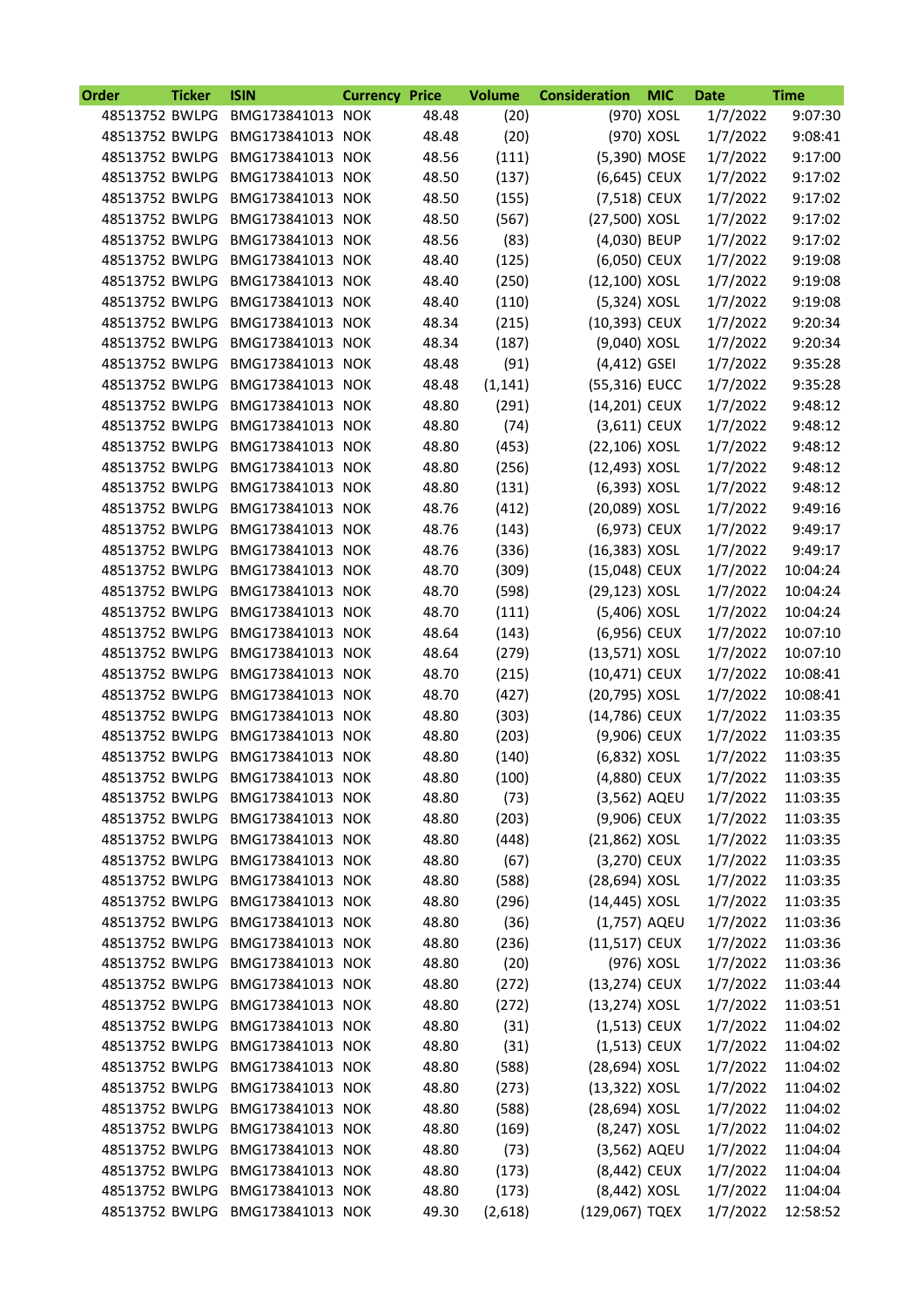| Order | Ticker | ISIN | Currency | Price | Volume | Consideration | MIC | Date | Time |
|---|---|---|---|---|---|---|---|---|---|
| 48513752 | BWLPG | BMG173841013 | NOK | 48.48 | (20) | (970) | XOSL | 1/7/2022 | 9:07:30 |
| 48513752 | BWLPG | BMG173841013 | NOK | 48.48 | (20) | (970) | XOSL | 1/7/2022 | 9:08:41 |
| 48513752 | BWLPG | BMG173841013 | NOK | 48.56 | (111) | (5,390) | MOSE | 1/7/2022 | 9:17:00 |
| 48513752 | BWLPG | BMG173841013 | NOK | 48.50 | (137) | (6,645) | CEUX | 1/7/2022 | 9:17:02 |
| 48513752 | BWLPG | BMG173841013 | NOK | 48.50 | (155) | (7,518) | CEUX | 1/7/2022 | 9:17:02 |
| 48513752 | BWLPG | BMG173841013 | NOK | 48.50 | (567) | (27,500) | XOSL | 1/7/2022 | 9:17:02 |
| 48513752 | BWLPG | BMG173841013 | NOK | 48.56 | (83) | (4,030) | BEUP | 1/7/2022 | 9:17:02 |
| 48513752 | BWLPG | BMG173841013 | NOK | 48.40 | (125) | (6,050) | CEUX | 1/7/2022 | 9:19:08 |
| 48513752 | BWLPG | BMG173841013 | NOK | 48.40 | (250) | (12,100) | XOSL | 1/7/2022 | 9:19:08 |
| 48513752 | BWLPG | BMG173841013 | NOK | 48.40 | (110) | (5,324) | XOSL | 1/7/2022 | 9:19:08 |
| 48513752 | BWLPG | BMG173841013 | NOK | 48.34 | (215) | (10,393) | CEUX | 1/7/2022 | 9:20:34 |
| 48513752 | BWLPG | BMG173841013 | NOK | 48.34 | (187) | (9,040) | XOSL | 1/7/2022 | 9:20:34 |
| 48513752 | BWLPG | BMG173841013 | NOK | 48.48 | (91) | (4,412) | GSEI | 1/7/2022 | 9:35:28 |
| 48513752 | BWLPG | BMG173841013 | NOK | 48.48 | (1,141) | (55,316) | EUCC | 1/7/2022 | 9:35:28 |
| 48513752 | BWLPG | BMG173841013 | NOK | 48.80 | (291) | (14,201) | CEUX | 1/7/2022 | 9:48:12 |
| 48513752 | BWLPG | BMG173841013 | NOK | 48.80 | (74) | (3,611) | CEUX | 1/7/2022 | 9:48:12 |
| 48513752 | BWLPG | BMG173841013 | NOK | 48.80 | (453) | (22,106) | XOSL | 1/7/2022 | 9:48:12 |
| 48513752 | BWLPG | BMG173841013 | NOK | 48.80 | (256) | (12,493) | XOSL | 1/7/2022 | 9:48:12 |
| 48513752 | BWLPG | BMG173841013 | NOK | 48.80 | (131) | (6,393) | XOSL | 1/7/2022 | 9:48:12 |
| 48513752 | BWLPG | BMG173841013 | NOK | 48.76 | (412) | (20,089) | XOSL | 1/7/2022 | 9:49:16 |
| 48513752 | BWLPG | BMG173841013 | NOK | 48.76 | (143) | (6,973) | CEUX | 1/7/2022 | 9:49:17 |
| 48513752 | BWLPG | BMG173841013 | NOK | 48.76 | (336) | (16,383) | XOSL | 1/7/2022 | 9:49:17 |
| 48513752 | BWLPG | BMG173841013 | NOK | 48.70 | (309) | (15,048) | CEUX | 1/7/2022 | 10:04:24 |
| 48513752 | BWLPG | BMG173841013 | NOK | 48.70 | (598) | (29,123) | XOSL | 1/7/2022 | 10:04:24 |
| 48513752 | BWLPG | BMG173841013 | NOK | 48.70 | (111) | (5,406) | XOSL | 1/7/2022 | 10:04:24 |
| 48513752 | BWLPG | BMG173841013 | NOK | 48.64 | (143) | (6,956) | CEUX | 1/7/2022 | 10:07:10 |
| 48513752 | BWLPG | BMG173841013 | NOK | 48.64 | (279) | (13,571) | XOSL | 1/7/2022 | 10:07:10 |
| 48513752 | BWLPG | BMG173841013 | NOK | 48.70 | (215) | (10,471) | CEUX | 1/7/2022 | 10:08:41 |
| 48513752 | BWLPG | BMG173841013 | NOK | 48.70 | (427) | (20,795) | XOSL | 1/7/2022 | 10:08:41 |
| 48513752 | BWLPG | BMG173841013 | NOK | 48.80 | (303) | (14,786) | CEUX | 1/7/2022 | 11:03:35 |
| 48513752 | BWLPG | BMG173841013 | NOK | 48.80 | (203) | (9,906) | CEUX | 1/7/2022 | 11:03:35 |
| 48513752 | BWLPG | BMG173841013 | NOK | 48.80 | (140) | (6,832) | XOSL | 1/7/2022 | 11:03:35 |
| 48513752 | BWLPG | BMG173841013 | NOK | 48.80 | (100) | (4,880) | CEUX | 1/7/2022 | 11:03:35 |
| 48513752 | BWLPG | BMG173841013 | NOK | 48.80 | (73) | (3,562) | AQEU | 1/7/2022 | 11:03:35 |
| 48513752 | BWLPG | BMG173841013 | NOK | 48.80 | (203) | (9,906) | CEUX | 1/7/2022 | 11:03:35 |
| 48513752 | BWLPG | BMG173841013 | NOK | 48.80 | (448) | (21,862) | XOSL | 1/7/2022 | 11:03:35 |
| 48513752 | BWLPG | BMG173841013 | NOK | 48.80 | (67) | (3,270) | CEUX | 1/7/2022 | 11:03:35 |
| 48513752 | BWLPG | BMG173841013 | NOK | 48.80 | (588) | (28,694) | XOSL | 1/7/2022 | 11:03:35 |
| 48513752 | BWLPG | BMG173841013 | NOK | 48.80 | (296) | (14,445) | XOSL | 1/7/2022 | 11:03:35 |
| 48513752 | BWLPG | BMG173841013 | NOK | 48.80 | (36) | (1,757) | AQEU | 1/7/2022 | 11:03:36 |
| 48513752 | BWLPG | BMG173841013 | NOK | 48.80 | (236) | (11,517) | CEUX | 1/7/2022 | 11:03:36 |
| 48513752 | BWLPG | BMG173841013 | NOK | 48.80 | (20) | (976) | XOSL | 1/7/2022 | 11:03:36 |
| 48513752 | BWLPG | BMG173841013 | NOK | 48.80 | (272) | (13,274) | CEUX | 1/7/2022 | 11:03:44 |
| 48513752 | BWLPG | BMG173841013 | NOK | 48.80 | (272) | (13,274) | XOSL | 1/7/2022 | 11:03:51 |
| 48513752 | BWLPG | BMG173841013 | NOK | 48.80 | (31) | (1,513) | CEUX | 1/7/2022 | 11:04:02 |
| 48513752 | BWLPG | BMG173841013 | NOK | 48.80 | (31) | (1,513) | CEUX | 1/7/2022 | 11:04:02 |
| 48513752 | BWLPG | BMG173841013 | NOK | 48.80 | (588) | (28,694) | XOSL | 1/7/2022 | 11:04:02 |
| 48513752 | BWLPG | BMG173841013 | NOK | 48.80 | (273) | (13,322) | XOSL | 1/7/2022 | 11:04:02 |
| 48513752 | BWLPG | BMG173841013 | NOK | 48.80 | (588) | (28,694) | XOSL | 1/7/2022 | 11:04:02 |
| 48513752 | BWLPG | BMG173841013 | NOK | 48.80 | (169) | (8,247) | XOSL | 1/7/2022 | 11:04:02 |
| 48513752 | BWLPG | BMG173841013 | NOK | 48.80 | (73) | (3,562) | AQEU | 1/7/2022 | 11:04:04 |
| 48513752 | BWLPG | BMG173841013 | NOK | 48.80 | (173) | (8,442) | CEUX | 1/7/2022 | 11:04:04 |
| 48513752 | BWLPG | BMG173841013 | NOK | 48.80 | (173) | (8,442) | XOSL | 1/7/2022 | 11:04:04 |
| 48513752 | BWLPG | BMG173841013 | NOK | 49.30 | (2,618) | (129,067) | TQEX | 1/7/2022 | 12:58:52 |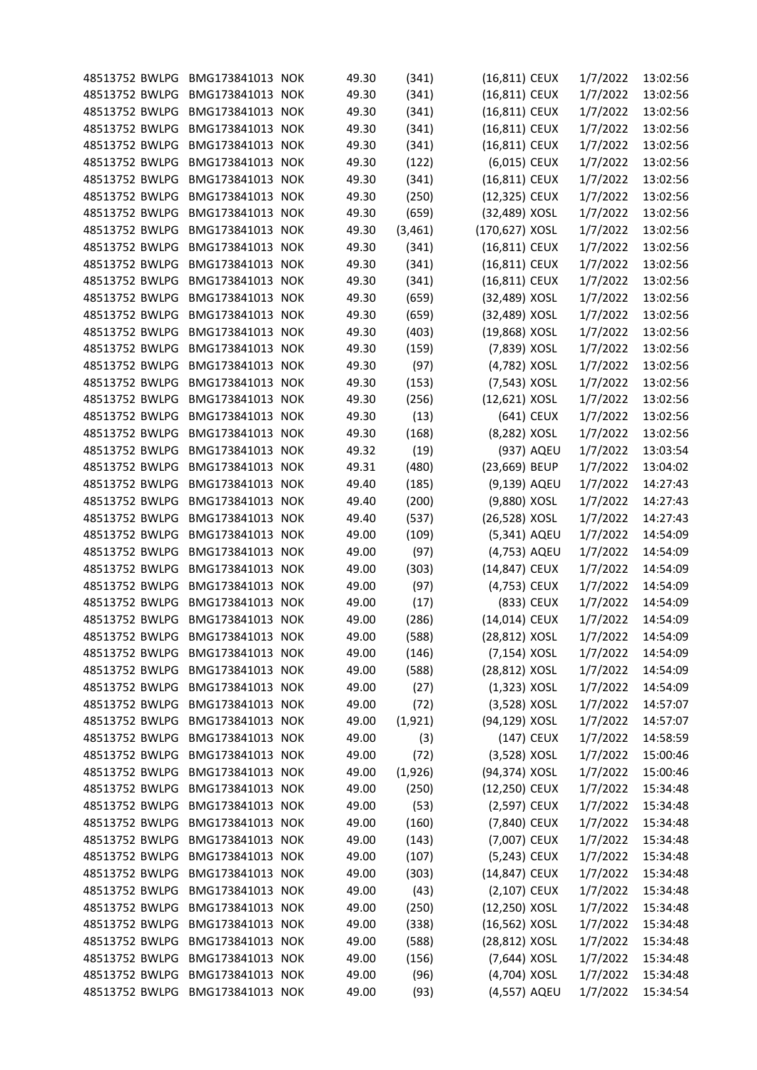| | | | | | | | | | |
|---|---|---|---|---|---|---|---|---|---|
| 48513752 | BWLPG | BMG173841013 | NOK | 49.30 | (341) | (16,811) | CEUX | 1/7/2022 | 13:02:56 |
| 48513752 | BWLPG | BMG173841013 | NOK | 49.30 | (341) | (16,811) | CEUX | 1/7/2022 | 13:02:56 |
| 48513752 | BWLPG | BMG173841013 | NOK | 49.30 | (341) | (16,811) | CEUX | 1/7/2022 | 13:02:56 |
| 48513752 | BWLPG | BMG173841013 | NOK | 49.30 | (341) | (16,811) | CEUX | 1/7/2022 | 13:02:56 |
| 48513752 | BWLPG | BMG173841013 | NOK | 49.30 | (341) | (16,811) | CEUX | 1/7/2022 | 13:02:56 |
| 48513752 | BWLPG | BMG173841013 | NOK | 49.30 | (122) | (6,015) | CEUX | 1/7/2022 | 13:02:56 |
| 48513752 | BWLPG | BMG173841013 | NOK | 49.30 | (341) | (16,811) | CEUX | 1/7/2022 | 13:02:56 |
| 48513752 | BWLPG | BMG173841013 | NOK | 49.30 | (250) | (12,325) | CEUX | 1/7/2022 | 13:02:56 |
| 48513752 | BWLPG | BMG173841013 | NOK | 49.30 | (659) | (32,489) | XOSL | 1/7/2022 | 13:02:56 |
| 48513752 | BWLPG | BMG173841013 | NOK | 49.30 | (3,461) | (170,627) | XOSL | 1/7/2022 | 13:02:56 |
| 48513752 | BWLPG | BMG173841013 | NOK | 49.30 | (341) | (16,811) | CEUX | 1/7/2022 | 13:02:56 |
| 48513752 | BWLPG | BMG173841013 | NOK | 49.30 | (341) | (16,811) | CEUX | 1/7/2022 | 13:02:56 |
| 48513752 | BWLPG | BMG173841013 | NOK | 49.30 | (341) | (16,811) | CEUX | 1/7/2022 | 13:02:56 |
| 48513752 | BWLPG | BMG173841013 | NOK | 49.30 | (659) | (32,489) | XOSL | 1/7/2022 | 13:02:56 |
| 48513752 | BWLPG | BMG173841013 | NOK | 49.30 | (659) | (32,489) | XOSL | 1/7/2022 | 13:02:56 |
| 48513752 | BWLPG | BMG173841013 | NOK | 49.30 | (403) | (19,868) | XOSL | 1/7/2022 | 13:02:56 |
| 48513752 | BWLPG | BMG173841013 | NOK | 49.30 | (159) | (7,839) | XOSL | 1/7/2022 | 13:02:56 |
| 48513752 | BWLPG | BMG173841013 | NOK | 49.30 | (97) | (4,782) | XOSL | 1/7/2022 | 13:02:56 |
| 48513752 | BWLPG | BMG173841013 | NOK | 49.30 | (153) | (7,543) | XOSL | 1/7/2022 | 13:02:56 |
| 48513752 | BWLPG | BMG173841013 | NOK | 49.30 | (256) | (12,621) | XOSL | 1/7/2022 | 13:02:56 |
| 48513752 | BWLPG | BMG173841013 | NOK | 49.30 | (13) | (641) | CEUX | 1/7/2022 | 13:02:56 |
| 48513752 | BWLPG | BMG173841013 | NOK | 49.30 | (168) | (8,282) | XOSL | 1/7/2022 | 13:02:56 |
| 48513752 | BWLPG | BMG173841013 | NOK | 49.32 | (19) | (937) | AQEU | 1/7/2022 | 13:03:54 |
| 48513752 | BWLPG | BMG173841013 | NOK | 49.31 | (480) | (23,669) | BEUP | 1/7/2022 | 13:04:02 |
| 48513752 | BWLPG | BMG173841013 | NOK | 49.40 | (185) | (9,139) | AQEU | 1/7/2022 | 14:27:43 |
| 48513752 | BWLPG | BMG173841013 | NOK | 49.40 | (200) | (9,880) | XOSL | 1/7/2022 | 14:27:43 |
| 48513752 | BWLPG | BMG173841013 | NOK | 49.40 | (537) | (26,528) | XOSL | 1/7/2022 | 14:27:43 |
| 48513752 | BWLPG | BMG173841013 | NOK | 49.00 | (109) | (5,341) | AQEU | 1/7/2022 | 14:54:09 |
| 48513752 | BWLPG | BMG173841013 | NOK | 49.00 | (97) | (4,753) | AQEU | 1/7/2022 | 14:54:09 |
| 48513752 | BWLPG | BMG173841013 | NOK | 49.00 | (303) | (14,847) | CEUX | 1/7/2022 | 14:54:09 |
| 48513752 | BWLPG | BMG173841013 | NOK | 49.00 | (97) | (4,753) | CEUX | 1/7/2022 | 14:54:09 |
| 48513752 | BWLPG | BMG173841013 | NOK | 49.00 | (17) | (833) | CEUX | 1/7/2022 | 14:54:09 |
| 48513752 | BWLPG | BMG173841013 | NOK | 49.00 | (286) | (14,014) | CEUX | 1/7/2022 | 14:54:09 |
| 48513752 | BWLPG | BMG173841013 | NOK | 49.00 | (588) | (28,812) | XOSL | 1/7/2022 | 14:54:09 |
| 48513752 | BWLPG | BMG173841013 | NOK | 49.00 | (146) | (7,154) | XOSL | 1/7/2022 | 14:54:09 |
| 48513752 | BWLPG | BMG173841013 | NOK | 49.00 | (588) | (28,812) | XOSL | 1/7/2022 | 14:54:09 |
| 48513752 | BWLPG | BMG173841013 | NOK | 49.00 | (27) | (1,323) | XOSL | 1/7/2022 | 14:54:09 |
| 48513752 | BWLPG | BMG173841013 | NOK | 49.00 | (72) | (3,528) | XOSL | 1/7/2022 | 14:57:07 |
| 48513752 | BWLPG | BMG173841013 | NOK | 49.00 | (1,921) | (94,129) | XOSL | 1/7/2022 | 14:57:07 |
| 48513752 | BWLPG | BMG173841013 | NOK | 49.00 | (3) | (147) | CEUX | 1/7/2022 | 14:58:59 |
| 48513752 | BWLPG | BMG173841013 | NOK | 49.00 | (72) | (3,528) | XOSL | 1/7/2022 | 15:00:46 |
| 48513752 | BWLPG | BMG173841013 | NOK | 49.00 | (1,926) | (94,374) | XOSL | 1/7/2022 | 15:00:46 |
| 48513752 | BWLPG | BMG173841013 | NOK | 49.00 | (250) | (12,250) | CEUX | 1/7/2022 | 15:34:48 |
| 48513752 | BWLPG | BMG173841013 | NOK | 49.00 | (53) | (2,597) | CEUX | 1/7/2022 | 15:34:48 |
| 48513752 | BWLPG | BMG173841013 | NOK | 49.00 | (160) | (7,840) | CEUX | 1/7/2022 | 15:34:48 |
| 48513752 | BWLPG | BMG173841013 | NOK | 49.00 | (143) | (7,007) | CEUX | 1/7/2022 | 15:34:48 |
| 48513752 | BWLPG | BMG173841013 | NOK | 49.00 | (107) | (5,243) | CEUX | 1/7/2022 | 15:34:48 |
| 48513752 | BWLPG | BMG173841013 | NOK | 49.00 | (303) | (14,847) | CEUX | 1/7/2022 | 15:34:48 |
| 48513752 | BWLPG | BMG173841013 | NOK | 49.00 | (43) | (2,107) | CEUX | 1/7/2022 | 15:34:48 |
| 48513752 | BWLPG | BMG173841013 | NOK | 49.00 | (250) | (12,250) | XOSL | 1/7/2022 | 15:34:48 |
| 48513752 | BWLPG | BMG173841013 | NOK | 49.00 | (338) | (16,562) | XOSL | 1/7/2022 | 15:34:48 |
| 48513752 | BWLPG | BMG173841013 | NOK | 49.00 | (588) | (28,812) | XOSL | 1/7/2022 | 15:34:48 |
| 48513752 | BWLPG | BMG173841013 | NOK | 49.00 | (156) | (7,644) | XOSL | 1/7/2022 | 15:34:48 |
| 48513752 | BWLPG | BMG173841013 | NOK | 49.00 | (96) | (4,704) | XOSL | 1/7/2022 | 15:34:48 |
| 48513752 | BWLPG | BMG173841013 | NOK | 49.00 | (93) | (4,557) | AQEU | 1/7/2022 | 15:34:54 |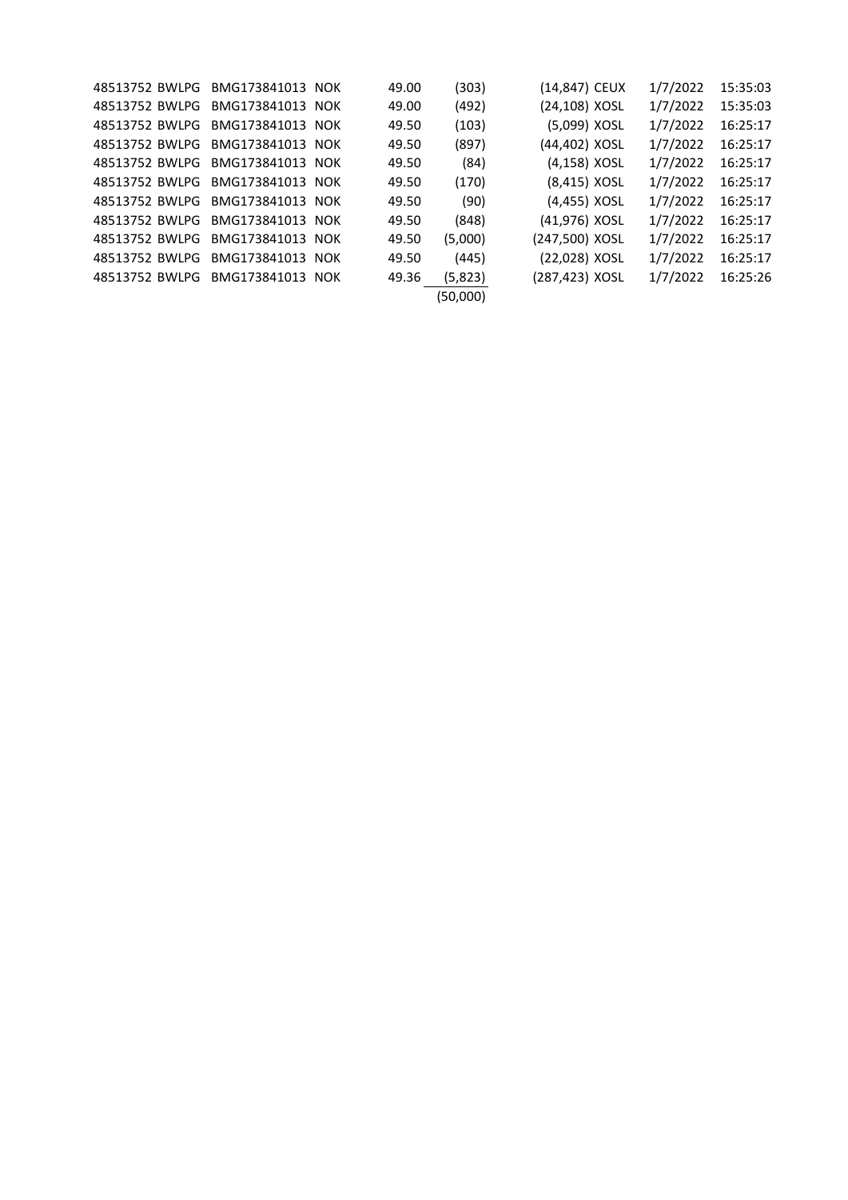| | | | | | | | | | |
|---|---|---|---|---|---|---|---|---|---|
| 48513752 | BWLPG | BMG173841013 | NOK | 49.00 | (303) | (14,847) | CEUX | 1/7/2022 | 15:35:03 |
| 48513752 | BWLPG | BMG173841013 | NOK | 49.00 | (492) | (24,108) | XOSL | 1/7/2022 | 15:35:03 |
| 48513752 | BWLPG | BMG173841013 | NOK | 49.50 | (103) | (5,099) | XOSL | 1/7/2022 | 16:25:17 |
| 48513752 | BWLPG | BMG173841013 | NOK | 49.50 | (897) | (44,402) | XOSL | 1/7/2022 | 16:25:17 |
| 48513752 | BWLPG | BMG173841013 | NOK | 49.50 | (84) | (4,158) | XOSL | 1/7/2022 | 16:25:17 |
| 48513752 | BWLPG | BMG173841013 | NOK | 49.50 | (170) | (8,415) | XOSL | 1/7/2022 | 16:25:17 |
| 48513752 | BWLPG | BMG173841013 | NOK | 49.50 | (90) | (4,455) | XOSL | 1/7/2022 | 16:25:17 |
| 48513752 | BWLPG | BMG173841013 | NOK | 49.50 | (848) | (41,976) | XOSL | 1/7/2022 | 16:25:17 |
| 48513752 | BWLPG | BMG173841013 | NOK | 49.50 | (5,000) | (247,500) | XOSL | 1/7/2022 | 16:25:17 |
| 48513752 | BWLPG | BMG173841013 | NOK | 49.50 | (445) | (22,028) | XOSL | 1/7/2022 | 16:25:17 |
| 48513752 | BWLPG | BMG173841013 | NOK | 49.36 | (5,823) | (287,423) | XOSL | 1/7/2022 | 16:25:26 |
| | | | | | (50,000) | | | | |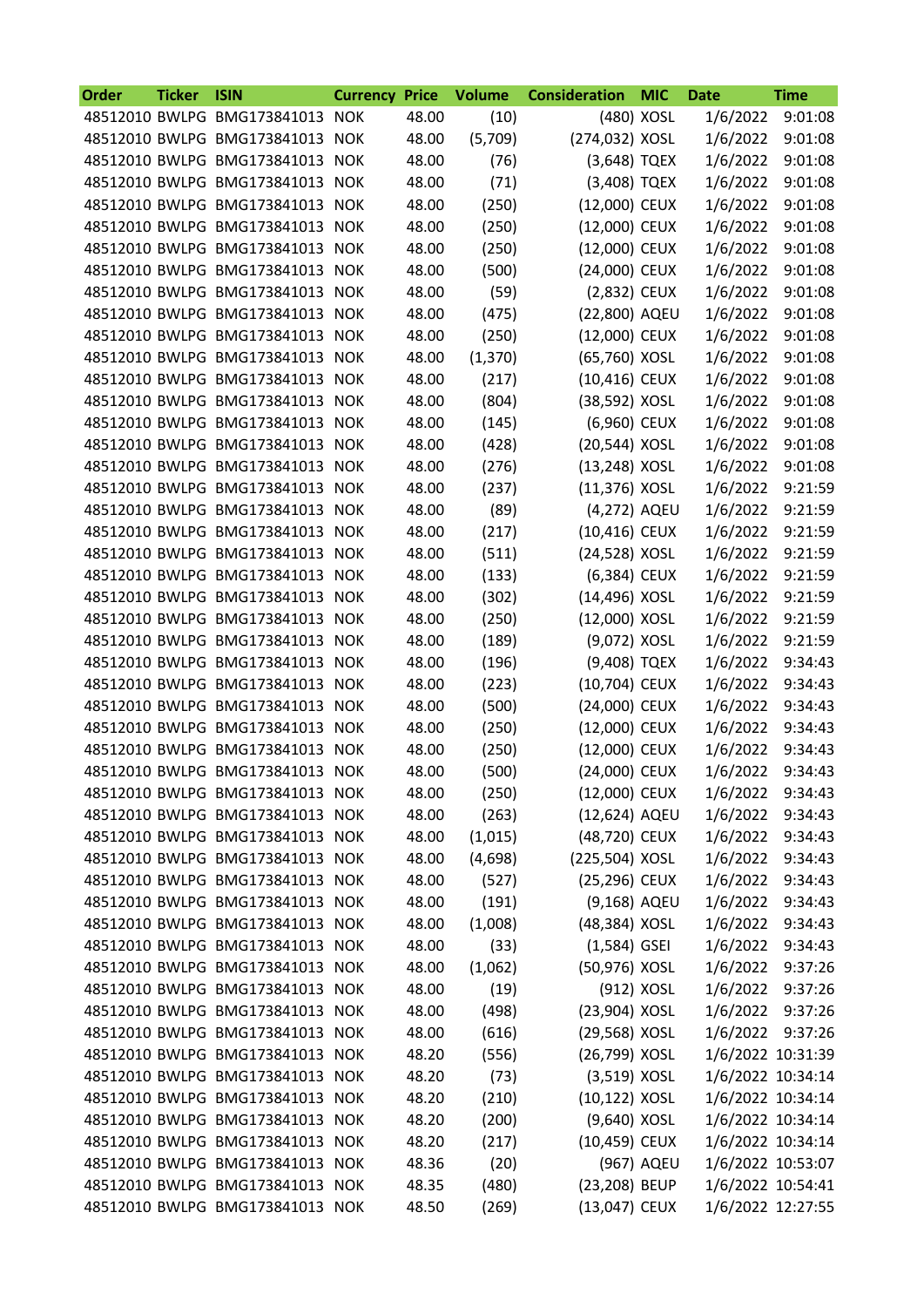| Order | Ticker | ISIN | Currency | Price | Volume | Consideration | MIC | Date | Time |
|---|---|---|---|---|---|---|---|---|---|
| 48512010 | BWLPG | BMG173841013 | NOK | 48.00 | (10) | (480) | XOSL | 1/6/2022 | 9:01:08 |
| 48512010 | BWLPG | BMG173841013 | NOK | 48.00 | (5,709) | (274,032) | XOSL | 1/6/2022 | 9:01:08 |
| 48512010 | BWLPG | BMG173841013 | NOK | 48.00 | (76) | (3,648) | TQEX | 1/6/2022 | 9:01:08 |
| 48512010 | BWLPG | BMG173841013 | NOK | 48.00 | (71) | (3,408) | TQEX | 1/6/2022 | 9:01:08 |
| 48512010 | BWLPG | BMG173841013 | NOK | 48.00 | (250) | (12,000) | CEUX | 1/6/2022 | 9:01:08 |
| 48512010 | BWLPG | BMG173841013 | NOK | 48.00 | (250) | (12,000) | CEUX | 1/6/2022 | 9:01:08 |
| 48512010 | BWLPG | BMG173841013 | NOK | 48.00 | (250) | (12,000) | CEUX | 1/6/2022 | 9:01:08 |
| 48512010 | BWLPG | BMG173841013 | NOK | 48.00 | (500) | (24,000) | CEUX | 1/6/2022 | 9:01:08 |
| 48512010 | BWLPG | BMG173841013 | NOK | 48.00 | (59) | (2,832) | CEUX | 1/6/2022 | 9:01:08 |
| 48512010 | BWLPG | BMG173841013 | NOK | 48.00 | (475) | (22,800) | AQEU | 1/6/2022 | 9:01:08 |
| 48512010 | BWLPG | BMG173841013 | NOK | 48.00 | (250) | (12,000) | CEUX | 1/6/2022 | 9:01:08 |
| 48512010 | BWLPG | BMG173841013 | NOK | 48.00 | (1,370) | (65,760) | XOSL | 1/6/2022 | 9:01:08 |
| 48512010 | BWLPG | BMG173841013 | NOK | 48.00 | (217) | (10,416) | CEUX | 1/6/2022 | 9:01:08 |
| 48512010 | BWLPG | BMG173841013 | NOK | 48.00 | (804) | (38,592) | XOSL | 1/6/2022 | 9:01:08 |
| 48512010 | BWLPG | BMG173841013 | NOK | 48.00 | (145) | (6,960) | CEUX | 1/6/2022 | 9:01:08 |
| 48512010 | BWLPG | BMG173841013 | NOK | 48.00 | (428) | (20,544) | XOSL | 1/6/2022 | 9:01:08 |
| 48512010 | BWLPG | BMG173841013 | NOK | 48.00 | (276) | (13,248) | XOSL | 1/6/2022 | 9:01:08 |
| 48512010 | BWLPG | BMG173841013 | NOK | 48.00 | (237) | (11,376) | XOSL | 1/6/2022 | 9:21:59 |
| 48512010 | BWLPG | BMG173841013 | NOK | 48.00 | (89) | (4,272) | AQEU | 1/6/2022 | 9:21:59 |
| 48512010 | BWLPG | BMG173841013 | NOK | 48.00 | (217) | (10,416) | CEUX | 1/6/2022 | 9:21:59 |
| 48512010 | BWLPG | BMG173841013 | NOK | 48.00 | (511) | (24,528) | XOSL | 1/6/2022 | 9:21:59 |
| 48512010 | BWLPG | BMG173841013 | NOK | 48.00 | (133) | (6,384) | CEUX | 1/6/2022 | 9:21:59 |
| 48512010 | BWLPG | BMG173841013 | NOK | 48.00 | (302) | (14,496) | XOSL | 1/6/2022 | 9:21:59 |
| 48512010 | BWLPG | BMG173841013 | NOK | 48.00 | (250) | (12,000) | XOSL | 1/6/2022 | 9:21:59 |
| 48512010 | BWLPG | BMG173841013 | NOK | 48.00 | (189) | (9,072) | XOSL | 1/6/2022 | 9:21:59 |
| 48512010 | BWLPG | BMG173841013 | NOK | 48.00 | (196) | (9,408) | TQEX | 1/6/2022 | 9:34:43 |
| 48512010 | BWLPG | BMG173841013 | NOK | 48.00 | (223) | (10,704) | CEUX | 1/6/2022 | 9:34:43 |
| 48512010 | BWLPG | BMG173841013 | NOK | 48.00 | (500) | (24,000) | CEUX | 1/6/2022 | 9:34:43 |
| 48512010 | BWLPG | BMG173841013 | NOK | 48.00 | (250) | (12,000) | CEUX | 1/6/2022 | 9:34:43 |
| 48512010 | BWLPG | BMG173841013 | NOK | 48.00 | (250) | (12,000) | CEUX | 1/6/2022 | 9:34:43 |
| 48512010 | BWLPG | BMG173841013 | NOK | 48.00 | (500) | (24,000) | CEUX | 1/6/2022 | 9:34:43 |
| 48512010 | BWLPG | BMG173841013 | NOK | 48.00 | (250) | (12,000) | CEUX | 1/6/2022 | 9:34:43 |
| 48512010 | BWLPG | BMG173841013 | NOK | 48.00 | (263) | (12,624) | AQEU | 1/6/2022 | 9:34:43 |
| 48512010 | BWLPG | BMG173841013 | NOK | 48.00 | (1,015) | (48,720) | CEUX | 1/6/2022 | 9:34:43 |
| 48512010 | BWLPG | BMG173841013 | NOK | 48.00 | (4,698) | (225,504) | XOSL | 1/6/2022 | 9:34:43 |
| 48512010 | BWLPG | BMG173841013 | NOK | 48.00 | (527) | (25,296) | CEUX | 1/6/2022 | 9:34:43 |
| 48512010 | BWLPG | BMG173841013 | NOK | 48.00 | (191) | (9,168) | AQEU | 1/6/2022 | 9:34:43 |
| 48512010 | BWLPG | BMG173841013 | NOK | 48.00 | (1,008) | (48,384) | XOSL | 1/6/2022 | 9:34:43 |
| 48512010 | BWLPG | BMG173841013 | NOK | 48.00 | (33) | (1,584) | GSEI | 1/6/2022 | 9:34:43 |
| 48512010 | BWLPG | BMG173841013 | NOK | 48.00 | (1,062) | (50,976) | XOSL | 1/6/2022 | 9:37:26 |
| 48512010 | BWLPG | BMG173841013 | NOK | 48.00 | (19) | (912) | XOSL | 1/6/2022 | 9:37:26 |
| 48512010 | BWLPG | BMG173841013 | NOK | 48.00 | (498) | (23,904) | XOSL | 1/6/2022 | 9:37:26 |
| 48512010 | BWLPG | BMG173841013 | NOK | 48.00 | (616) | (29,568) | XOSL | 1/6/2022 | 9:37:26 |
| 48512010 | BWLPG | BMG173841013 | NOK | 48.20 | (556) | (26,799) | XOSL | 1/6/2022 | 10:31:39 |
| 48512010 | BWLPG | BMG173841013 | NOK | 48.20 | (73) | (3,519) | XOSL | 1/6/2022 | 10:34:14 |
| 48512010 | BWLPG | BMG173841013 | NOK | 48.20 | (210) | (10,122) | XOSL | 1/6/2022 | 10:34:14 |
| 48512010 | BWLPG | BMG173841013 | NOK | 48.20 | (200) | (9,640) | XOSL | 1/6/2022 | 10:34:14 |
| 48512010 | BWLPG | BMG173841013 | NOK | 48.20 | (217) | (10,459) | CEUX | 1/6/2022 | 10:34:14 |
| 48512010 | BWLPG | BMG173841013 | NOK | 48.36 | (20) | (967) | AQEU | 1/6/2022 | 10:53:07 |
| 48512010 | BWLPG | BMG173841013 | NOK | 48.35 | (480) | (23,208) | BEUP | 1/6/2022 | 10:54:41 |
| 48512010 | BWLPG | BMG173841013 | NOK | 48.50 | (269) | (13,047) | CEUX | 1/6/2022 | 12:27:55 |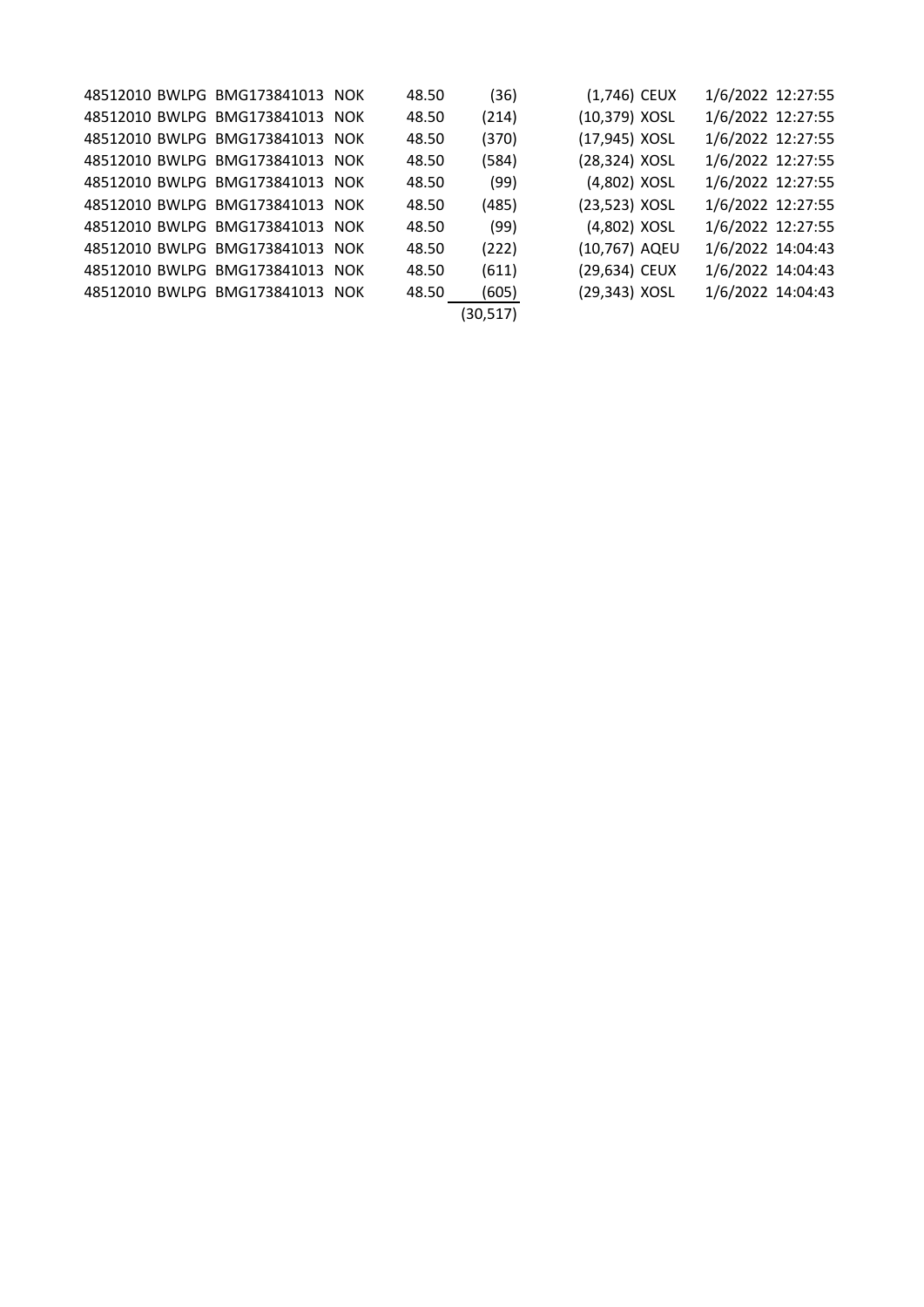| | | | | | | | | |
|---|---|---|---|---|---|---|---|---|
| 48512010 | BWLPG | BMG173841013 | NOK | 48.50 | (36) | (1,746) | CEUX | 1/6/2022 12:27:55 |
| 48512010 | BWLPG | BMG173841013 | NOK | 48.50 | (214) | (10,379) | XOSL | 1/6/2022 12:27:55 |
| 48512010 | BWLPG | BMG173841013 | NOK | 48.50 | (370) | (17,945) | XOSL | 1/6/2022 12:27:55 |
| 48512010 | BWLPG | BMG173841013 | NOK | 48.50 | (584) | (28,324) | XOSL | 1/6/2022 12:27:55 |
| 48512010 | BWLPG | BMG173841013 | NOK | 48.50 | (99) | (4,802) | XOSL | 1/6/2022 12:27:55 |
| 48512010 | BWLPG | BMG173841013 | NOK | 48.50 | (485) | (23,523) | XOSL | 1/6/2022 12:27:55 |
| 48512010 | BWLPG | BMG173841013 | NOK | 48.50 | (99) | (4,802) | XOSL | 1/6/2022 12:27:55 |
| 48512010 | BWLPG | BMG173841013 | NOK | 48.50 | (222) | (10,767) | AQEU | 1/6/2022 14:04:43 |
| 48512010 | BWLPG | BMG173841013 | NOK | 48.50 | (611) | (29,634) | CEUX | 1/6/2022 14:04:43 |
| 48512010 | BWLPG | BMG173841013 | NOK | 48.50 | (605) | (29,343) | XOSL | 1/6/2022 14:04:43 |
| | | | | | (30,517) | | | |